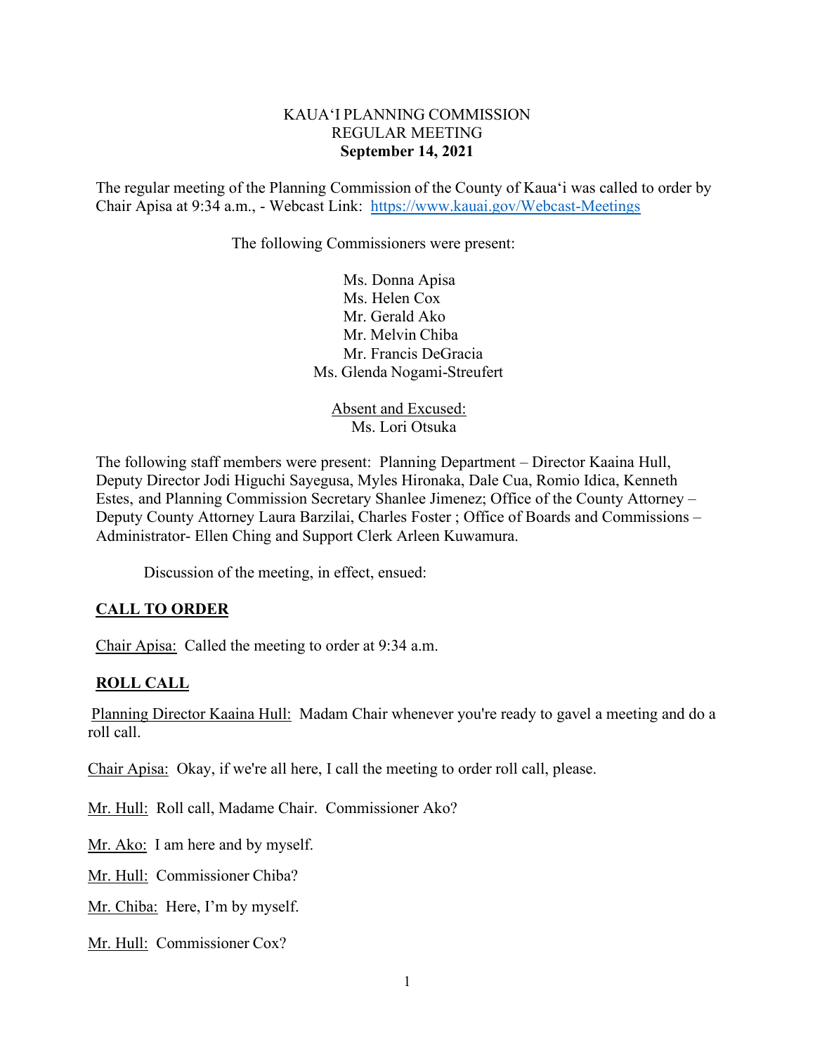KAUAʻI PLANNING COMMISSION
REGULAR MEETING
**September 14, 2021**

The regular meeting of the Planning Commission of the County of Kauaʻi was called to order by Chair Apisa at 9:34 a.m., - Webcast Link: https://www.kauai.gov/Webcast-Meetings

The following Commissioners were present:

Ms. Donna Apisa
Ms. Helen Cox
Mr. Gerald Ako
Mr. Melvin Chiba
Mr. Francis DeGracia
Ms. Glenda Nogami-Streufert

Absent and Excused:
Ms. Lori Otsuka

The following staff members were present: Planning Department – Director Kaaina Hull, Deputy Director Jodi Higuchi Sayegusa, Myles Hironaka, Dale Cua, Romio Idica, Kenneth Estes, and Planning Commission Secretary Shanlee Jimenez; Office of the County Attorney – Deputy County Attorney Laura Barzilai, Charles Foster ; Office of Boards and Commissions – Administrator- Ellen Ching and Support Clerk Arleen Kuwamura.

Discussion of the meeting, in effect, ensued:

## CALL TO ORDER

Chair Apisa: Called the meeting to order at 9:34 a.m.

## ROLL CALL

Planning Director Kaaina Hull: Madam Chair whenever you're ready to gavel a meeting and do a roll call.

Chair Apisa: Okay, if we're all here, I call the meeting to order roll call, please.

Mr. Hull: Roll call, Madame Chair. Commissioner Ako?

Mr. Ako: I am here and by myself.

Mr. Hull: Commissioner Chiba?

Mr. Chiba: Here, I'm by myself.

Mr. Hull: Commissioner Cox?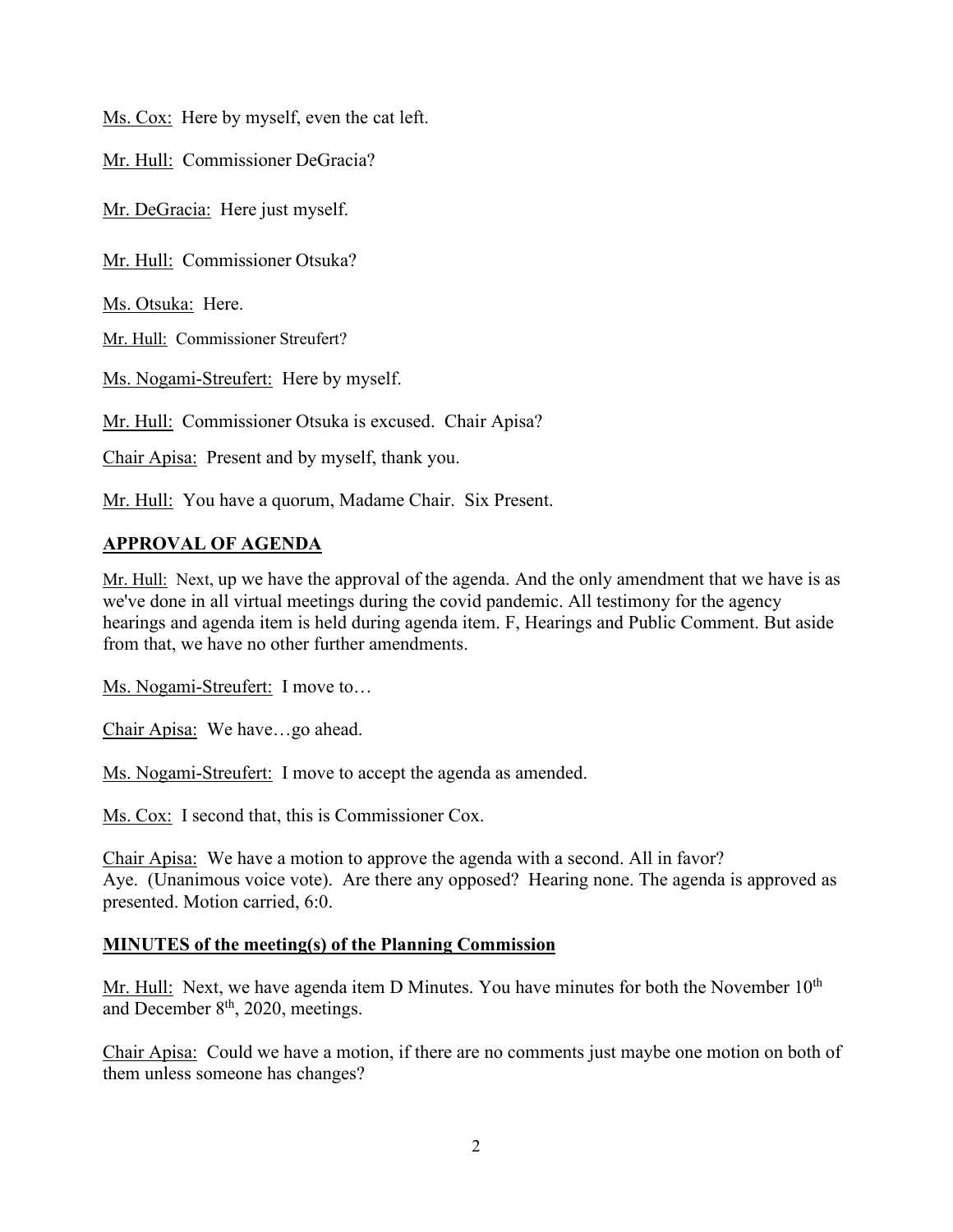Ms. Cox: Here by myself, even the cat left.

Mr. Hull: Commissioner DeGracia?

Mr. DeGracia: Here just myself.

Mr. Hull: Commissioner Otsuka?

Ms. Otsuka: Here.

Mr. Hull: Commissioner Streufert?

Ms. Nogami-Streufert: Here by myself.

Mr. Hull: Commissioner Otsuka is excused. Chair Apisa?

Chair Apisa: Present and by myself, thank you.

Mr. Hull: You have a quorum, Madame Chair. Six Present.

## APPROVAL OF AGENDA

Mr. Hull: Next, up we have the approval of the agenda. And the only amendment that we have is as we've done in all virtual meetings during the covid pandemic. All testimony for the agency hearings and agenda item is held during agenda item. F, Hearings and Public Comment. But aside from that, we have no other further amendments.

Ms. Nogami-Streufert: I move to…

Chair Apisa: We have…go ahead.

Ms. Nogami-Streufert: I move to accept the agenda as amended.

Ms. Cox: I second that, this is Commissioner Cox.

Chair Apisa: We have a motion to approve the agenda with a second. All in favor? Aye. (Unanimous voice vote). Are there any opposed? Hearing none. The agenda is approved as presented. Motion carried, 6:0.

## MINUTES of the meeting(s) of the Planning Commission

Mr. Hull: Next, we have agenda item D Minutes. You have minutes for both the November 10th and December 8th, 2020, meetings.

Chair Apisa: Could we have a motion, if there are no comments just maybe one motion on both of them unless someone has changes?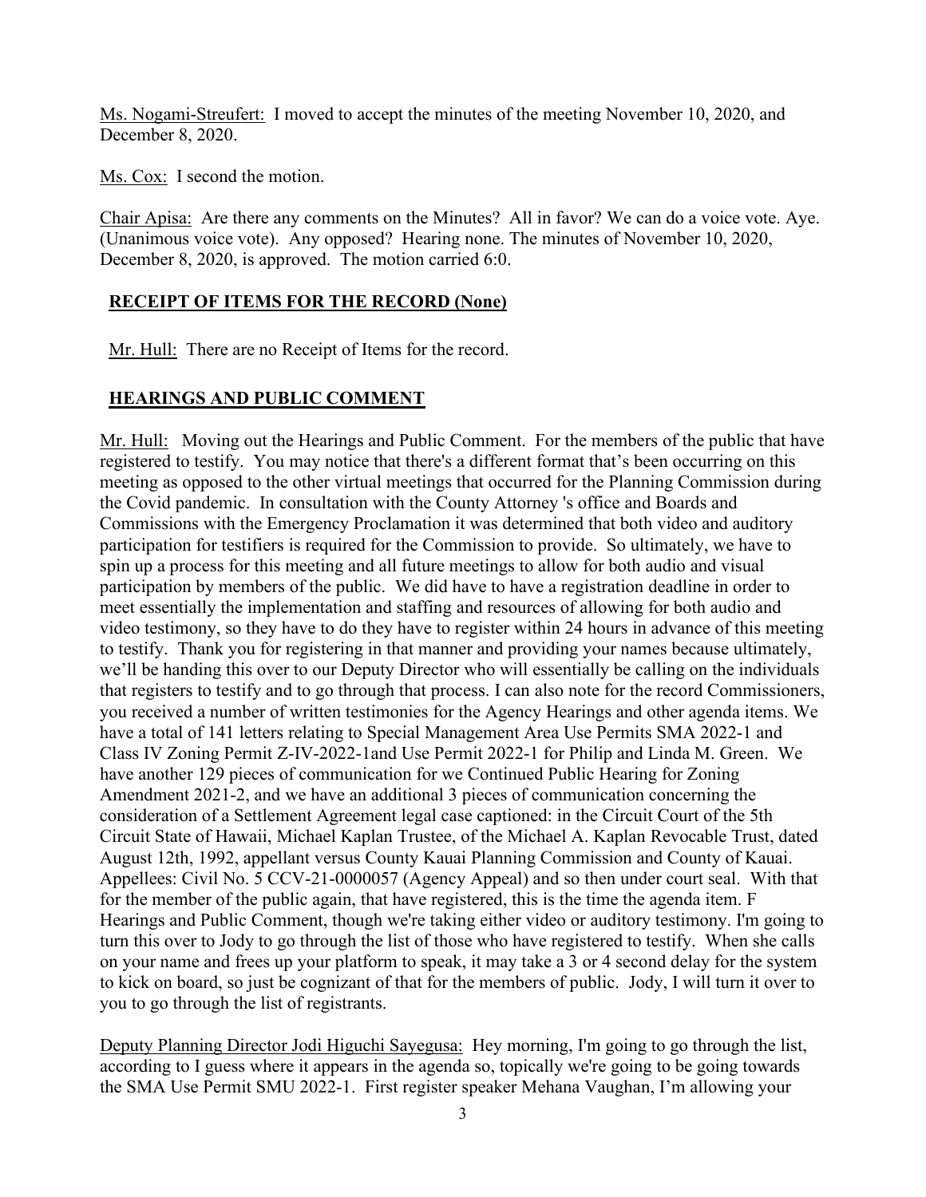<u>Ms. Nogami-Streufert:</u> I moved to accept the minutes of the meeting November 10, 2020, and December 8, 2020.

<u>Ms. Cox:</u> I second the motion.

<u>Chair Apisa:</u> Are there any comments on the Minutes? All in favor? We can do a voice vote. Aye. (Unanimous voice vote). Any opposed? Hearing none. The minutes of November 10, 2020, December 8, 2020, is approved. The motion carried 6:0.

## RECEIPT OF ITEMS FOR THE RECORD (None)

<u>Mr. Hull:</u> There are no Receipt of Items for the record.

## HEARINGS AND PUBLIC COMMENT

<u>Mr. Hull:</u> Moving out the Hearings and Public Comment. For the members of the public that have registered to testify. You may notice that there's a different format that's been occurring on this meeting as opposed to the other virtual meetings that occurred for the Planning Commission during the Covid pandemic. In consultation with the County Attorney 's office and Boards and Commissions with the Emergency Proclamation it was determined that both video and auditory participation for testifiers is required for the Commission to provide. So ultimately, we have to spin up a process for this meeting and all future meetings to allow for both audio and visual participation by members of the public. We did have to have a registration deadline in order to meet essentially the implementation and staffing and resources of allowing for both audio and video testimony, so they have to do they have to register within 24 hours in advance of this meeting to testify. Thank you for registering in that manner and providing your names because ultimately, we'll be handing this over to our Deputy Director who will essentially be calling on the individuals that registers to testify and to go through that process. I can also note for the record Commissioners, you received a number of written testimonies for the Agency Hearings and other agenda items. We have a total of 141 letters relating to Special Management Area Use Permits SMA 2022-1 and Class IV Zoning Permit Z-IV-2022-1and Use Permit 2022-1 for Philip and Linda M. Green. We have another 129 pieces of communication for we Continued Public Hearing for Zoning Amendment 2021-2, and we have an additional 3 pieces of communication concerning the consideration of a Settlement Agreement legal case captioned: in the Circuit Court of the 5th Circuit State of Hawaii, Michael Kaplan Trustee, of the Michael A. Kaplan Revocable Trust, dated August 12th, 1992, appellant versus County Kauai Planning Commission and County of Kauai. Appellees: Civil No. 5 CCV-21-0000057 (Agency Appeal) and so then under court seal. With that for the member of the public again, that have registered, this is the time the agenda item. F Hearings and Public Comment, though we're taking either video or auditory testimony. I'm going to turn this over to Jody to go through the list of those who have registered to testify. When she calls on your name and frees up your platform to speak, it may take a 3 or 4 second delay for the system to kick on board, so just be cognizant of that for the members of public. Jody, I will turn it over to you to go through the list of registrants.

<u>Deputy Planning Director Jodi Higuchi Sayegusa:</u> Hey morning, I'm going to go through the list, according to I guess where it appears in the agenda so, topically we're going to be going towards the SMA Use Permit SMU 2022-1. First register speaker Mehana Vaughan, I'm allowing your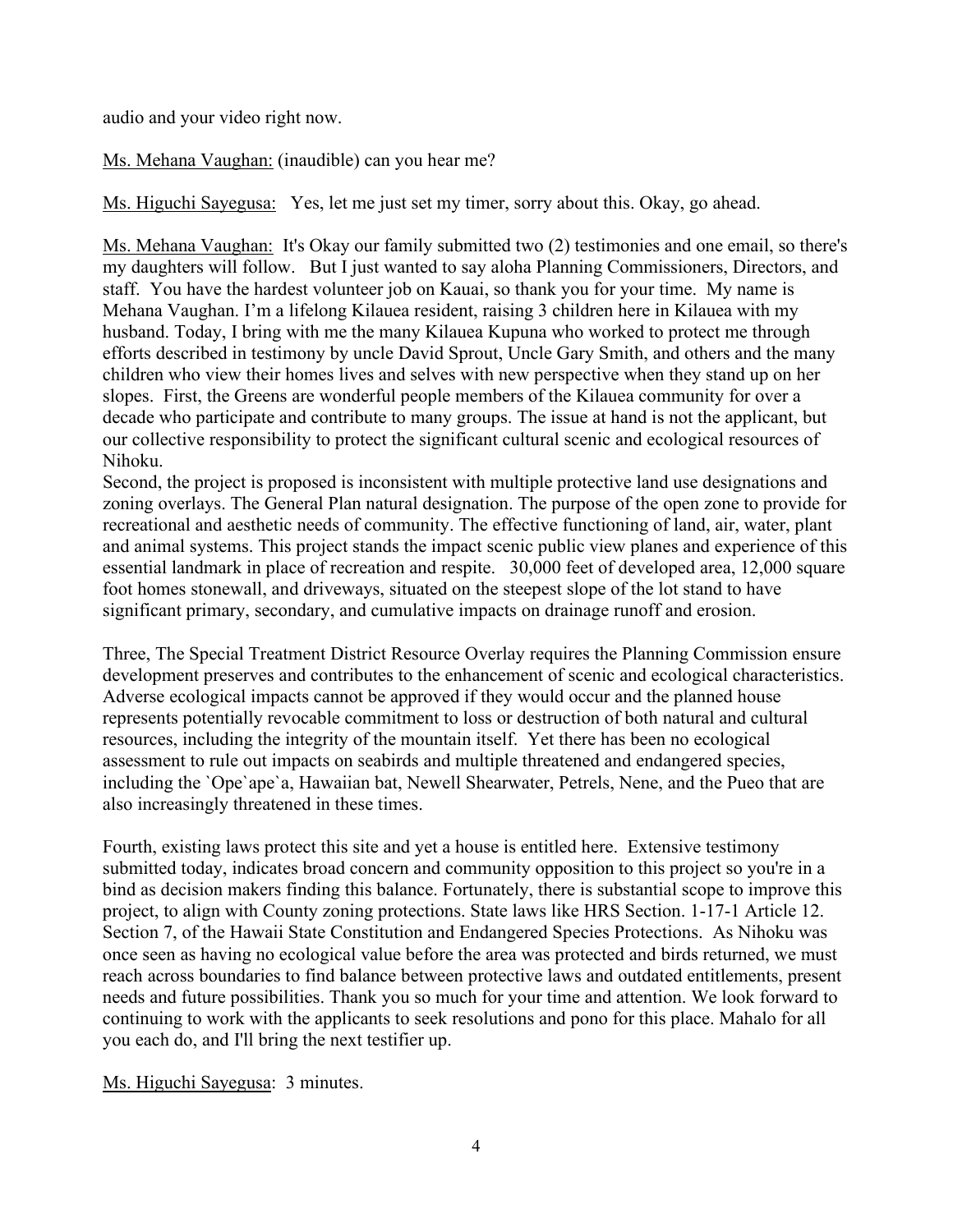audio and your video right now.

Ms. Mehana Vaughan: (inaudible) can you hear me?

Ms. Higuchi Sayegusa: Yes, let me just set my timer, sorry about this. Okay, go ahead.

Ms. Mehana Vaughan: It's Okay our family submitted two (2) testimonies and one email, so there's my daughters will follow. But I just wanted to say aloha Planning Commissioners, Directors, and staff. You have the hardest volunteer job on Kauai, so thank you for your time. My name is Mehana Vaughan. I'm a lifelong Kilauea resident, raising 3 children here in Kilauea with my husband. Today, I bring with me the many Kilauea Kupuna who worked to protect me through efforts described in testimony by uncle David Sprout, Uncle Gary Smith, and others and the many children who view their homes lives and selves with new perspective when they stand up on her slopes. First, the Greens are wonderful people members of the Kilauea community for over a decade who participate and contribute to many groups. The issue at hand is not the applicant, but our collective responsibility to protect the significant cultural scenic and ecological resources of Nihoku.

Second, the project is proposed is inconsistent with multiple protective land use designations and zoning overlays. The General Plan natural designation. The purpose of the open zone to provide for recreational and aesthetic needs of community. The effective functioning of land, air, water, plant and animal systems. This project stands the impact scenic public view planes and experience of this essential landmark in place of recreation and respite. 30,000 feet of developed area, 12,000 square foot homes stonewall, and driveways, situated on the steepest slope of the lot stand to have significant primary, secondary, and cumulative impacts on drainage runoff and erosion.

Three, The Special Treatment District Resource Overlay requires the Planning Commission ensure development preserves and contributes to the enhancement of scenic and ecological characteristics. Adverse ecological impacts cannot be approved if they would occur and the planned house represents potentially revocable commitment to loss or destruction of both natural and cultural resources, including the integrity of the mountain itself. Yet there has been no ecological assessment to rule out impacts on seabirds and multiple threatened and endangered species, including the `Ope`ape`a, Hawaiian bat, Newell Shearwater, Petrels, Nene, and the Pueo that are also increasingly threatened in these times.

Fourth, existing laws protect this site and yet a house is entitled here. Extensive testimony submitted today, indicates broad concern and community opposition to this project so you're in a bind as decision makers finding this balance. Fortunately, there is substantial scope to improve this project, to align with County zoning protections. State laws like HRS Section. 1-17-1 Article 12. Section 7, of the Hawaii State Constitution and Endangered Species Protections. As Nihoku was once seen as having no ecological value before the area was protected and birds returned, we must reach across boundaries to find balance between protective laws and outdated entitlements, present needs and future possibilities. Thank you so much for your time and attention. We look forward to continuing to work with the applicants to seek resolutions and pono for this place. Mahalo for all you each do, and I'll bring the next testifier up.

Ms. Higuchi Sayegusa: 3 minutes.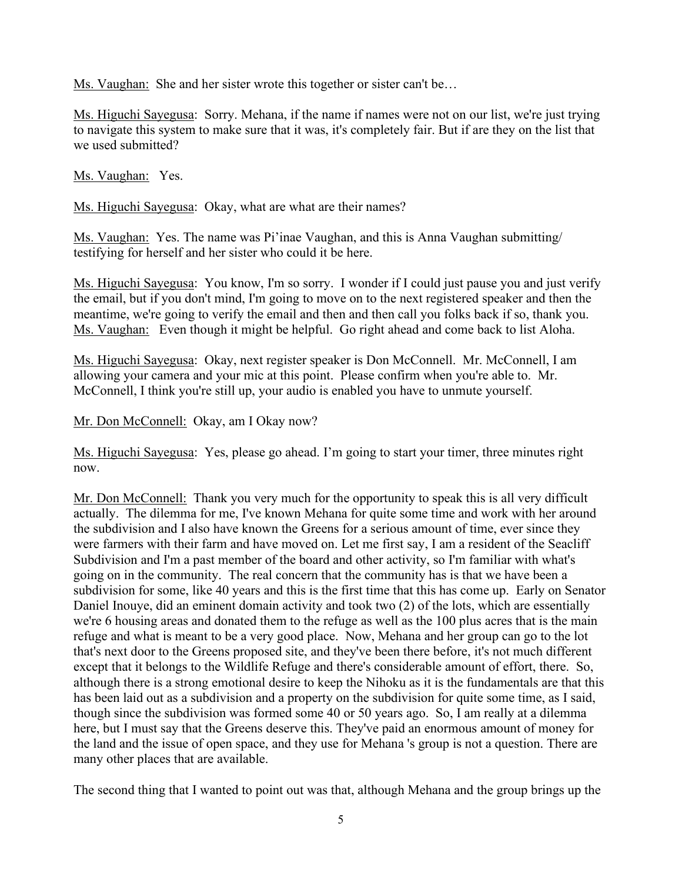Ms. Vaughan: She and her sister wrote this together or sister can't be…

Ms. Higuchi Sayegusa: Sorry. Mehana, if the name if names were not on our list, we're just trying to navigate this system to make sure that it was, it's completely fair. But if are they on the list that we used submitted?

Ms. Vaughan: Yes.

Ms. Higuchi Sayegusa: Okay, what are what are their names?

Ms. Vaughan: Yes. The name was Pi'inae Vaughan, and this is Anna Vaughan submitting/ testifying for herself and her sister who could it be here.

Ms. Higuchi Sayegusa: You know, I'm so sorry. I wonder if I could just pause you and just verify the email, but if you don't mind, I'm going to move on to the next registered speaker and then the meantime, we're going to verify the email and then and then call you folks back if so, thank you.
Ms. Vaughan: Even though it might be helpful. Go right ahead and come back to list Aloha.

Ms. Higuchi Sayegusa: Okay, next register speaker is Don McConnell. Mr. McConnell, I am allowing your camera and your mic at this point. Please confirm when you're able to. Mr. McConnell, I think you're still up, your audio is enabled you have to unmute yourself.

Mr. Don McConnell: Okay, am I Okay now?

Ms. Higuchi Sayegusa: Yes, please go ahead. I'm going to start your timer, three minutes right now.

Mr. Don McConnell: Thank you very much for the opportunity to speak this is all very difficult actually. The dilemma for me, I've known Mehana for quite some time and work with her around the subdivision and I also have known the Greens for a serious amount of time, ever since they were farmers with their farm and have moved on. Let me first say, I am a resident of the Seacliff Subdivision and I'm a past member of the board and other activity, so I'm familiar with what's going on in the community. The real concern that the community has is that we have been a subdivision for some, like 40 years and this is the first time that this has come up. Early on Senator Daniel Inouye, did an eminent domain activity and took two (2) of the lots, which are essentially we're 6 housing areas and donated them to the refuge as well as the 100 plus acres that is the main refuge and what is meant to be a very good place. Now, Mehana and her group can go to the lot that's next door to the Greens proposed site, and they've been there before, it's not much different except that it belongs to the Wildlife Refuge and there's considerable amount of effort, there. So, although there is a strong emotional desire to keep the Nihoku as it is the fundamentals are that this has been laid out as a subdivision and a property on the subdivision for quite some time, as I said, though since the subdivision was formed some 40 or 50 years ago. So, I am really at a dilemma here, but I must say that the Greens deserve this. They've paid an enormous amount of money for the land and the issue of open space, and they use for Mehana 's group is not a question. There are many other places that are available.

The second thing that I wanted to point out was that, although Mehana and the group brings up the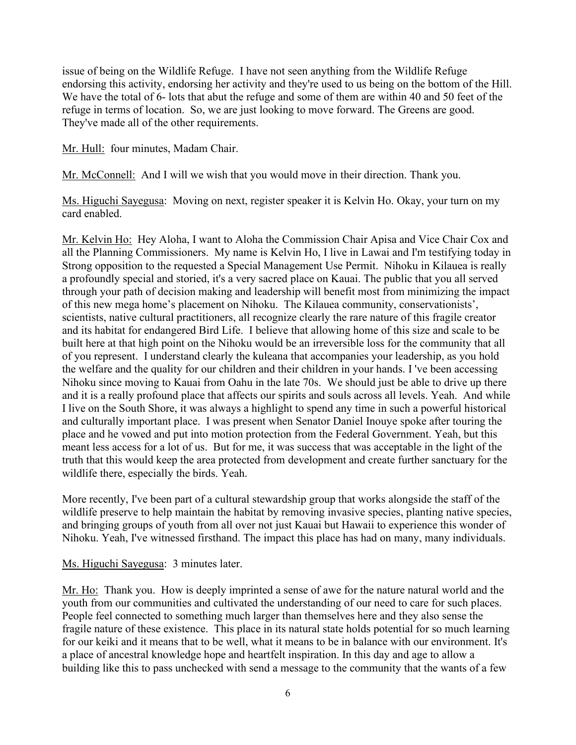issue of being on the Wildlife Refuge. I have not seen anything from the Wildlife Refuge endorsing this activity, endorsing her activity and they're used to us being on the bottom of the Hill. We have the total of 6- lots that abut the refuge and some of them are within 40 and 50 feet of the refuge in terms of location. So, we are just looking to move forward. The Greens are good. They've made all of the other requirements.

<u>Mr. Hull:</u> four minutes, Madam Chair.

<u>Mr. McConnell:</u> And I will we wish that you would move in their direction. Thank you.

<u>Ms. Higuchi Sayegusa</u>: Moving on next, register speaker it is Kelvin Ho. Okay, your turn on my card enabled.

<u>Mr. Kelvin Ho:</u> Hey Aloha, I want to Aloha the Commission Chair Apisa and Vice Chair Cox and all the Planning Commissioners. My name is Kelvin Ho, I live in Lawai and I'm testifying today in Strong opposition to the requested a Special Management Use Permit. Nihoku in Kilauea is really a profoundly special and storied, it's a very sacred place on Kauai. The public that you all served through your path of decision making and leadership will benefit most from minimizing the impact of this new mega home's placement on Nihoku. The Kilauea community, conservationists', scientists, native cultural practitioners, all recognize clearly the rare nature of this fragile creator and its habitat for endangered Bird Life. I believe that allowing home of this size and scale to be built here at that high point on the Nihoku would be an irreversible loss for the community that all of you represent. I understand clearly the kuleana that accompanies your leadership, as you hold the welfare and the quality for our children and their children in your hands. I 've been accessing Nihoku since moving to Kauai from Oahu in the late 70s. We should just be able to drive up there and it is a really profound place that affects our spirits and souls across all levels. Yeah. And while I live on the South Shore, it was always a highlight to spend any time in such a powerful historical and culturally important place. I was present when Senator Daniel Inouye spoke after touring the place and he vowed and put into motion protection from the Federal Government. Yeah, but this meant less access for a lot of us. But for me, it was success that was acceptable in the light of the truth that this would keep the area protected from development and create further sanctuary for the wildlife there, especially the birds. Yeah.

More recently, I've been part of a cultural stewardship group that works alongside the staff of the wildlife preserve to help maintain the habitat by removing invasive species, planting native species, and bringing groups of youth from all over not just Kauai but Hawaii to experience this wonder of Nihoku. Yeah, I've witnessed firsthand. The impact this place has had on many, many individuals.

<u>Ms. Higuchi Sayegusa</u>: 3 minutes later.

<u>Mr. Ho:</u> Thank you. How is deeply imprinted a sense of awe for the nature natural world and the youth from our communities and cultivated the understanding of our need to care for such places. People feel connected to something much larger than themselves here and they also sense the fragile nature of these existence. This place in its natural state holds potential for so much learning for our keiki and it means that to be well, what it means to be in balance with our environment. It's a place of ancestral knowledge hope and heartfelt inspiration. In this day and age to allow a building like this to pass unchecked with send a message to the community that the wants of a few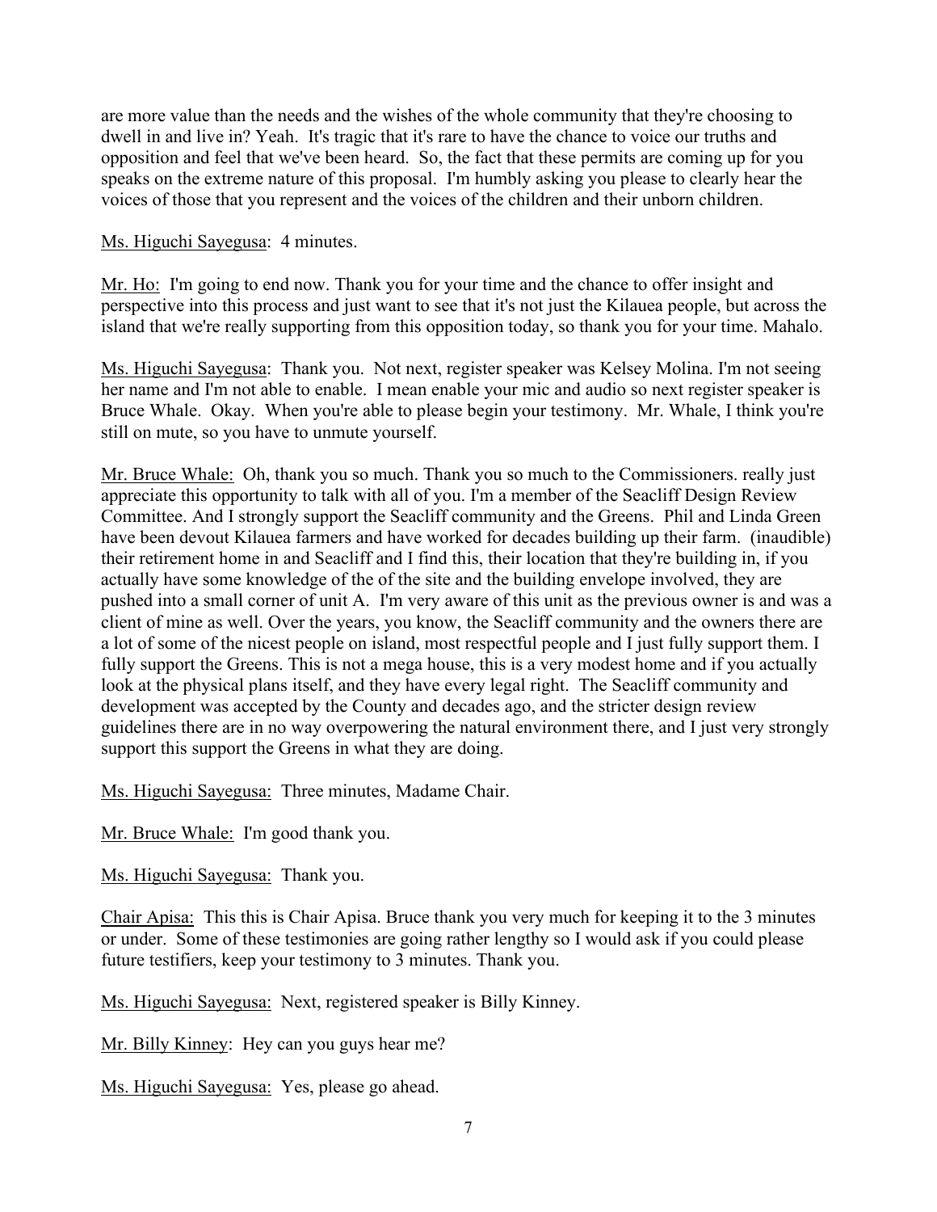are more value than the needs and the wishes of the whole community that they're choosing to dwell in and live in? Yeah. It's tragic that it's rare to have the chance to voice our truths and opposition and feel that we've been heard. So, the fact that these permits are coming up for you speaks on the extreme nature of this proposal. I'm humbly asking you please to clearly hear the voices of those that you represent and the voices of the children and their unborn children.

Ms. Higuchi Sayegusa: 4 minutes.

Mr. Ho: I'm going to end now. Thank you for your time and the chance to offer insight and perspective into this process and just want to see that it's not just the Kilauea people, but across the island that we're really supporting from this opposition today, so thank you for your time. Mahalo.

Ms. Higuchi Sayegusa: Thank you. Not next, register speaker was Kelsey Molina. I'm not seeing her name and I'm not able to enable. I mean enable your mic and audio so next register speaker is Bruce Whale. Okay. When you're able to please begin your testimony. Mr. Whale, I think you're still on mute, so you have to unmute yourself.

Mr. Bruce Whale: Oh, thank you so much. Thank you so much to the Commissioners. really just appreciate this opportunity to talk with all of you. I'm a member of the Seacliff Design Review Committee. And I strongly support the Seacliff community and the Greens. Phil and Linda Green have been devout Kilauea farmers and have worked for decades building up their farm. (inaudible) their retirement home in and Seacliff and I find this, their location that they're building in, if you actually have some knowledge of the of the site and the building envelope involved, they are pushed into a small corner of unit A. I'm very aware of this unit as the previous owner is and was a client of mine as well. Over the years, you know, the Seacliff community and the owners there are a lot of some of the nicest people on island, most respectful people and I just fully support them. I fully support the Greens. This is not a mega house, this is a very modest home and if you actually look at the physical plans itself, and they have every legal right. The Seacliff community and development was accepted by the County and decades ago, and the stricter design review guidelines there are in no way overpowering the natural environment there, and I just very strongly support this support the Greens in what they are doing.

Ms. Higuchi Sayegusa: Three minutes, Madame Chair.

Mr. Bruce Whale: I'm good thank you.

Ms. Higuchi Sayegusa: Thank you.

Chair Apisa: This this is Chair Apisa. Bruce thank you very much for keeping it to the 3 minutes or under. Some of these testimonies are going rather lengthy so I would ask if you could please future testifiers, keep your testimony to 3 minutes. Thank you.

Ms. Higuchi Sayegusa: Next, registered speaker is Billy Kinney.

Mr. Billy Kinney: Hey can you guys hear me?

Ms. Higuchi Sayegusa: Yes, please go ahead.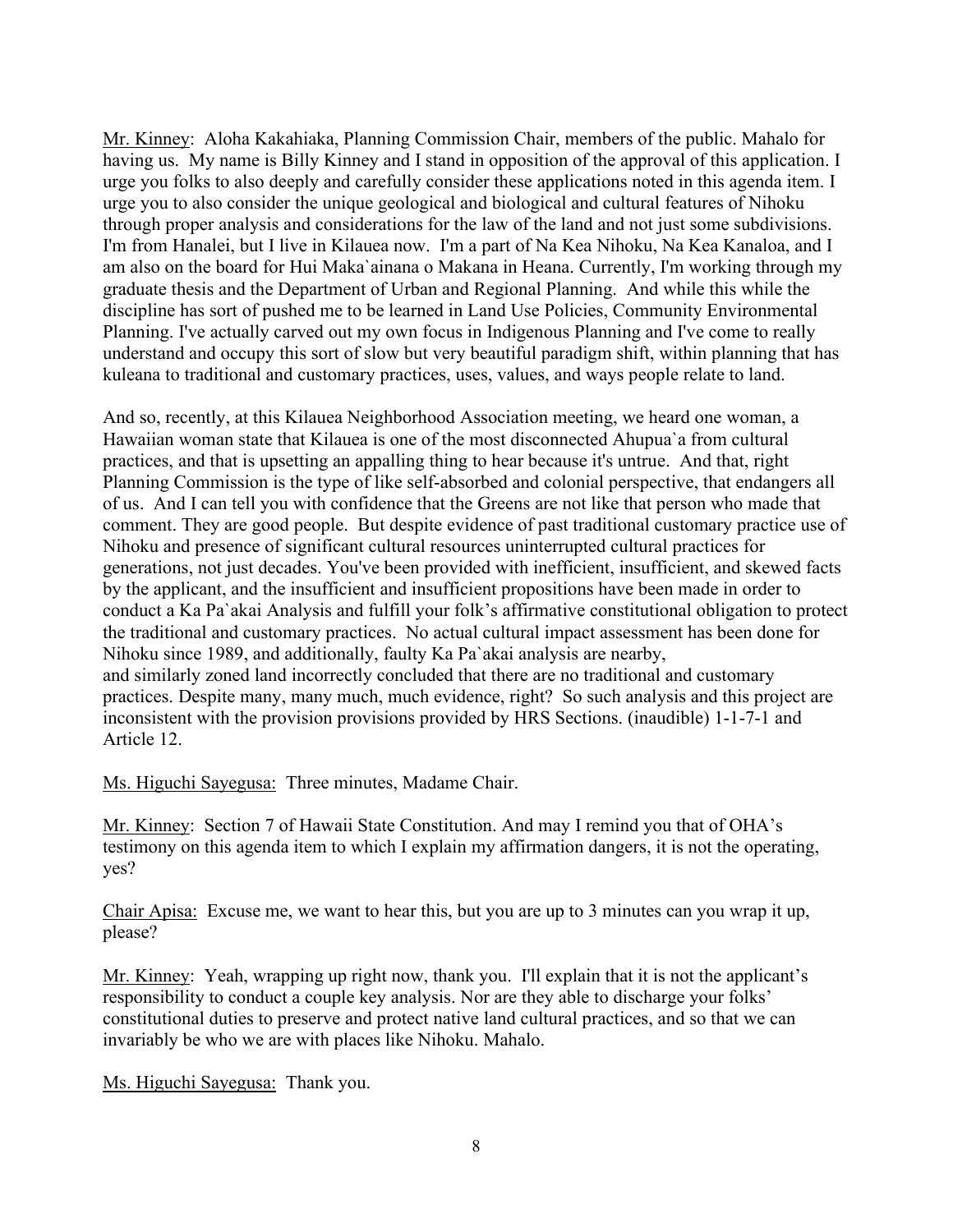<u>Mr. Kinney</u>: Aloha Kakahiaka, Planning Commission Chair, members of the public. Mahalo for having us. My name is Billy Kinney and I stand in opposition of the approval of this application. I urge you folks to also deeply and carefully consider these applications noted in this agenda item. I urge you to also consider the unique geological and biological and cultural features of Nihoku through proper analysis and considerations for the law of the land and not just some subdivisions. I'm from Hanalei, but I live in Kilauea now. I'm a part of Na Kea Nihoku, Na Kea Kanaloa, and I am also on the board for Hui Maka`ainana o Makana in Heana. Currently, I'm working through my graduate thesis and the Department of Urban and Regional Planning. And while this while the discipline has sort of pushed me to be learned in Land Use Policies, Community Environmental Planning. I've actually carved out my own focus in Indigenous Planning and I've come to really understand and occupy this sort of slow but very beautiful paradigm shift, within planning that has kuleana to traditional and customary practices, uses, values, and ways people relate to land.

And so, recently, at this Kilauea Neighborhood Association meeting, we heard one woman, a Hawaiian woman state that Kilauea is one of the most disconnected Ahupua`a from cultural practices, and that is upsetting an appalling thing to hear because it's untrue. And that, right Planning Commission is the type of like self-absorbed and colonial perspective, that endangers all of us. And I can tell you with confidence that the Greens are not like that person who made that comment. They are good people. But despite evidence of past traditional customary practice use of Nihoku and presence of significant cultural resources uninterrupted cultural practices for generations, not just decades. You've been provided with inefficient, insufficient, and skewed facts by the applicant, and the insufficient and insufficient propositions have been made in order to conduct a Ka Pa`akai Analysis and fulfill your folk's affirmative constitutional obligation to protect the traditional and customary practices. No actual cultural impact assessment has been done for Nihoku since 1989, and additionally, faulty Ka Pa`akai analysis are nearby, and similarly zoned land incorrectly concluded that there are no traditional and customary practices. Despite many, many much, much evidence, right? So such analysis and this project are inconsistent with the provision provisions provided by HRS Sections. (inaudible) 1-1-7-1 and Article 12.

<u>Ms. Higuchi Sayegusa:</u> Three minutes, Madame Chair.

<u>Mr. Kinney</u>: Section 7 of Hawaii State Constitution. And may I remind you that of OHA's testimony on this agenda item to which I explain my affirmation dangers, it is not the operating, yes?

<u>Chair Apisa:</u> Excuse me, we want to hear this, but you are up to 3 minutes can you wrap it up, please?

<u>Mr. Kinney</u>: Yeah, wrapping up right now, thank you. I'll explain that it is not the applicant's responsibility to conduct a couple key analysis. Nor are they able to discharge your folks' constitutional duties to preserve and protect native land cultural practices, and so that we can invariably be who we are with places like Nihoku. Mahalo.

<u>Ms. Higuchi Sayegusa:</u> Thank you.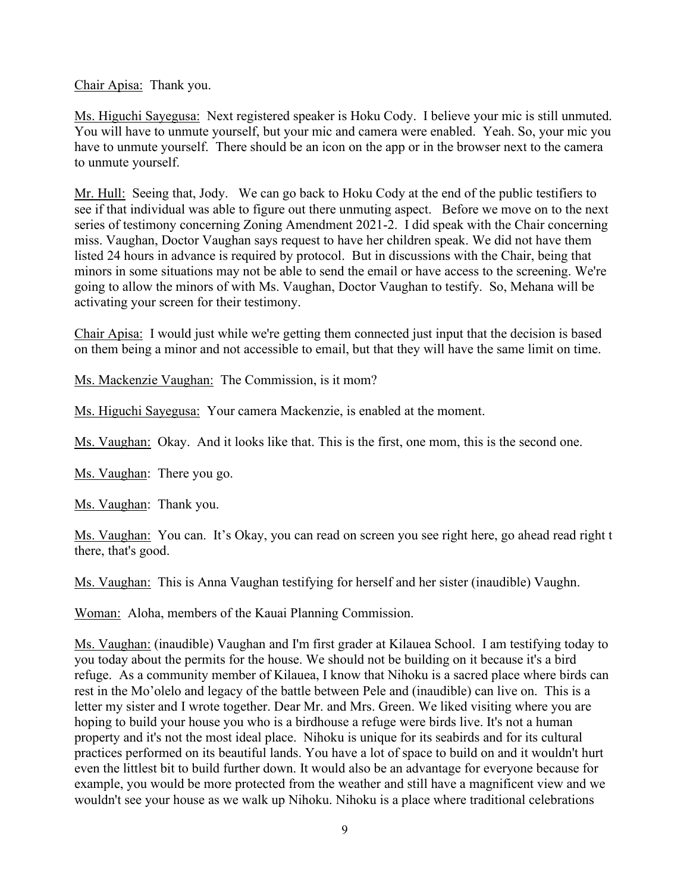Chair Apisa: Thank you.

Ms. Higuchi Sayegusa: Next registered speaker is Hoku Cody. I believe your mic is still unmuted. You will have to unmute yourself, but your mic and camera were enabled. Yeah. So, your mic you have to unmute yourself. There should be an icon on the app or in the browser next to the camera to unmute yourself.

Mr. Hull: Seeing that, Jody. We can go back to Hoku Cody at the end of the public testifiers to see if that individual was able to figure out there unmuting aspect. Before we move on to the next series of testimony concerning Zoning Amendment 2021-2. I did speak with the Chair concerning miss. Vaughan, Doctor Vaughan says request to have her children speak. We did not have them listed 24 hours in advance is required by protocol. But in discussions with the Chair, being that minors in some situations may not be able to send the email or have access to the screening. We're going to allow the minors of with Ms. Vaughan, Doctor Vaughan to testify. So, Mehana will be activating your screen for their testimony.

Chair Apisa: I would just while we're getting them connected just input that the decision is based on them being a minor and not accessible to email, but that they will have the same limit on time.

Ms. Mackenzie Vaughan: The Commission, is it mom?

Ms. Higuchi Sayegusa: Your camera Mackenzie, is enabled at the moment.

Ms. Vaughan: Okay. And it looks like that. This is the first, one mom, this is the second one.

Ms. Vaughan: There you go.

Ms. Vaughan: Thank you.

Ms. Vaughan: You can. It's Okay, you can read on screen you see right here, go ahead read right t there, that's good.

Ms. Vaughan: This is Anna Vaughan testifying for herself and her sister (inaudible) Vaughn.

Woman: Aloha, members of the Kauai Planning Commission.

Ms. Vaughan: (inaudible) Vaughan and I'm first grader at Kilauea School. I am testifying today to you today about the permits for the house. We should not be building on it because it's a bird refuge. As a community member of Kilauea, I know that Nihoku is a sacred place where birds can rest in the Mo'olelo and legacy of the battle between Pele and (inaudible) can live on. This is a letter my sister and I wrote together. Dear Mr. and Mrs. Green. We liked visiting where you are hoping to build your house you who is a birdhouse a refuge were birds live. It's not a human property and it's not the most ideal place. Nihoku is unique for its seabirds and for its cultural practices performed on its beautiful lands. You have a lot of space to build on and it wouldn't hurt even the littlest bit to build further down. It would also be an advantage for everyone because for example, you would be more protected from the weather and still have a magnificent view and we wouldn't see your house as we walk up Nihoku. Nihoku is a place where traditional celebrations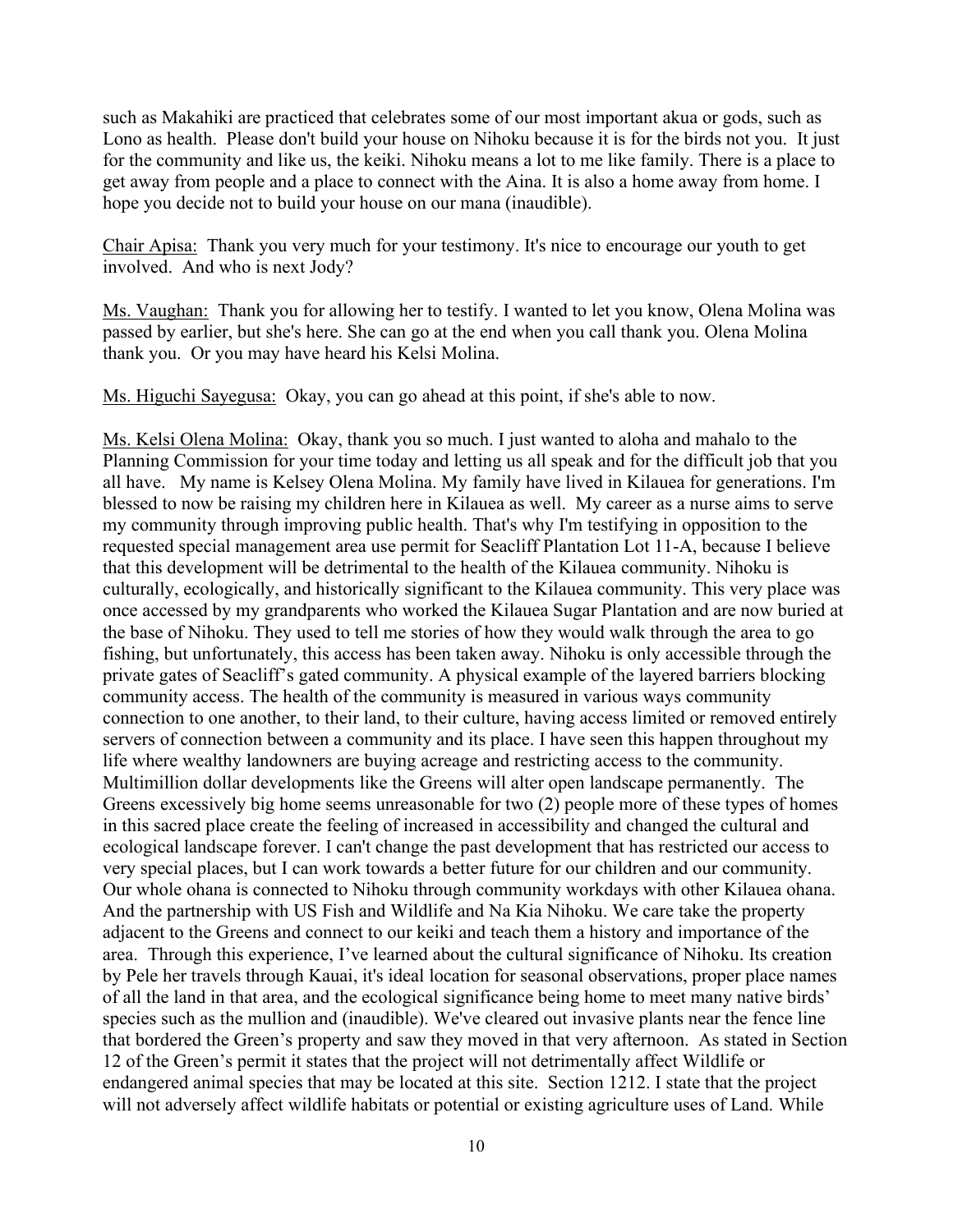such as Makahiki are practiced that celebrates some of our most important akua or gods, such as Lono as health. Please don't build your house on Nihoku because it is for the birds not you. It just for the community and like us, the keiki. Nihoku means a lot to me like family. There is a place to get away from people and a place to connect with the Aina. It is also a home away from home. I hope you decide not to build your house on our mana (inaudible).

Chair Apisa: Thank you very much for your testimony. It's nice to encourage our youth to get involved. And who is next Jody?

Ms. Vaughan: Thank you for allowing her to testify. I wanted to let you know, Olena Molina was passed by earlier, but she's here. She can go at the end when you call thank you. Olena Molina thank you. Or you may have heard his Kelsi Molina.

Ms. Higuchi Sayegusa: Okay, you can go ahead at this point, if she's able to now.

Ms. Kelsi Olena Molina: Okay, thank you so much. I just wanted to aloha and mahalo to the Planning Commission for your time today and letting us all speak and for the difficult job that you all have. My name is Kelsey Olena Molina. My family have lived in Kilauea for generations. I'm blessed to now be raising my children here in Kilauea as well. My career as a nurse aims to serve my community through improving public health. That's why I'm testifying in opposition to the requested special management area use permit for Seacliff Plantation Lot 11-A, because I believe that this development will be detrimental to the health of the Kilauea community. Nihoku is culturally, ecologically, and historically significant to the Kilauea community. This very place was once accessed by my grandparents who worked the Kilauea Sugar Plantation and are now buried at the base of Nihoku. They used to tell me stories of how they would walk through the area to go fishing, but unfortunately, this access has been taken away. Nihoku is only accessible through the private gates of Seacliff's gated community. A physical example of the layered barriers blocking community access. The health of the community is measured in various ways community connection to one another, to their land, to their culture, having access limited or removed entirely servers of connection between a community and its place. I have seen this happen throughout my life where wealthy landowners are buying acreage and restricting access to the community. Multimillion dollar developments like the Greens will alter open landscape permanently. The Greens excessively big home seems unreasonable for two (2) people more of these types of homes in this sacred place create the feeling of increased in accessibility and changed the cultural and ecological landscape forever. I can't change the past development that has restricted our access to very special places, but I can work towards a better future for our children and our community. Our whole ohana is connected to Nihoku through community workdays with other Kilauea ohana. And the partnership with US Fish and Wildlife and Na Kia Nihoku. We care take the property adjacent to the Greens and connect to our keiki and teach them a history and importance of the area. Through this experience, I've learned about the cultural significance of Nihoku. Its creation by Pele her travels through Kauai, it's ideal location for seasonal observations, proper place names of all the land in that area, and the ecological significance being home to meet many native birds' species such as the mullion and (inaudible). We've cleared out invasive plants near the fence line that bordered the Green's property and saw they moved in that very afternoon. As stated in Section 12 of the Green's permit it states that the project will not detrimentally affect Wildlife or endangered animal species that may be located at this site. Section 1212. I state that the project will not adversely affect wildlife habitats or potential or existing agriculture uses of Land. While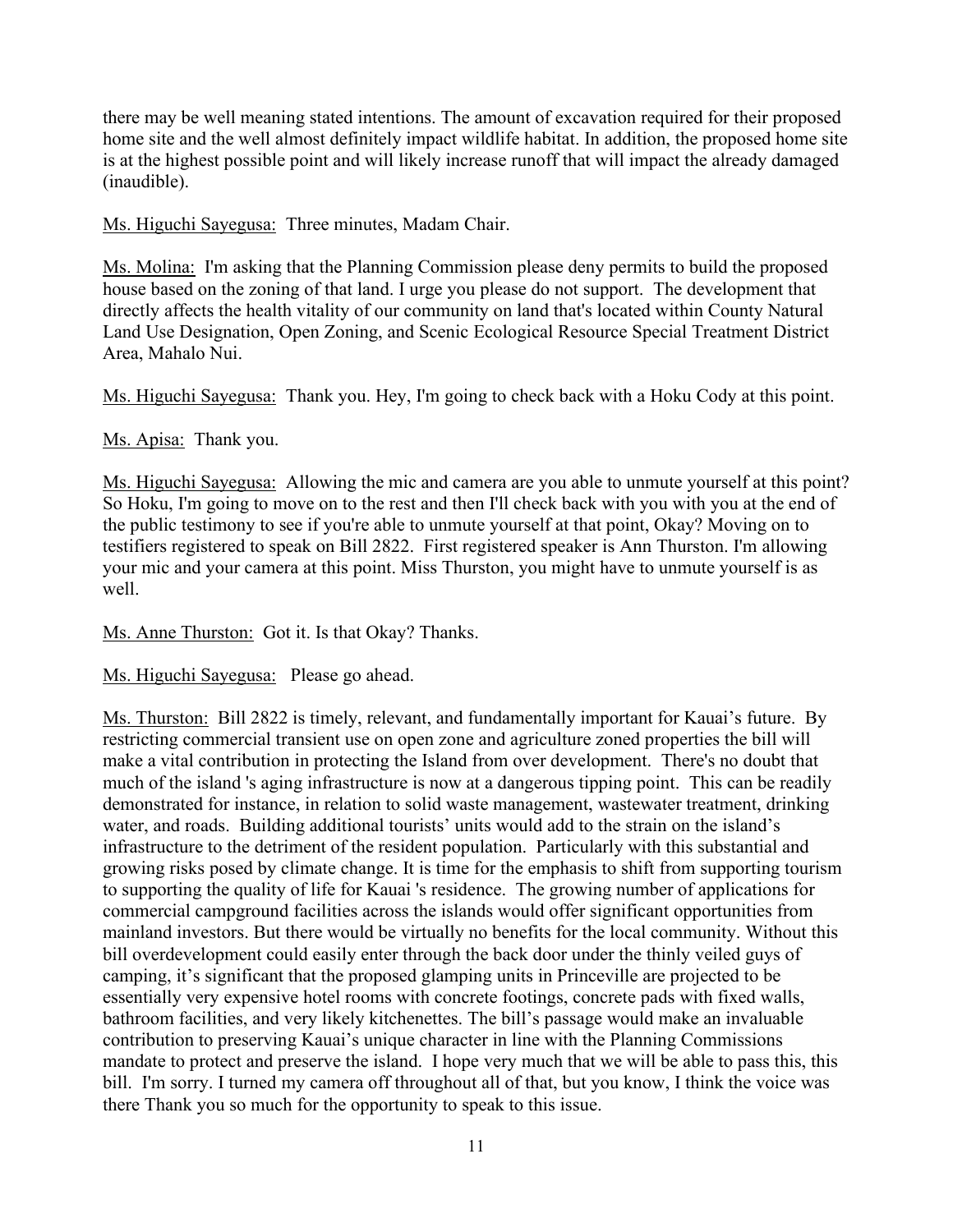there may be well meaning stated intentions. The amount of excavation required for their proposed home site and the well almost definitely impact wildlife habitat. In addition, the proposed home site is at the highest possible point and will likely increase runoff that will impact the already damaged (inaudible).

<u>Ms. Higuchi Sayegusa:</u> Three minutes, Madam Chair.

<u>Ms. Molina:</u> I'm asking that the Planning Commission please deny permits to build the proposed house based on the zoning of that land. I urge you please do not support. The development that directly affects the health vitality of our community on land that's located within County Natural Land Use Designation, Open Zoning, and Scenic Ecological Resource Special Treatment District Area, Mahalo Nui.

<u>Ms. Higuchi Sayegusa:</u> Thank you. Hey, I'm going to check back with a Hoku Cody at this point.

<u>Ms. Apisa:</u> Thank you.

<u>Ms. Higuchi Sayegusa:</u> Allowing the mic and camera are you able to unmute yourself at this point? So Hoku, I'm going to move on to the rest and then I'll check back with you with you at the end of the public testimony to see if you're able to unmute yourself at that point, Okay? Moving on to testifiers registered to speak on Bill 2822. First registered speaker is Ann Thurston. I'm allowing your mic and your camera at this point. Miss Thurston, you might have to unmute yourself is as well.

<u>Ms. Anne Thurston:</u> Got it. Is that Okay? Thanks.

<u>Ms. Higuchi Sayegusa:</u> Please go ahead.

<u>Ms. Thurston:</u> Bill 2822 is timely, relevant, and fundamentally important for Kauai's future. By restricting commercial transient use on open zone and agriculture zoned properties the bill will make a vital contribution in protecting the Island from over development. There's no doubt that much of the island 's aging infrastructure is now at a dangerous tipping point. This can be readily demonstrated for instance, in relation to solid waste management, wastewater treatment, drinking water, and roads. Building additional tourists' units would add to the strain on the island's infrastructure to the detriment of the resident population. Particularly with this substantial and growing risks posed by climate change. It is time for the emphasis to shift from supporting tourism to supporting the quality of life for Kauai 's residence. The growing number of applications for commercial campground facilities across the islands would offer significant opportunities from mainland investors. But there would be virtually no benefits for the local community. Without this bill overdevelopment could easily enter through the back door under the thinly veiled guys of camping, it's significant that the proposed glamping units in Princeville are projected to be essentially very expensive hotel rooms with concrete footings, concrete pads with fixed walls, bathroom facilities, and very likely kitchenettes. The bill's passage would make an invaluable contribution to preserving Kauai's unique character in line with the Planning Commissions mandate to protect and preserve the island. I hope very much that we will be able to pass this, this bill. I'm sorry. I turned my camera off throughout all of that, but you know, I think the voice was there Thank you so much for the opportunity to speak to this issue.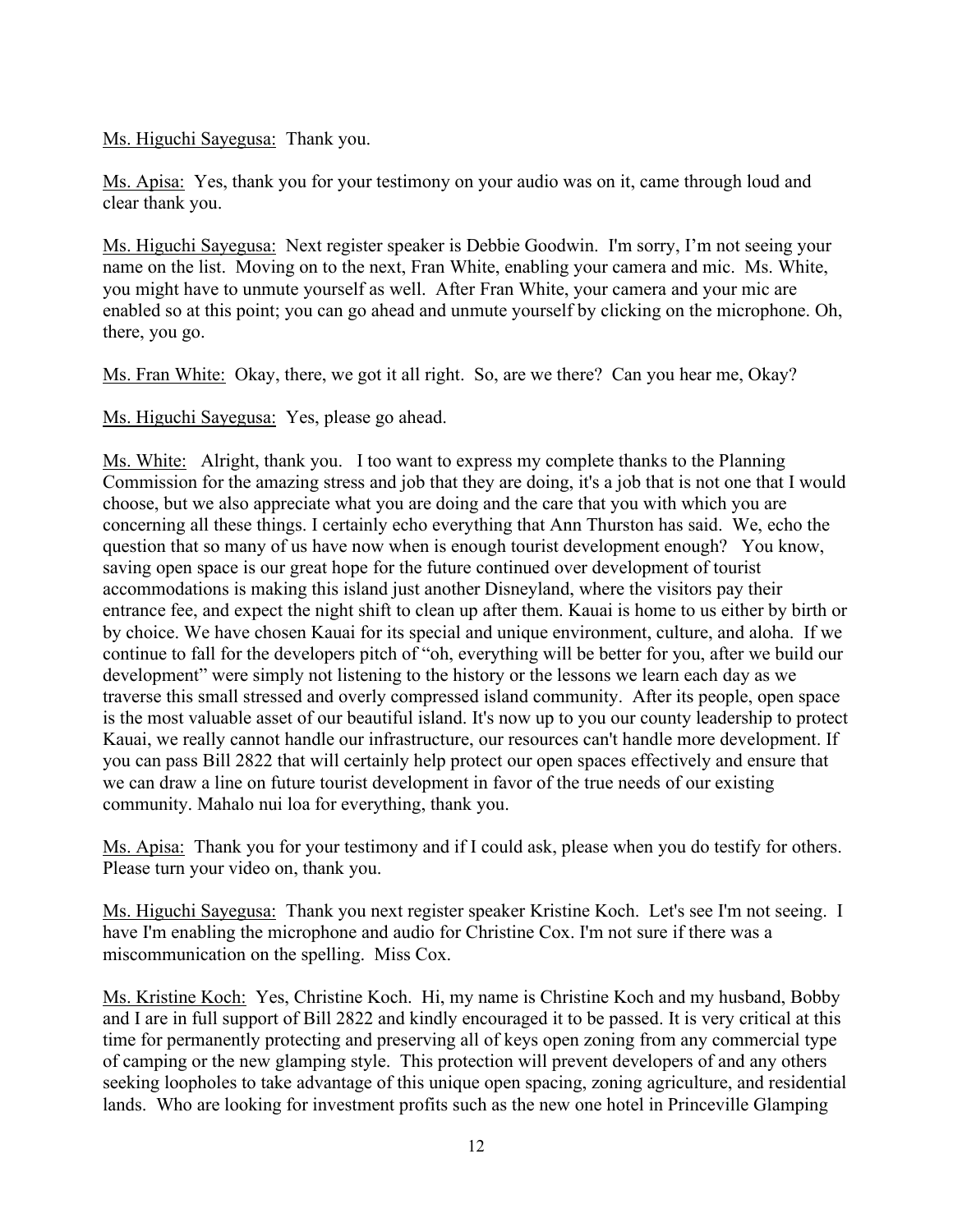Ms. Higuchi Sayegusa: Thank you.

Ms. Apisa: Yes, thank you for your testimony on your audio was on it, came through loud and clear thank you.

Ms. Higuchi Sayegusa: Next register speaker is Debbie Goodwin. I'm sorry, I'm not seeing your name on the list. Moving on to the next, Fran White, enabling your camera and mic. Ms. White, you might have to unmute yourself as well. After Fran White, your camera and your mic are enabled so at this point; you can go ahead and unmute yourself by clicking on the microphone. Oh, there, you go.

Ms. Fran White: Okay, there, we got it all right. So, are we there? Can you hear me, Okay?

Ms. Higuchi Sayegusa: Yes, please go ahead.

Ms. White: Alright, thank you. I too want to express my complete thanks to the Planning Commission for the amazing stress and job that they are doing, it's a job that is not one that I would choose, but we also appreciate what you are doing and the care that you with which you are concerning all these things. I certainly echo everything that Ann Thurston has said. We, echo the question that so many of us have now when is enough tourist development enough? You know, saving open space is our great hope for the future continued over development of tourist accommodations is making this island just another Disneyland, where the visitors pay their entrance fee, and expect the night shift to clean up after them. Kauai is home to us either by birth or by choice. We have chosen Kauai for its special and unique environment, culture, and aloha. If we continue to fall for the developers pitch of "oh, everything will be better for you, after we build our development" were simply not listening to the history or the lessons we learn each day as we traverse this small stressed and overly compressed island community. After its people, open space is the most valuable asset of our beautiful island. It's now up to you our county leadership to protect Kauai, we really cannot handle our infrastructure, our resources can't handle more development. If you can pass Bill 2822 that will certainly help protect our open spaces effectively and ensure that we can draw a line on future tourist development in favor of the true needs of our existing community. Mahalo nui loa for everything, thank you.

Ms. Apisa: Thank you for your testimony and if I could ask, please when you do testify for others. Please turn your video on, thank you.

Ms. Higuchi Sayegusa: Thank you next register speaker Kristine Koch. Let's see I'm not seeing. I have I'm enabling the microphone and audio for Christine Cox. I'm not sure if there was a miscommunication on the spelling. Miss Cox.

Ms. Kristine Koch: Yes, Christine Koch. Hi, my name is Christine Koch and my husband, Bobby and I are in full support of Bill 2822 and kindly encouraged it to be passed. It is very critical at this time for permanently protecting and preserving all of keys open zoning from any commercial type of camping or the new glamping style. This protection will prevent developers of and any others seeking loopholes to take advantage of this unique open spacing, zoning agriculture, and residential lands. Who are looking for investment profits such as the new one hotel in Princeville Glamping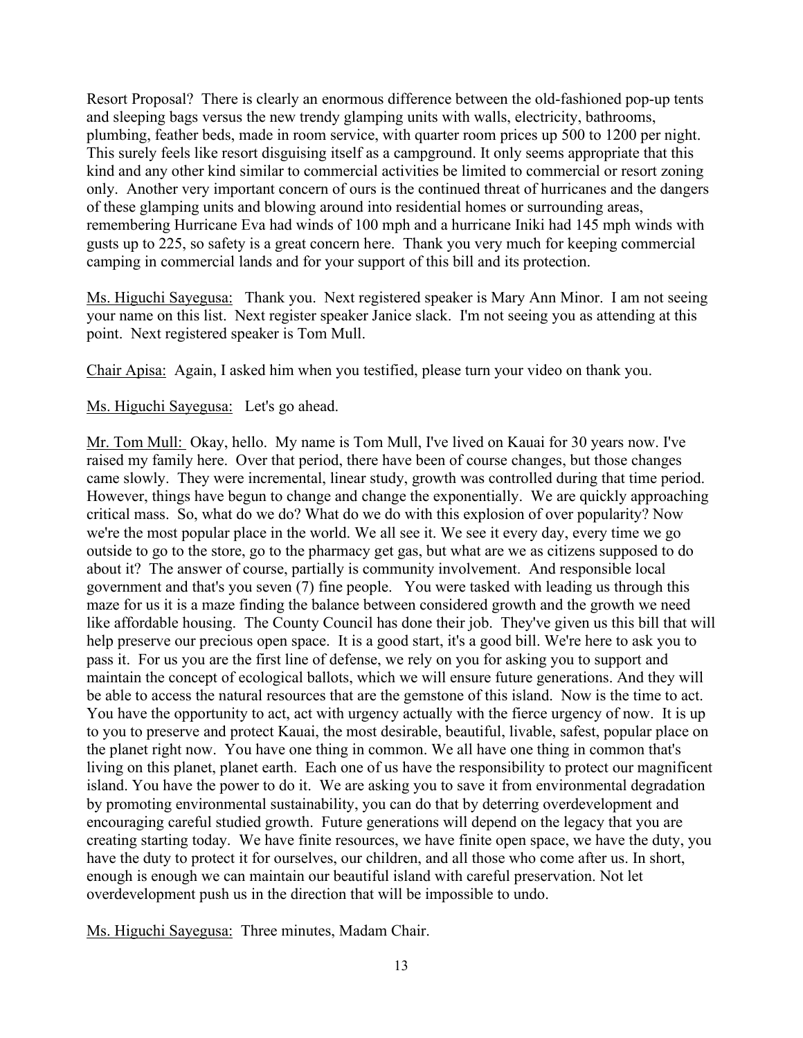Resort Proposal? There is clearly an enormous difference between the old-fashioned pop-up tents and sleeping bags versus the new trendy glamping units with walls, electricity, bathrooms, plumbing, feather beds, made in room service, with quarter room prices up 500 to 1200 per night. This surely feels like resort disguising itself as a campground. It only seems appropriate that this kind and any other kind similar to commercial activities be limited to commercial or resort zoning only. Another very important concern of ours is the continued threat of hurricanes and the dangers of these glamping units and blowing around into residential homes or surrounding areas, remembering Hurricane Eva had winds of 100 mph and a hurricane Iniki had 145 mph winds with gusts up to 225, so safety is a great concern here. Thank you very much for keeping commercial camping in commercial lands and for your support of this bill and its protection.

Ms. Higuchi Sayegusa: Thank you. Next registered speaker is Mary Ann Minor. I am not seeing your name on this list. Next register speaker Janice slack. I'm not seeing you as attending at this point. Next registered speaker is Tom Mull.

Chair Apisa: Again, I asked him when you testified, please turn your video on thank you.

Ms. Higuchi Sayegusa: Let's go ahead.

Mr. Tom Mull: Okay, hello. My name is Tom Mull, I've lived on Kauai for 30 years now. I've raised my family here. Over that period, there have been of course changes, but those changes came slowly. They were incremental, linear study, growth was controlled during that time period. However, things have begun to change and change the exponentially. We are quickly approaching critical mass. So, what do we do? What do we do with this explosion of over popularity? Now we're the most popular place in the world. We all see it. We see it every day, every time we go outside to go to the store, go to the pharmacy get gas, but what are we as citizens supposed to do about it? The answer of course, partially is community involvement. And responsible local government and that's you seven (7) fine people. You were tasked with leading us through this maze for us it is a maze finding the balance between considered growth and the growth we need like affordable housing. The County Council has done their job. They've given us this bill that will help preserve our precious open space. It is a good start, it's a good bill. We're here to ask you to pass it. For us you are the first line of defense, we rely on you for asking you to support and maintain the concept of ecological ballots, which we will ensure future generations. And they will be able to access the natural resources that are the gemstone of this island. Now is the time to act. You have the opportunity to act, act with urgency actually with the fierce urgency of now. It is up to you to preserve and protect Kauai, the most desirable, beautiful, livable, safest, popular place on the planet right now. You have one thing in common. We all have one thing in common that's living on this planet, planet earth. Each one of us have the responsibility to protect our magnificent island. You have the power to do it. We are asking you to save it from environmental degradation by promoting environmental sustainability, you can do that by deterring overdevelopment and encouraging careful studied growth. Future generations will depend on the legacy that you are creating starting today. We have finite resources, we have finite open space, we have the duty, you have the duty to protect it for ourselves, our children, and all those who come after us. In short, enough is enough we can maintain our beautiful island with careful preservation. Not let overdevelopment push us in the direction that will be impossible to undo.

Ms. Higuchi Sayegusa: Three minutes, Madam Chair.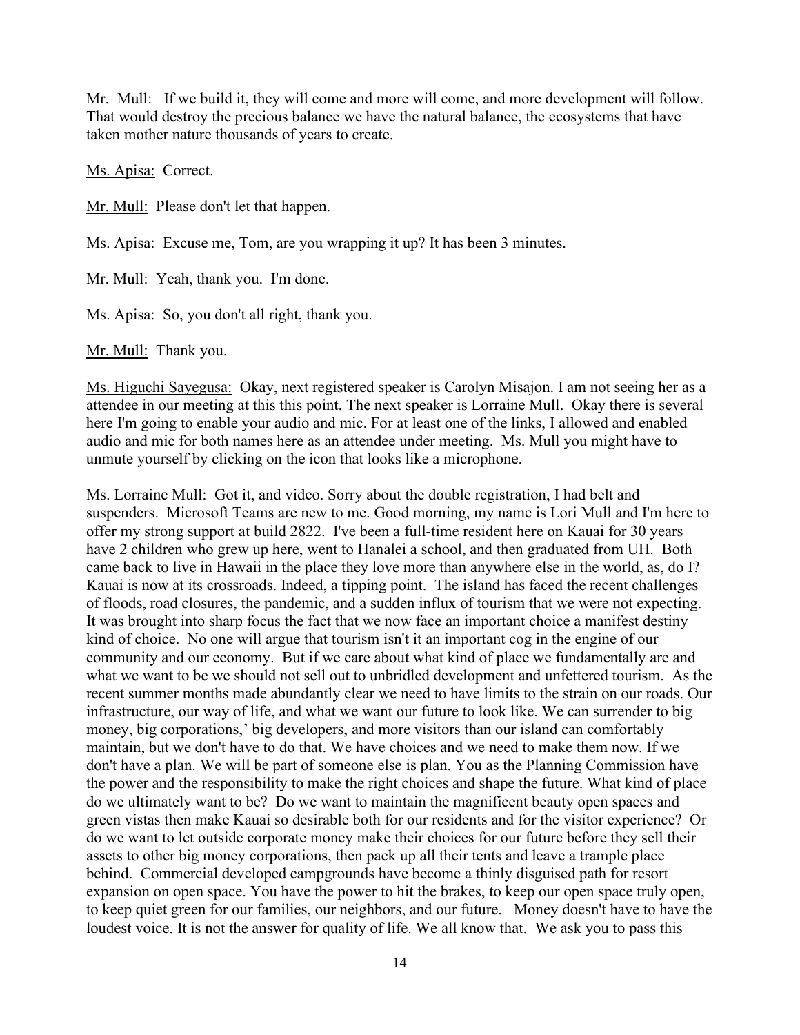Mr. Mull: If we build it, they will come and more will come, and more development will follow. That would destroy the precious balance we have the natural balance, the ecosystems that have taken mother nature thousands of years to create.

Ms. Apisa: Correct.

Mr. Mull: Please don't let that happen.

Ms. Apisa: Excuse me, Tom, are you wrapping it up? It has been 3 minutes.

Mr. Mull: Yeah, thank you. I'm done.

Ms. Apisa: So, you don't all right, thank you.

Mr. Mull: Thank you.

Ms. Higuchi Sayegusa: Okay, next registered speaker is Carolyn Misajon. I am not seeing her as a attendee in our meeting at this this point. The next speaker is Lorraine Mull. Okay there is several here I'm going to enable your audio and mic. For at least one of the links, I allowed and enabled audio and mic for both names here as an attendee under meeting. Ms. Mull you might have to unmute yourself by clicking on the icon that looks like a microphone.

Ms. Lorraine Mull: Got it, and video. Sorry about the double registration, I had belt and suspenders. Microsoft Teams are new to me. Good morning, my name is Lori Mull and I'm here to offer my strong support at build 2822. I've been a full-time resident here on Kauai for 30 years have 2 children who grew up here, went to Hanalei a school, and then graduated from UH. Both came back to live in Hawaii in the place they love more than anywhere else in the world, as, do I? Kauai is now at its crossroads. Indeed, a tipping point. The island has faced the recent challenges of floods, road closures, the pandemic, and a sudden influx of tourism that we were not expecting. It was brought into sharp focus the fact that we now face an important choice a manifest destiny kind of choice. No one will argue that tourism isn't it an important cog in the engine of our community and our economy. But if we care about what kind of place we fundamentally are and what we want to be we should not sell out to unbridled development and unfettered tourism. As the recent summer months made abundantly clear we need to have limits to the strain on our roads. Our infrastructure, our way of life, and what we want our future to look like. We can surrender to big money, big corporations,' big developers, and more visitors than our island can comfortably maintain, but we don't have to do that. We have choices and we need to make them now. If we don't have a plan. We will be part of someone else is plan. You as the Planning Commission have the power and the responsibility to make the right choices and shape the future. What kind of place do we ultimately want to be? Do we want to maintain the magnificent beauty open spaces and green vistas then make Kauai so desirable both for our residents and for the visitor experience? Or do we want to let outside corporate money make their choices for our future before they sell their assets to other big money corporations, then pack up all their tents and leave a trample place behind. Commercial developed campgrounds have become a thinly disguised path for resort expansion on open space. You have the power to hit the brakes, to keep our open space truly open, to keep quiet green for our families, our neighbors, and our future. Money doesn't have to have the loudest voice. It is not the answer for quality of life. We all know that. We ask you to pass this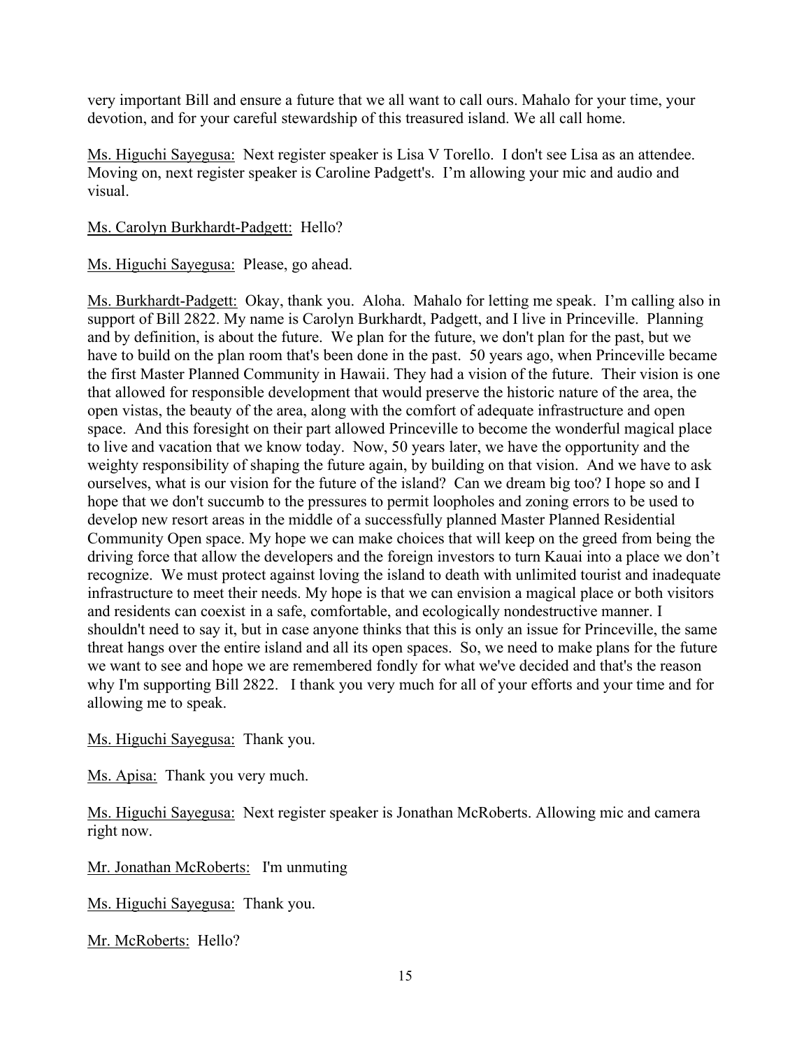very important Bill and ensure a future that we all want to call ours. Mahalo for your time, your devotion, and for your careful stewardship of this treasured island. We all call home.

Ms. Higuchi Sayegusa: Next register speaker is Lisa V Torello. I don't see Lisa as an attendee. Moving on, next register speaker is Caroline Padgett's. I'm allowing your mic and audio and visual.

Ms. Carolyn Burkhardt-Padgett: Hello?

Ms. Higuchi Sayegusa: Please, go ahead.

Ms. Burkhardt-Padgett: Okay, thank you. Aloha. Mahalo for letting me speak. I'm calling also in support of Bill 2822. My name is Carolyn Burkhardt, Padgett, and I live in Princeville. Planning and by definition, is about the future. We plan for the future, we don't plan for the past, but we have to build on the plan room that's been done in the past. 50 years ago, when Princeville became the first Master Planned Community in Hawaii. They had a vision of the future. Their vision is one that allowed for responsible development that would preserve the historic nature of the area, the open vistas, the beauty of the area, along with the comfort of adequate infrastructure and open space. And this foresight on their part allowed Princeville to become the wonderful magical place to live and vacation that we know today. Now, 50 years later, we have the opportunity and the weighty responsibility of shaping the future again, by building on that vision. And we have to ask ourselves, what is our vision for the future of the island? Can we dream big too? I hope so and I hope that we don't succumb to the pressures to permit loopholes and zoning errors to be used to develop new resort areas in the middle of a successfully planned Master Planned Residential Community Open space. My hope we can make choices that will keep on the greed from being the driving force that allow the developers and the foreign investors to turn Kauai into a place we don't recognize. We must protect against loving the island to death with unlimited tourist and inadequate infrastructure to meet their needs. My hope is that we can envision a magical place or both visitors and residents can coexist in a safe, comfortable, and ecologically nondestructive manner. I shouldn't need to say it, but in case anyone thinks that this is only an issue for Princeville, the same threat hangs over the entire island and all its open spaces. So, we need to make plans for the future we want to see and hope we are remembered fondly for what we've decided and that's the reason why I'm supporting Bill 2822. I thank you very much for all of your efforts and your time and for allowing me to speak.

Ms. Higuchi Sayegusa: Thank you.

Ms. Apisa: Thank you very much.

Ms. Higuchi Sayegusa: Next register speaker is Jonathan McRoberts. Allowing mic and camera right now.

Mr. Jonathan McRoberts: I'm unmuting

Ms. Higuchi Sayegusa: Thank you.

Mr. McRoberts: Hello?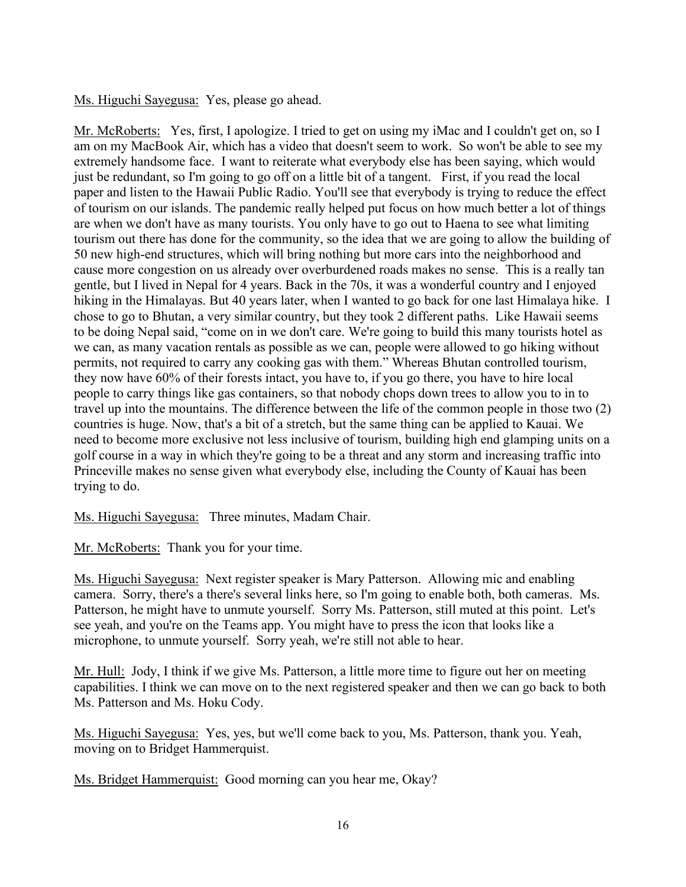Ms. Higuchi Sayegusa: Yes, please go ahead.

Mr. McRoberts: Yes, first, I apologize. I tried to get on using my iMac and I couldn't get on, so I am on my MacBook Air, which has a video that doesn't seem to work. So won't be able to see my extremely handsome face. I want to reiterate what everybody else has been saying, which would just be redundant, so I'm going to go off on a little bit of a tangent. First, if you read the local paper and listen to the Hawaii Public Radio. You'll see that everybody is trying to reduce the effect of tourism on our islands. The pandemic really helped put focus on how much better a lot of things are when we don't have as many tourists. You only have to go out to Haena to see what limiting tourism out there has done for the community, so the idea that we are going to allow the building of 50 new high-end structures, which will bring nothing but more cars into the neighborhood and cause more congestion on us already over overburdened roads makes no sense. This is a really tan gentle, but I lived in Nepal for 4 years. Back in the 70s, it was a wonderful country and I enjoyed hiking in the Himalayas. But 40 years later, when I wanted to go back for one last Himalaya hike. I chose to go to Bhutan, a very similar country, but they took 2 different paths. Like Hawaii seems to be doing Nepal said, "come on in we don't care. We're going to build this many tourists hotel as we can, as many vacation rentals as possible as we can, people were allowed to go hiking without permits, not required to carry any cooking gas with them." Whereas Bhutan controlled tourism, they now have 60% of their forests intact, you have to, if you go there, you have to hire local people to carry things like gas containers, so that nobody chops down trees to allow you to in to travel up into the mountains. The difference between the life of the common people in those two (2) countries is huge. Now, that's a bit of a stretch, but the same thing can be applied to Kauai. We need to become more exclusive not less inclusive of tourism, building high end glamping units on a golf course in a way in which they're going to be a threat and any storm and increasing traffic into Princeville makes no sense given what everybody else, including the County of Kauai has been trying to do.

Ms. Higuchi Sayegusa: Three minutes, Madam Chair.

Mr. McRoberts: Thank you for your time.

Ms. Higuchi Sayegusa: Next register speaker is Mary Patterson. Allowing mic and enabling camera. Sorry, there's a there's several links here, so I'm going to enable both, both cameras. Ms. Patterson, he might have to unmute yourself. Sorry Ms. Patterson, still muted at this point. Let's see yeah, and you're on the Teams app. You might have to press the icon that looks like a microphone, to unmute yourself. Sorry yeah, we're still not able to hear.

Mr. Hull: Jody, I think if we give Ms. Patterson, a little more time to figure out her on meeting capabilities. I think we can move on to the next registered speaker and then we can go back to both Ms. Patterson and Ms. Hoku Cody.

Ms. Higuchi Sayegusa: Yes, yes, but we'll come back to you, Ms. Patterson, thank you. Yeah, moving on to Bridget Hammerquist.

Ms. Bridget Hammerquist: Good morning can you hear me, Okay?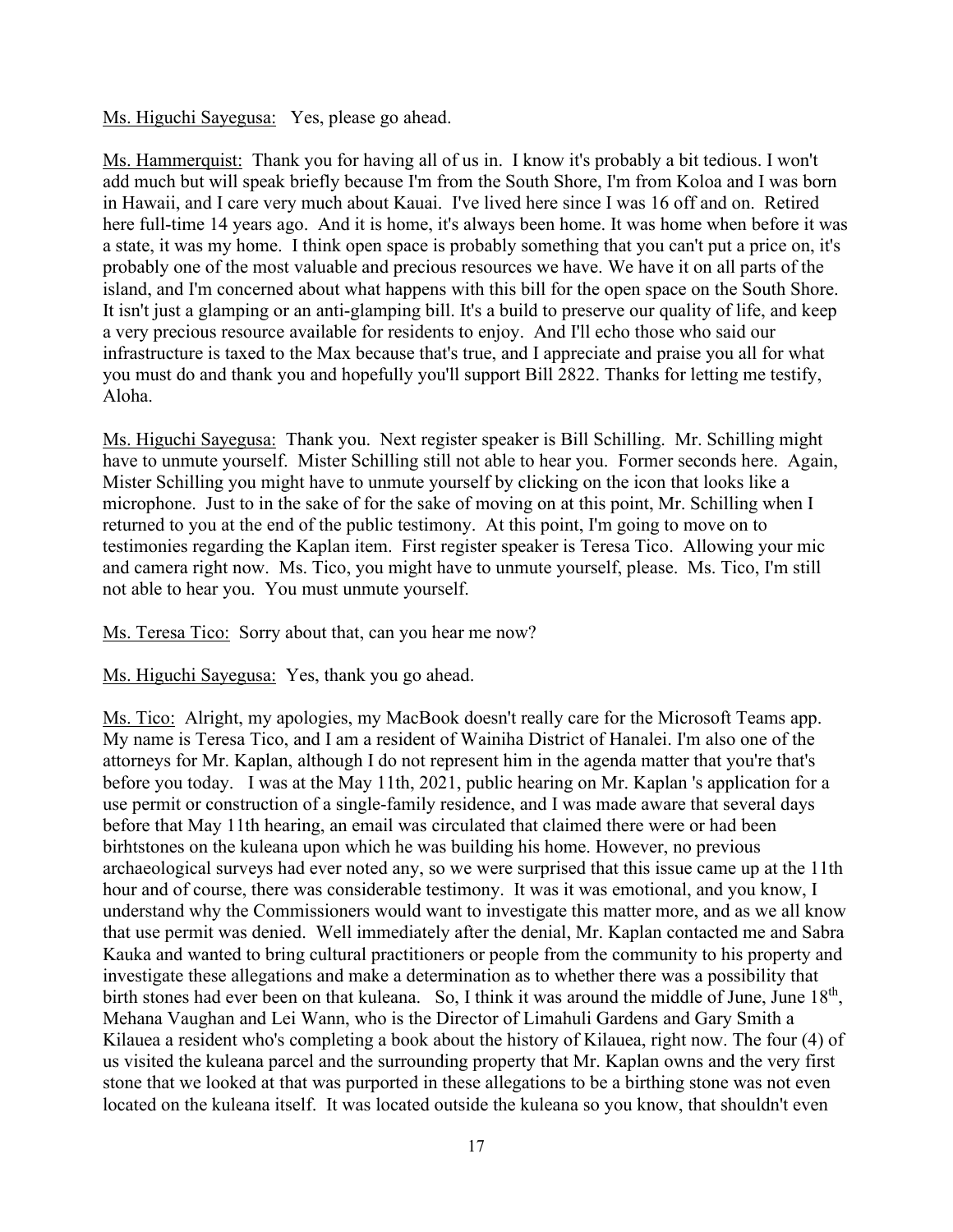Ms. Higuchi Sayegusa: Yes, please go ahead.

Ms. Hammerquist: Thank you for having all of us in. I know it's probably a bit tedious. I won't add much but will speak briefly because I'm from the South Shore, I'm from Koloa and I was born in Hawaii, and I care very much about Kauai. I've lived here since I was 16 off and on. Retired here full-time 14 years ago. And it is home, it's always been home. It was home when before it was a state, it was my home. I think open space is probably something that you can't put a price on, it's probably one of the most valuable and precious resources we have. We have it on all parts of the island, and I'm concerned about what happens with this bill for the open space on the South Shore. It isn't just a glamping or an anti-glamping bill. It's a build to preserve our quality of life, and keep a very precious resource available for residents to enjoy. And I'll echo those who said our infrastructure is taxed to the Max because that's true, and I appreciate and praise you all for what you must do and thank you and hopefully you'll support Bill 2822. Thanks for letting me testify, Aloha.

Ms. Higuchi Sayegusa: Thank you. Next register speaker is Bill Schilling. Mr. Schilling might have to unmute yourself. Mister Schilling still not able to hear you. Former seconds here. Again, Mister Schilling you might have to unmute yourself by clicking on the icon that looks like a microphone. Just to in the sake of for the sake of moving on at this point, Mr. Schilling when I returned to you at the end of the public testimony. At this point, I'm going to move on to testimonies regarding the Kaplan item. First register speaker is Teresa Tico. Allowing your mic and camera right now. Ms. Tico, you might have to unmute yourself, please. Ms. Tico, I'm still not able to hear you. You must unmute yourself.

Ms. Teresa Tico: Sorry about that, can you hear me now?

Ms. Higuchi Sayegusa: Yes, thank you go ahead.

Ms. Tico: Alright, my apologies, my MacBook doesn't really care for the Microsoft Teams app. My name is Teresa Tico, and I am a resident of Wainiha District of Hanalei. I'm also one of the attorneys for Mr. Kaplan, although I do not represent him in the agenda matter that you're that's before you today. I was at the May 11th, 2021, public hearing on Mr. Kaplan 's application for a use permit or construction of a single-family residence, and I was made aware that several days before that May 11th hearing, an email was circulated that claimed there were or had been birhtstones on the kuleana upon which he was building his home. However, no previous archaeological surveys had ever noted any, so we were surprised that this issue came up at the 11th hour and of course, there was considerable testimony. It was it was emotional, and you know, I understand why the Commissioners would want to investigate this matter more, and as we all know that use permit was denied. Well immediately after the denial, Mr. Kaplan contacted me and Sabra Kauka and wanted to bring cultural practitioners or people from the community to his property and investigate these allegations and make a determination as to whether there was a possibility that birth stones had ever been on that kuleana. So, I think it was around the middle of June, June 18th, Mehana Vaughan and Lei Wann, who is the Director of Limahuli Gardens and Gary Smith a Kilauea a resident who's completing a book about the history of Kilauea, right now. The four (4) of us visited the kuleana parcel and the surrounding property that Mr. Kaplan owns and the very first stone that we looked at that was purported in these allegations to be a birthing stone was not even located on the kuleana itself. It was located outside the kuleana so you know, that shouldn't even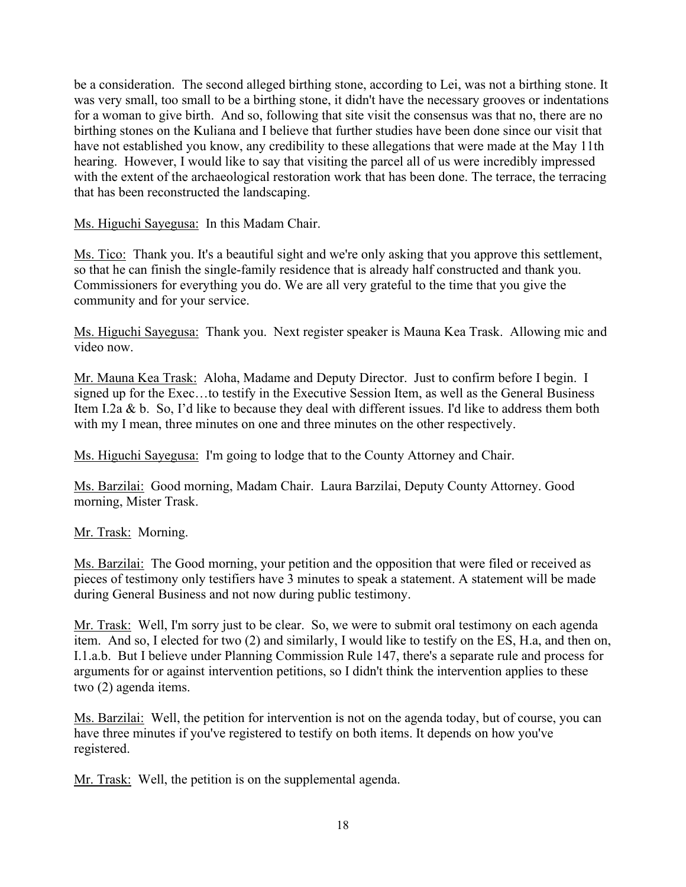be a consideration. The second alleged birthing stone, according to Lei, was not a birthing stone. It was very small, too small to be a birthing stone, it didn't have the necessary grooves or indentations for a woman to give birth. And so, following that site visit the consensus was that no, there are no birthing stones on the Kuliana and I believe that further studies have been done since our visit that have not established you know, any credibility to these allegations that were made at the May 11th hearing. However, I would like to say that visiting the parcel all of us were incredibly impressed with the extent of the archaeological restoration work that has been done. The terrace, the terracing that has been reconstructed the landscaping.

<u>Ms. Higuchi Sayegusa:</u> In this Madam Chair.

<u>Ms. Tico:</u> Thank you. It's a beautiful sight and we're only asking that you approve this settlement, so that he can finish the single-family residence that is already half constructed and thank you. Commissioners for everything you do. We are all very grateful to the time that you give the community and for your service.

<u>Ms. Higuchi Sayegusa:</u> Thank you. Next register speaker is Mauna Kea Trask. Allowing mic and video now.

<u>Mr. Mauna Kea Trask:</u> Aloha, Madame and Deputy Director. Just to confirm before I begin. I signed up for the Exec…to testify in the Executive Session Item, as well as the General Business Item I.2a & b. So, I'd like to because they deal with different issues. I'd like to address them both with my I mean, three minutes on one and three minutes on the other respectively.

<u>Ms. Higuchi Sayegusa:</u> I'm going to lodge that to the County Attorney and Chair.

<u>Ms. Barzilai:</u> Good morning, Madam Chair. Laura Barzilai, Deputy County Attorney. Good morning, Mister Trask.

<u>Mr. Trask:</u> Morning.

<u>Ms. Barzilai:</u> The Good morning, your petition and the opposition that were filed or received as pieces of testimony only testifiers have 3 minutes to speak a statement. A statement will be made during General Business and not now during public testimony.

<u>Mr. Trask:</u> Well, I'm sorry just to be clear. So, we were to submit oral testimony on each agenda item. And so, I elected for two (2) and similarly, I would like to testify on the ES, H.a, and then on, I.1.a.b. But I believe under Planning Commission Rule 147, there's a separate rule and process for arguments for or against intervention petitions, so I didn't think the intervention applies to these two (2) agenda items.

<u>Ms. Barzilai:</u> Well, the petition for intervention is not on the agenda today, but of course, you can have three minutes if you've registered to testify on both items. It depends on how you've registered.

<u>Mr. Trask:</u> Well, the petition is on the supplemental agenda.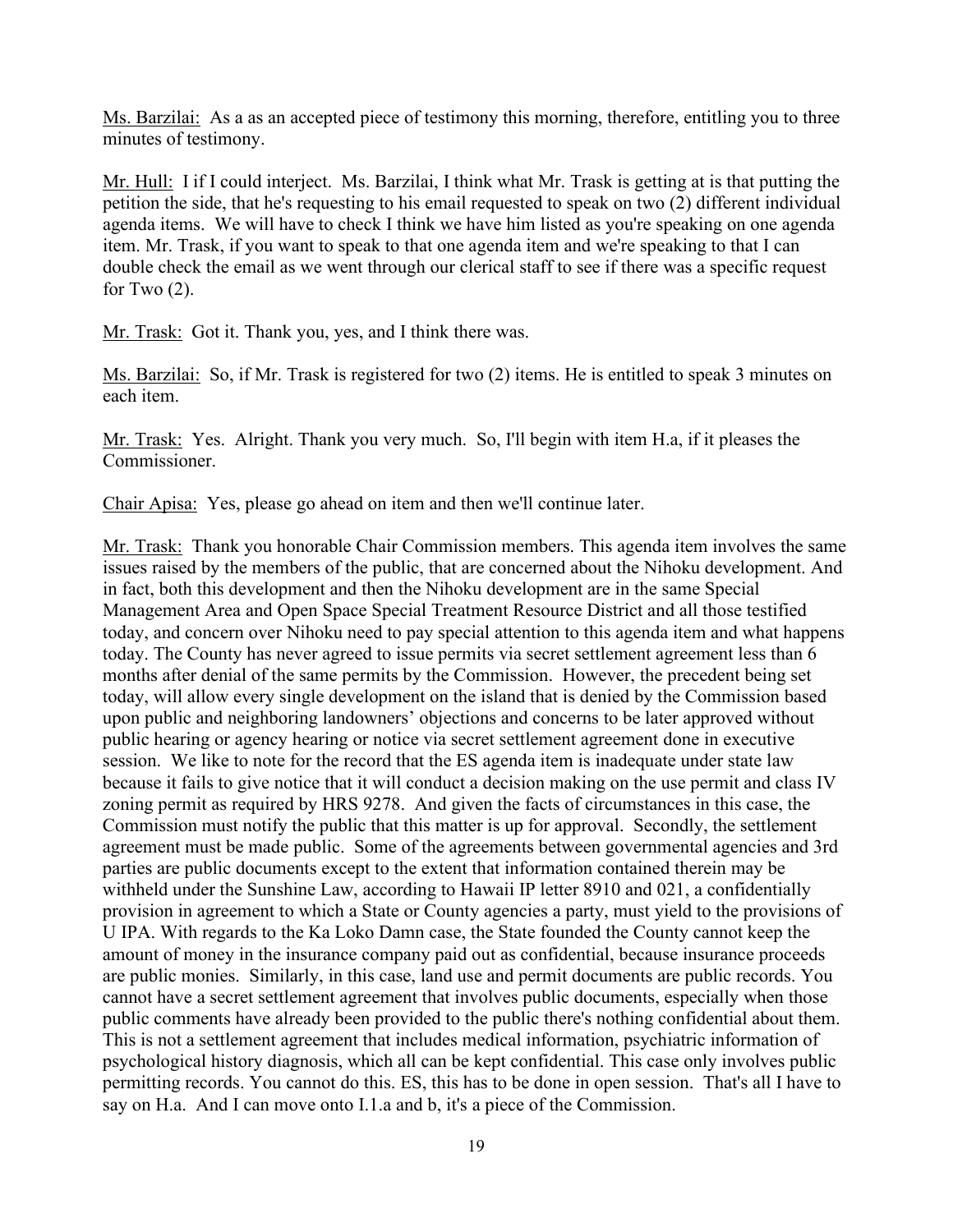Ms. Barzilai: As a as an accepted piece of testimony this morning, therefore, entitling you to three minutes of testimony.

Mr. Hull: I if I could interject. Ms. Barzilai, I think what Mr. Trask is getting at is that putting the petition the side, that he's requesting to his email requested to speak on two (2) different individual agenda items. We will have to check I think we have him listed as you're speaking on one agenda item. Mr. Trask, if you want to speak to that one agenda item and we're speaking to that I can double check the email as we went through our clerical staff to see if there was a specific request for Two (2).

Mr. Trask: Got it. Thank you, yes, and I think there was.

Ms. Barzilai: So, if Mr. Trask is registered for two (2) items. He is entitled to speak 3 minutes on each item.

Mr. Trask: Yes. Alright. Thank you very much. So, I'll begin with item H.a, if it pleases the Commissioner.

Chair Apisa: Yes, please go ahead on item and then we'll continue later.

Mr. Trask: Thank you honorable Chair Commission members. This agenda item involves the same issues raised by the members of the public, that are concerned about the Nihoku development. And in fact, both this development and then the Nihoku development are in the same Special Management Area and Open Space Special Treatment Resource District and all those testified today, and concern over Nihoku need to pay special attention to this agenda item and what happens today. The County has never agreed to issue permits via secret settlement agreement less than 6 months after denial of the same permits by the Commission. However, the precedent being set today, will allow every single development on the island that is denied by the Commission based upon public and neighboring landowners' objections and concerns to be later approved without public hearing or agency hearing or notice via secret settlement agreement done in executive session. We like to note for the record that the ES agenda item is inadequate under state law because it fails to give notice that it will conduct a decision making on the use permit and class IV zoning permit as required by HRS 9278. And given the facts of circumstances in this case, the Commission must notify the public that this matter is up for approval. Secondly, the settlement agreement must be made public. Some of the agreements between governmental agencies and 3rd parties are public documents except to the extent that information contained therein may be withheld under the Sunshine Law, according to Hawaii IP letter 8910 and 021, a confidentially provision in agreement to which a State or County agencies a party, must yield to the provisions of U IPA. With regards to the Ka Loko Damn case, the State founded the County cannot keep the amount of money in the insurance company paid out as confidential, because insurance proceeds are public monies. Similarly, in this case, land use and permit documents are public records. You cannot have a secret settlement agreement that involves public documents, especially when those public comments have already been provided to the public there's nothing confidential about them. This is not a settlement agreement that includes medical information, psychiatric information of psychological history diagnosis, which all can be kept confidential. This case only involves public permitting records. You cannot do this. ES, this has to be done in open session. That's all I have to say on H.a. And I can move onto I.1.a and b, it's a piece of the Commission.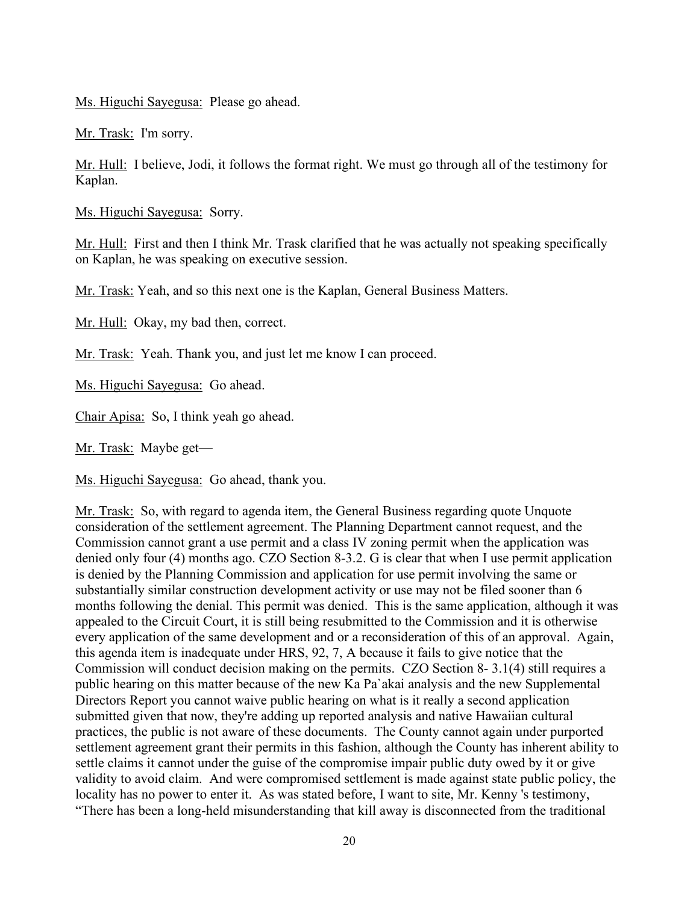<u>Ms. Higuchi Sayegusa:</u> Please go ahead.

<u>Mr. Trask:</u> I'm sorry.

<u>Mr. Hull:</u> I believe, Jodi, it follows the format right. We must go through all of the testimony for Kaplan.

<u>Ms. Higuchi Sayegusa:</u> Sorry.

<u>Mr. Hull:</u> First and then I think Mr. Trask clarified that he was actually not speaking specifically on Kaplan, he was speaking on executive session.

<u>Mr. Trask:</u> Yeah, and so this next one is the Kaplan, General Business Matters.

<u>Mr. Hull:</u> Okay, my bad then, correct.

<u>Mr. Trask:</u> Yeah. Thank you, and just let me know I can proceed.

<u>Ms. Higuchi Sayegusa:</u> Go ahead.

<u>Chair Apisa:</u> So, I think yeah go ahead.

<u>Mr. Trask:</u> Maybe get—

<u>Ms. Higuchi Sayegusa:</u> Go ahead, thank you.

<u>Mr. Trask:</u> So, with regard to agenda item, the General Business regarding quote Unquote consideration of the settlement agreement. The Planning Department cannot request, and the Commission cannot grant a use permit and a class IV zoning permit when the application was denied only four (4) months ago. CZO Section 8-3.2. G is clear that when I use permit application is denied by the Planning Commission and application for use permit involving the same or substantially similar construction development activity or use may not be filed sooner than 6 months following the denial. This permit was denied. This is the same application, although it was appealed to the Circuit Court, it is still being resubmitted to the Commission and it is otherwise every application of the same development and or a reconsideration of this of an approval. Again, this agenda item is inadequate under HRS, 92, 7, A because it fails to give notice that the Commission will conduct decision making on the permits. CZO Section 8- 3.1(4) still requires a public hearing on this matter because of the new Ka Pa`akai analysis and the new Supplemental Directors Report you cannot waive public hearing on what is it really a second application submitted given that now, they're adding up reported analysis and native Hawaiian cultural practices, the public is not aware of these documents. The County cannot again under purported settlement agreement grant their permits in this fashion, although the County has inherent ability to settle claims it cannot under the guise of the compromise impair public duty owed by it or give validity to avoid claim. And were compromised settlement is made against state public policy, the locality has no power to enter it. As was stated before, I want to site, Mr. Kenny 's testimony, “There has been a long-held misunderstanding that kill away is disconnected from the traditional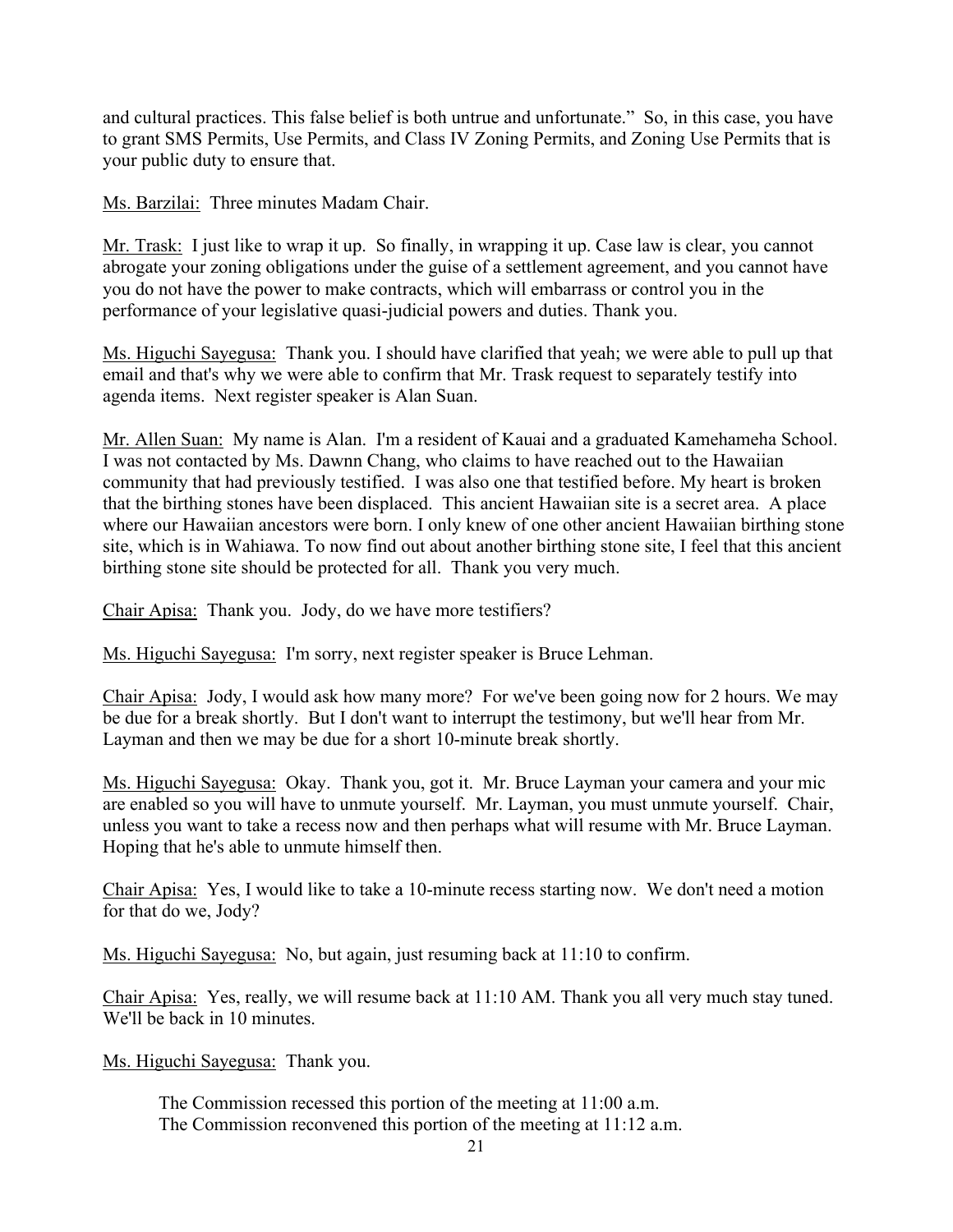and cultural practices. This false belief is both untrue and unfortunate." So, in this case, you have to grant SMS Permits, Use Permits, and Class IV Zoning Permits, and Zoning Use Permits that is your public duty to ensure that.

Ms. Barzilai: Three minutes Madam Chair.

Mr. Trask: I just like to wrap it up. So finally, in wrapping it up. Case law is clear, you cannot abrogate your zoning obligations under the guise of a settlement agreement, and you cannot have you do not have the power to make contracts, which will embarrass or control you in the performance of your legislative quasi-judicial powers and duties. Thank you.

Ms. Higuchi Sayegusa: Thank you. I should have clarified that yeah; we were able to pull up that email and that's why we were able to confirm that Mr. Trask request to separately testify into agenda items. Next register speaker is Alan Suan.

Mr. Allen Suan: My name is Alan. I'm a resident of Kauai and a graduated Kamehameha School. I was not contacted by Ms. Dawnn Chang, who claims to have reached out to the Hawaiian community that had previously testified. I was also one that testified before. My heart is broken that the birthing stones have been displaced. This ancient Hawaiian site is a secret area. A place where our Hawaiian ancestors were born. I only knew of one other ancient Hawaiian birthing stone site, which is in Wahiawa. To now find out about another birthing stone site, I feel that this ancient birthing stone site should be protected for all. Thank you very much.

Chair Apisa: Thank you. Jody, do we have more testifiers?

Ms. Higuchi Sayegusa: I'm sorry, next register speaker is Bruce Lehman.

Chair Apisa: Jody, I would ask how many more? For we've been going now for 2 hours. We may be due for a break shortly. But I don't want to interrupt the testimony, but we'll hear from Mr. Layman and then we may be due for a short 10-minute break shortly.

Ms. Higuchi Sayegusa: Okay. Thank you, got it. Mr. Bruce Layman your camera and your mic are enabled so you will have to unmute yourself. Mr. Layman, you must unmute yourself. Chair, unless you want to take a recess now and then perhaps what will resume with Mr. Bruce Layman. Hoping that he's able to unmute himself then.

Chair Apisa: Yes, I would like to take a 10-minute recess starting now. We don't need a motion for that do we, Jody?

Ms. Higuchi Sayegusa: No, but again, just resuming back at 11:10 to confirm.

Chair Apisa: Yes, really, we will resume back at 11:10 AM. Thank you all very much stay tuned. We'll be back in 10 minutes.

Ms. Higuchi Sayegusa: Thank you.

The Commission recessed this portion of the meeting at 11:00 a.m.
The Commission reconvened this portion of the meeting at 11:12 a.m.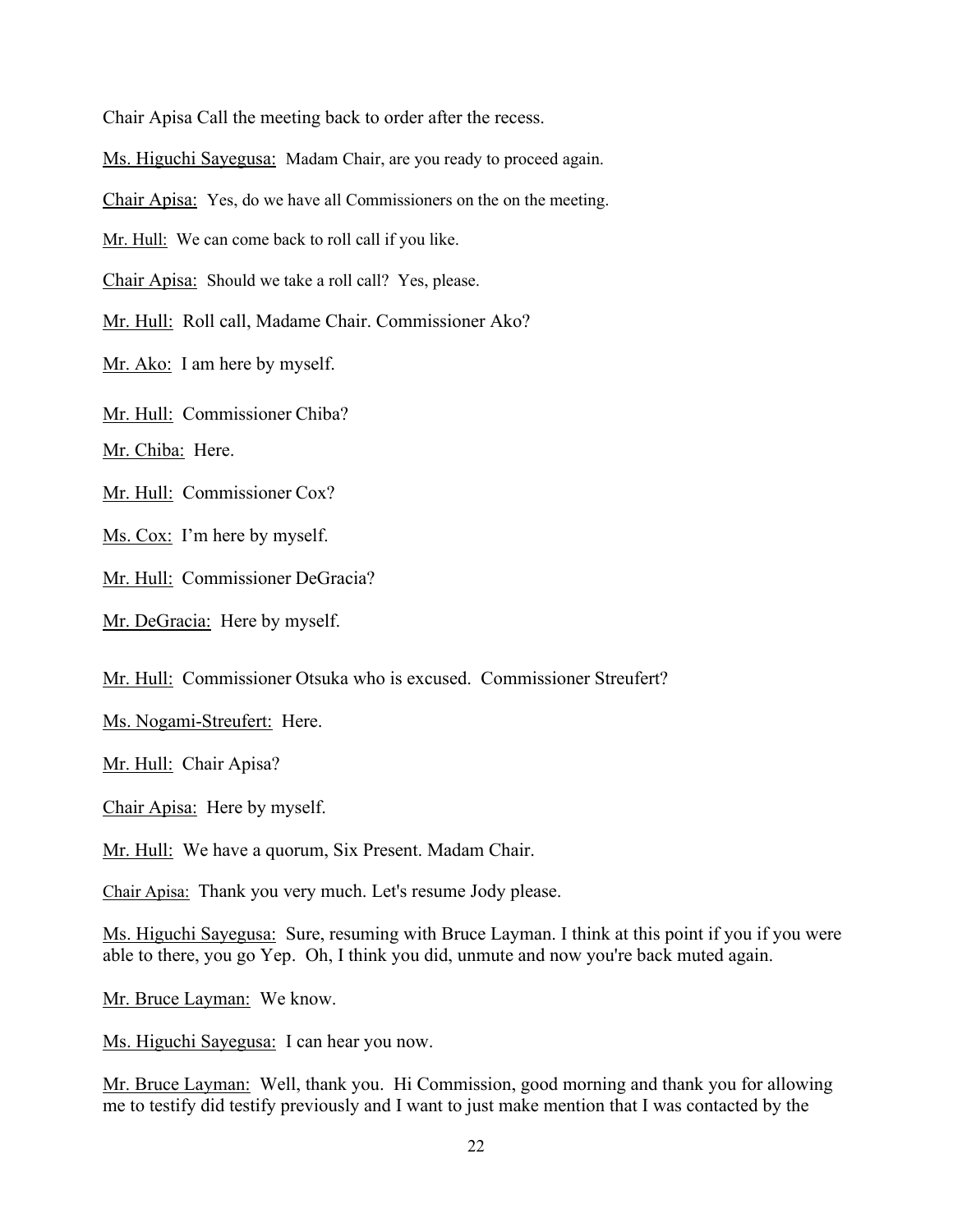Chair Apisa Call the meeting back to order after the recess.

<u>Ms. Higuchi Sayegusa:</u> Madam Chair, are you ready to proceed again.

<u>Chair Apisa:</u> Yes, do we have all Commissioners on the on the meeting.

<u>Mr. Hull:</u> We can come back to roll call if you like.

<u>Chair Apisa:</u> Should we take a roll call? Yes, please.

<u>Mr. Hull:</u> Roll call, Madame Chair. Commissioner Ako?

<u>Mr. Ako:</u> I am here by myself.

<u>Mr. Hull:</u> Commissioner Chiba?

<u>Mr. Chiba:</u> Here.

<u>Mr. Hull:</u> Commissioner Cox?

<u>Ms. Cox:</u> I'm here by myself.

<u>Mr. Hull:</u> Commissioner DeGracia?

<u>Mr. DeGracia:</u> Here by myself.

<u>Mr. Hull:</u> Commissioner Otsuka who is excused. Commissioner Streufert?

<u>Ms. Nogami-Streufert:</u> Here.

<u>Mr. Hull:</u> Chair Apisa?

<u>Chair Apisa:</u> Here by myself.

<u>Mr. Hull:</u> We have a quorum, Six Present. Madam Chair.

<u>Chair Apisa:</u> Thank you very much. Let's resume Jody please.

<u>Ms. Higuchi Sayegusa:</u> Sure, resuming with Bruce Layman. I think at this point if you if you were able to there, you go Yep. Oh, I think you did, unmute and now you're back muted again.

<u>Mr. Bruce Layman:</u> We know.

<u>Ms. Higuchi Sayegusa:</u> I can hear you now.

<u>Mr. Bruce Layman:</u> Well, thank you. Hi Commission, good morning and thank you for allowing me to testify did testify previously and I want to just make mention that I was contacted by the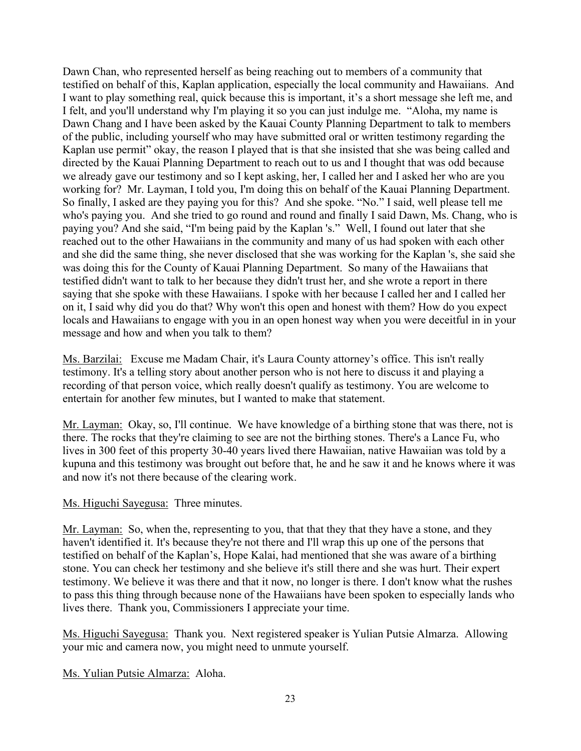Dawn Chan, who represented herself as being reaching out to members of a community that testified on behalf of this, Kaplan application, especially the local community and Hawaiians. And I want to play something real, quick because this is important, it's a short message she left me, and I felt, and you'll understand why I'm playing it so you can just indulge me. "Aloha, my name is Dawn Chang and I have been asked by the Kauai County Planning Department to talk to members of the public, including yourself who may have submitted oral or written testimony regarding the Kaplan use permit" okay, the reason I played that is that she insisted that she was being called and directed by the Kauai Planning Department to reach out to us and I thought that was odd because we already gave our testimony and so I kept asking, her, I called her and I asked her who are you working for? Mr. Layman, I told you, I'm doing this on behalf of the Kauai Planning Department. So finally, I asked are they paying you for this? And she spoke. "No." I said, well please tell me who's paying you. And she tried to go round and round and finally I said Dawn, Ms. Chang, who is paying you? And she said, "I'm being paid by the Kaplan 's." Well, I found out later that she reached out to the other Hawaiians in the community and many of us had spoken with each other and she did the same thing, she never disclosed that she was working for the Kaplan 's, she said she was doing this for the County of Kauai Planning Department. So many of the Hawaiians that testified didn't want to talk to her because they didn't trust her, and she wrote a report in there saying that she spoke with these Hawaiians. I spoke with her because I called her and I called her on it, I said why did you do that? Why won't this open and honest with them? How do you expect locals and Hawaiians to engage with you in an open honest way when you were deceitful in in your message and how and when you talk to them?

Ms. Barzilai: Excuse me Madam Chair, it's Laura County attorney's office. This isn't really testimony. It's a telling story about another person who is not here to discuss it and playing a recording of that person voice, which really doesn't qualify as testimony. You are welcome to entertain for another few minutes, but I wanted to make that statement.

Mr. Layman: Okay, so, I'll continue. We have knowledge of a birthing stone that was there, not is there. The rocks that they're claiming to see are not the birthing stones. There's a Lance Fu, who lives in 300 feet of this property 30-40 years lived there Hawaiian, native Hawaiian was told by a kupuna and this testimony was brought out before that, he and he saw it and he knows where it was and now it's not there because of the clearing work.

Ms. Higuchi Sayegusa: Three minutes.

Mr. Layman: So, when the, representing to you, that that they that they have a stone, and they haven't identified it. It's because they're not there and I'll wrap this up one of the persons that testified on behalf of the Kaplan's, Hope Kalai, had mentioned that she was aware of a birthing stone. You can check her testimony and she believe it's still there and she was hurt. Their expert testimony. We believe it was there and that it now, no longer is there. I don't know what the rushes to pass this thing through because none of the Hawaiians have been spoken to especially lands who lives there. Thank you, Commissioners I appreciate your time.

Ms. Higuchi Sayegusa: Thank you. Next registered speaker is Yulian Putsie Almarza. Allowing your mic and camera now, you might need to unmute yourself.

Ms. Yulian Putsie Almarza: Aloha.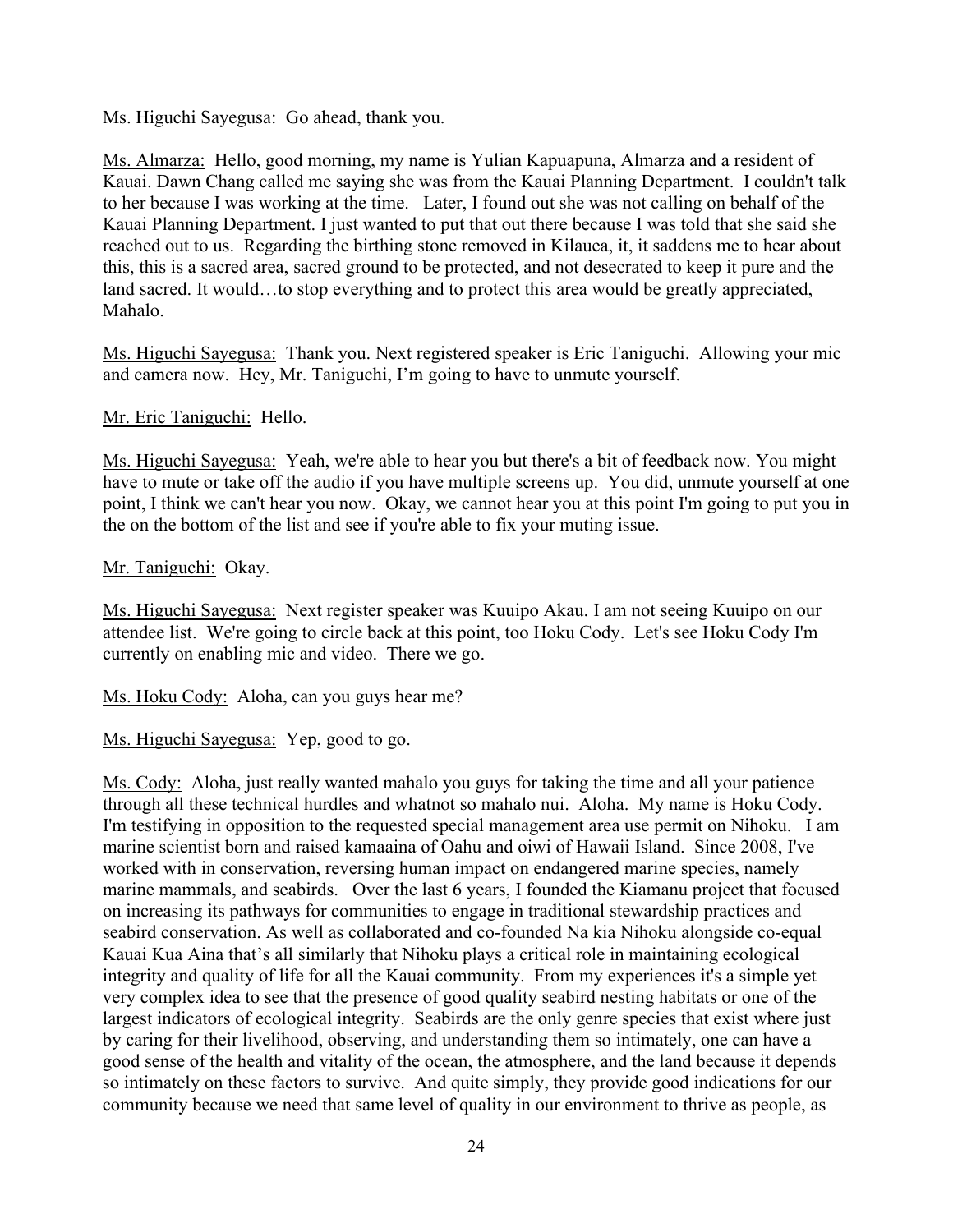Ms. Higuchi Sayegusa: Go ahead, thank you.

Ms. Almarza: Hello, good morning, my name is Yulian Kapuapuna, Almarza and a resident of Kauai. Dawn Chang called me saying she was from the Kauai Planning Department. I couldn't talk to her because I was working at the time. Later, I found out she was not calling on behalf of the Kauai Planning Department. I just wanted to put that out there because I was told that she said she reached out to us. Regarding the birthing stone removed in Kilauea, it, it saddens me to hear about this, this is a sacred area, sacred ground to be protected, and not desecrated to keep it pure and the land sacred. It would…to stop everything and to protect this area would be greatly appreciated, Mahalo.

Ms. Higuchi Sayegusa: Thank you. Next registered speaker is Eric Taniguchi. Allowing your mic and camera now. Hey, Mr. Taniguchi, I'm going to have to unmute yourself.

Mr. Eric Taniguchi: Hello.

Ms. Higuchi Sayegusa: Yeah, we're able to hear you but there's a bit of feedback now. You might have to mute or take off the audio if you have multiple screens up. You did, unmute yourself at one point, I think we can't hear you now. Okay, we cannot hear you at this point I'm going to put you in the on the bottom of the list and see if you're able to fix your muting issue.

Mr. Taniguchi: Okay.

Ms. Higuchi Sayegusa: Next register speaker was Kuuipo Akau. I am not seeing Kuuipo on our attendee list. We're going to circle back at this point, too Hoku Cody. Let's see Hoku Cody I'm currently on enabling mic and video. There we go.

Ms. Hoku Cody: Aloha, can you guys hear me?

Ms. Higuchi Sayegusa: Yep, good to go.

Ms. Cody: Aloha, just really wanted mahalo you guys for taking the time and all your patience through all these technical hurdles and whatnot so mahalo nui. Aloha. My name is Hoku Cody. I'm testifying in opposition to the requested special management area use permit on Nihoku. I am marine scientist born and raised kamaaina of Oahu and oiwi of Hawaii Island. Since 2008, I've worked with in conservation, reversing human impact on endangered marine species, namely marine mammals, and seabirds. Over the last 6 years, I founded the Kiamanu project that focused on increasing its pathways for communities to engage in traditional stewardship practices and seabird conservation. As well as collaborated and co-founded Na kia Nihoku alongside co-equal Kauai Kua Aina that's all similarly that Nihoku plays a critical role in maintaining ecological integrity and quality of life for all the Kauai community. From my experiences it's a simple yet very complex idea to see that the presence of good quality seabird nesting habitats or one of the largest indicators of ecological integrity. Seabirds are the only genre species that exist where just by caring for their livelihood, observing, and understanding them so intimately, one can have a good sense of the health and vitality of the ocean, the atmosphere, and the land because it depends so intimately on these factors to survive. And quite simply, they provide good indications for our community because we need that same level of quality in our environment to thrive as people, as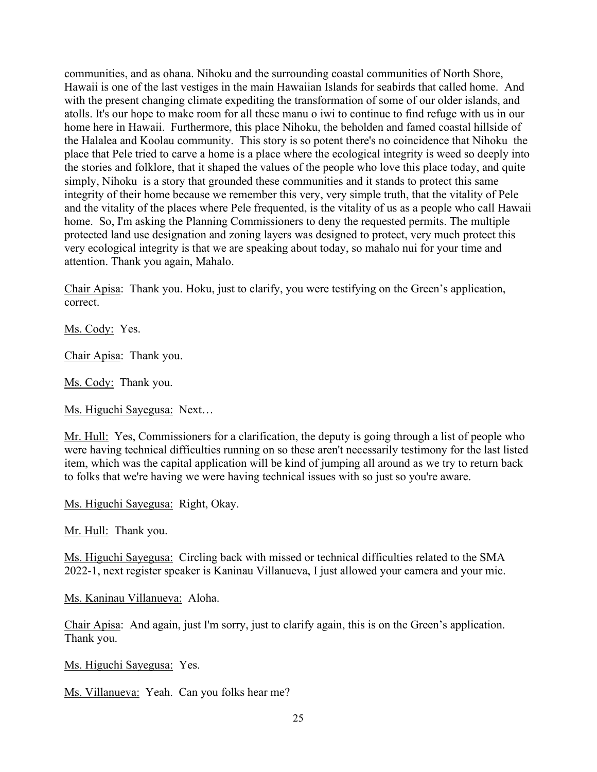communities, and as ohana. Nihoku and the surrounding coastal communities of North Shore, Hawaii is one of the last vestiges in the main Hawaiian Islands for seabirds that called home. And with the present changing climate expediting the transformation of some of our older islands, and atolls. It's our hope to make room for all these manu o iwi to continue to find refuge with us in our home here in Hawaii. Furthermore, this place Nihoku, the beholden and famed coastal hillside of the Halalea and Koolau community. This story is so potent there's no coincidence that Nihoku the place that Pele tried to carve a home is a place where the ecological integrity is weed so deeply into the stories and folklore, that it shaped the values of the people who love this place today, and quite simply, Nihoku is a story that grounded these communities and it stands to protect this same integrity of their home because we remember this very, very simple truth, that the vitality of Pele and the vitality of the places where Pele frequented, is the vitality of us as a people who call Hawaii home. So, I'm asking the Planning Commissioners to deny the requested permits. The multiple protected land use designation and zoning layers was designed to protect, very much protect this very ecological integrity is that we are speaking about today, so mahalo nui for your time and attention. Thank you again, Mahalo.

<u>Chair Apisa</u>: Thank you. Hoku, just to clarify, you were testifying on the Green's application, correct.

<u>Ms. Cody:</u> Yes.

<u>Chair Apisa</u>: Thank you.

<u>Ms. Cody:</u> Thank you.

<u>Ms. Higuchi Sayegusa:</u> Next…

<u>Mr. Hull:</u> Yes, Commissioners for a clarification, the deputy is going through a list of people who were having technical difficulties running on so these aren't necessarily testimony for the last listed item, which was the capital application will be kind of jumping all around as we try to return back to folks that we're having we were having technical issues with so just so you're aware.

<u>Ms. Higuchi Sayegusa:</u> Right, Okay.

<u>Mr. Hull:</u> Thank you.

<u>Ms. Higuchi Sayegusa:</u> Circling back with missed or technical difficulties related to the SMA 2022-1, next register speaker is Kaninau Villanueva, I just allowed your camera and your mic.

<u>Ms. Kaninau Villanueva:</u> Aloha.

<u>Chair Apisa</u>: And again, just I'm sorry, just to clarify again, this is on the Green's application. Thank you.

<u>Ms. Higuchi Sayegusa:</u> Yes.

<u>Ms. Villanueva:</u> Yeah. Can you folks hear me?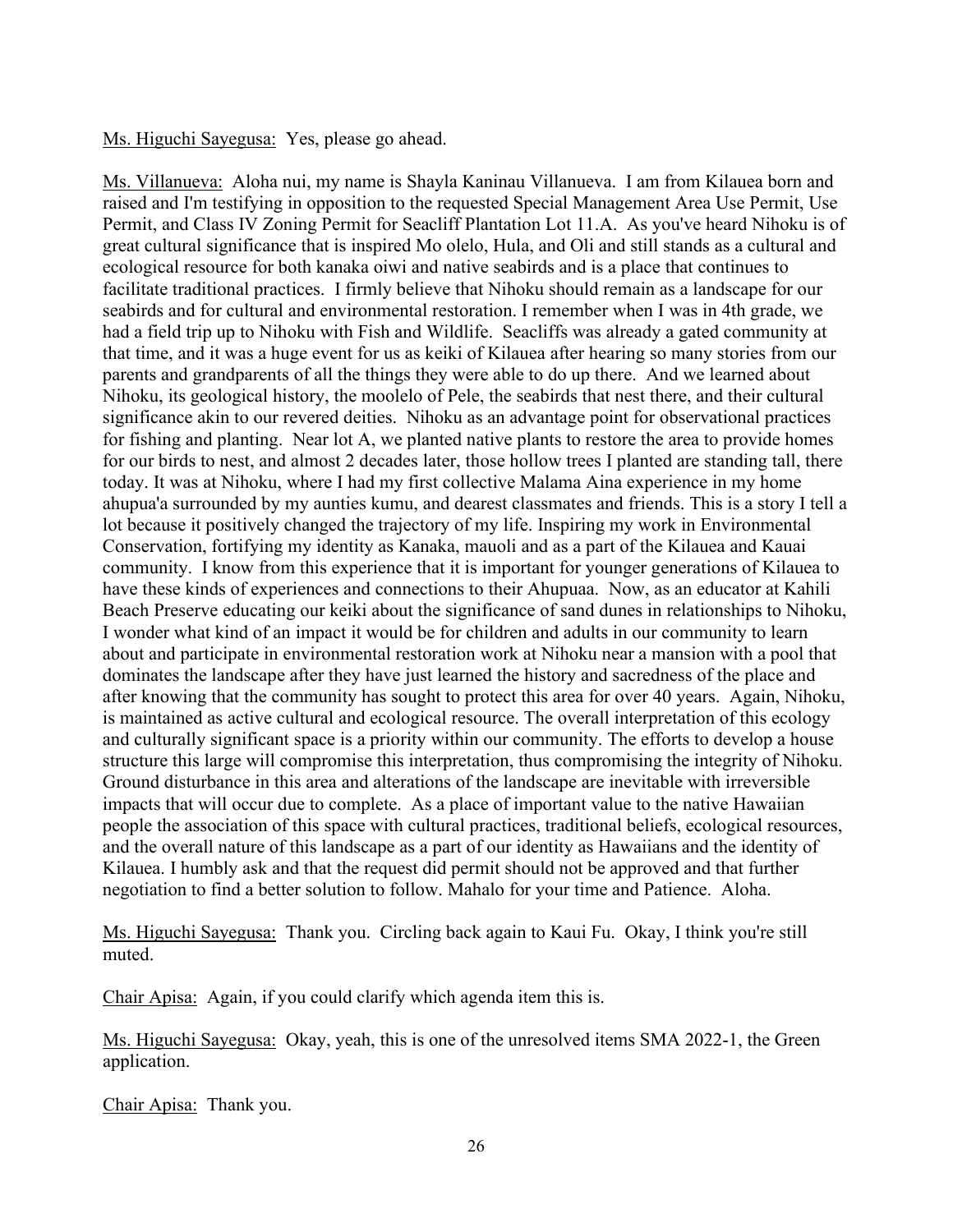Ms. Higuchi Sayegusa: Yes, please go ahead.

Ms. Villanueva: Aloha nui, my name is Shayla Kaninau Villanueva. I am from Kilauea born and raised and I'm testifying in opposition to the requested Special Management Area Use Permit, Use Permit, and Class IV Zoning Permit for Seacliff Plantation Lot 11.A. As you've heard Nihoku is of great cultural significance that is inspired Mo olelo, Hula, and Oli and still stands as a cultural and ecological resource for both kanaka oiwi and native seabirds and is a place that continues to facilitate traditional practices. I firmly believe that Nihoku should remain as a landscape for our seabirds and for cultural and environmental restoration. I remember when I was in 4th grade, we had a field trip up to Nihoku with Fish and Wildlife. Seacliffs was already a gated community at that time, and it was a huge event for us as keiki of Kilauea after hearing so many stories from our parents and grandparents of all the things they were able to do up there. And we learned about Nihoku, its geological history, the moolelo of Pele, the seabirds that nest there, and their cultural significance akin to our revered deities. Nihoku as an advantage point for observational practices for fishing and planting. Near lot A, we planted native plants to restore the area to provide homes for our birds to nest, and almost 2 decades later, those hollow trees I planted are standing tall, there today. It was at Nihoku, where I had my first collective Malama Aina experience in my home ahupua'a surrounded by my aunties kumu, and dearest classmates and friends. This is a story I tell a lot because it positively changed the trajectory of my life. Inspiring my work in Environmental Conservation, fortifying my identity as Kanaka, mauoli and as a part of the Kilauea and Kauai community. I know from this experience that it is important for younger generations of Kilauea to have these kinds of experiences and connections to their Ahupuaa. Now, as an educator at Kahili Beach Preserve educating our keiki about the significance of sand dunes in relationships to Nihoku, I wonder what kind of an impact it would be for children and adults in our community to learn about and participate in environmental restoration work at Nihoku near a mansion with a pool that dominates the landscape after they have just learned the history and sacredness of the place and after knowing that the community has sought to protect this area for over 40 years. Again, Nihoku, is maintained as active cultural and ecological resource. The overall interpretation of this ecology and culturally significant space is a priority within our community. The efforts to develop a house structure this large will compromise this interpretation, thus compromising the integrity of Nihoku. Ground disturbance in this area and alterations of the landscape are inevitable with irreversible impacts that will occur due to complete. As a place of important value to the native Hawaiian people the association of this space with cultural practices, traditional beliefs, ecological resources, and the overall nature of this landscape as a part of our identity as Hawaiians and the identity of Kilauea. I humbly ask and that the request did permit should not be approved and that further negotiation to find a better solution to follow. Mahalo for your time and Patience. Aloha.

Ms. Higuchi Sayegusa: Thank you. Circling back again to Kaui Fu. Okay, I think you're still muted.

Chair Apisa: Again, if you could clarify which agenda item this is.

Ms. Higuchi Sayegusa: Okay, yeah, this is one of the unresolved items SMA 2022-1, the Green application.

Chair Apisa: Thank you.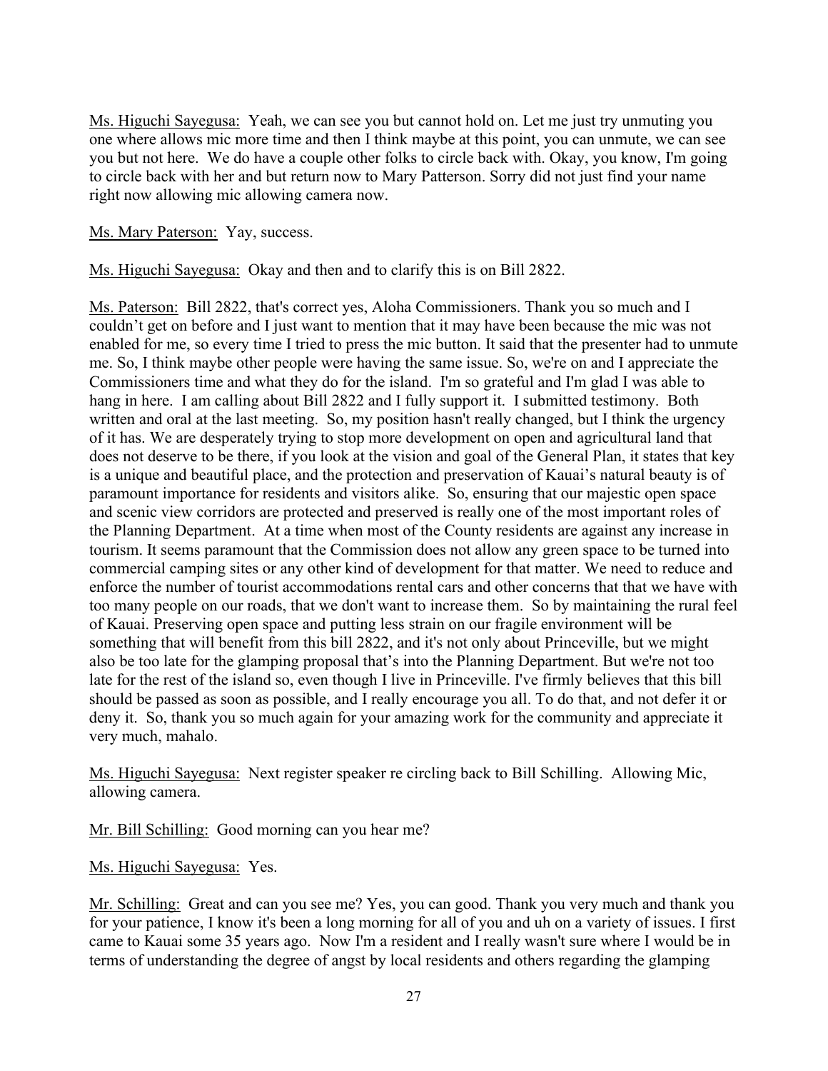Ms. Higuchi Sayegusa: Yeah, we can see you but cannot hold on. Let me just try unmuting you one where allows mic more time and then I think maybe at this point, you can unmute, we can see you but not here. We do have a couple other folks to circle back with. Okay, you know, I'm going to circle back with her and but return now to Mary Patterson. Sorry did not just find your name right now allowing mic allowing camera now.

Ms. Mary Paterson: Yay, success.

Ms. Higuchi Sayegusa: Okay and then and to clarify this is on Bill 2822.

Ms. Paterson: Bill 2822, that's correct yes, Aloha Commissioners. Thank you so much and I couldn't get on before and I just want to mention that it may have been because the mic was not enabled for me, so every time I tried to press the mic button. It said that the presenter had to unmute me. So, I think maybe other people were having the same issue. So, we're on and I appreciate the Commissioners time and what they do for the island. I'm so grateful and I'm glad I was able to hang in here. I am calling about Bill 2822 and I fully support it. I submitted testimony. Both written and oral at the last meeting. So, my position hasn't really changed, but I think the urgency of it has. We are desperately trying to stop more development on open and agricultural land that does not deserve to be there, if you look at the vision and goal of the General Plan, it states that key is a unique and beautiful place, and the protection and preservation of Kauai's natural beauty is of paramount importance for residents and visitors alike. So, ensuring that our majestic open space and scenic view corridors are protected and preserved is really one of the most important roles of the Planning Department. At a time when most of the County residents are against any increase in tourism. It seems paramount that the Commission does not allow any green space to be turned into commercial camping sites or any other kind of development for that matter. We need to reduce and enforce the number of tourist accommodations rental cars and other concerns that that we have with too many people on our roads, that we don't want to increase them. So by maintaining the rural feel of Kauai. Preserving open space and putting less strain on our fragile environment will be something that will benefit from this bill 2822, and it's not only about Princeville, but we might also be too late for the glamping proposal that's into the Planning Department. But we're not too late for the rest of the island so, even though I live in Princeville. I've firmly believes that this bill should be passed as soon as possible, and I really encourage you all. To do that, and not defer it or deny it. So, thank you so much again for your amazing work for the community and appreciate it very much, mahalo.

Ms. Higuchi Sayegusa: Next register speaker re circling back to Bill Schilling. Allowing Mic, allowing camera.

Mr. Bill Schilling: Good morning can you hear me?

Ms. Higuchi Sayegusa: Yes.

Mr. Schilling: Great and can you see me? Yes, you can good. Thank you very much and thank you for your patience, I know it's been a long morning for all of you and uh on a variety of issues. I first came to Kauai some 35 years ago. Now I'm a resident and I really wasn't sure where I would be in terms of understanding the degree of angst by local residents and others regarding the glamping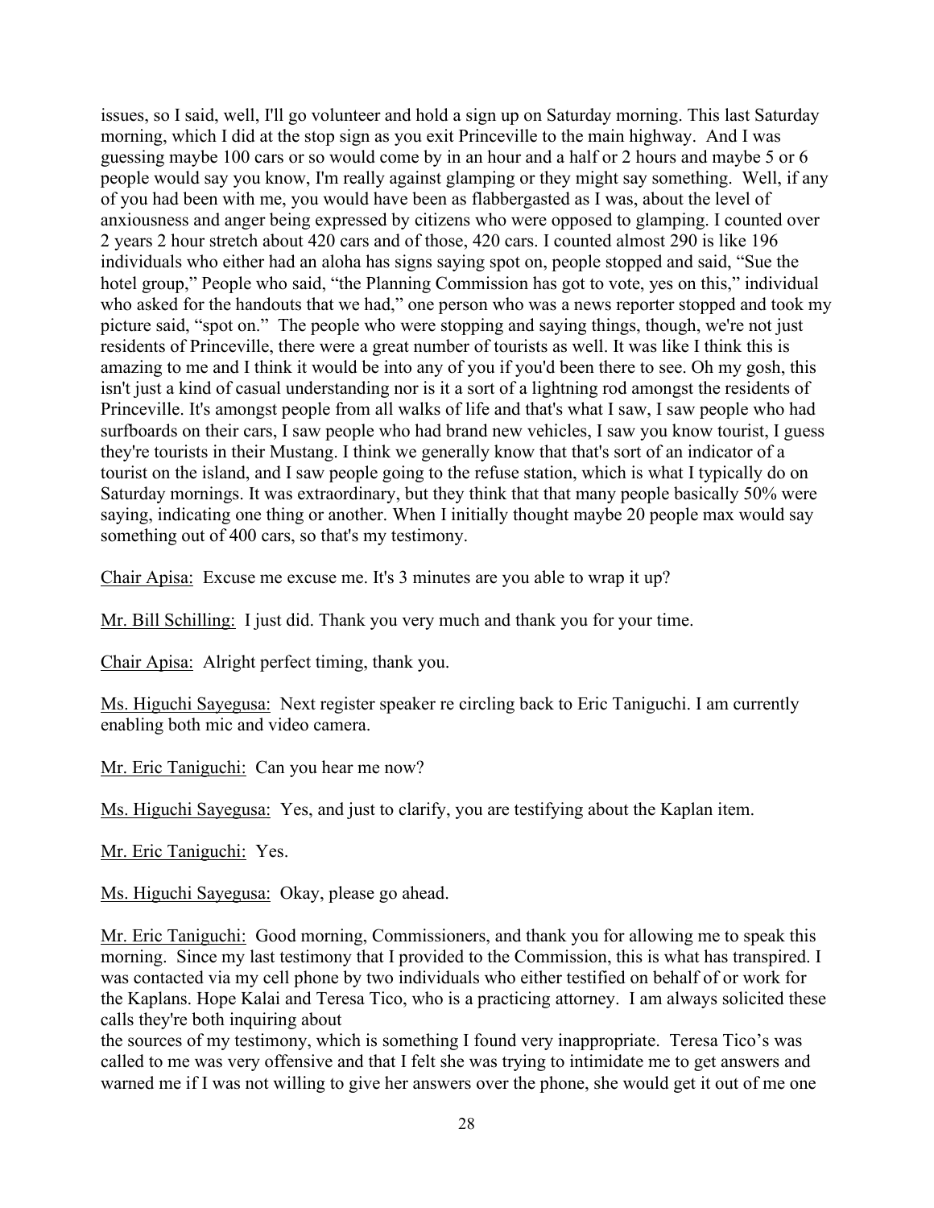issues, so I said, well, I'll go volunteer and hold a sign up on Saturday morning. This last Saturday morning, which I did at the stop sign as you exit Princeville to the main highway. And I was guessing maybe 100 cars or so would come by in an hour and a half or 2 hours and maybe 5 or 6 people would say you know, I'm really against glamping or they might say something. Well, if any of you had been with me, you would have been as flabbergasted as I was, about the level of anxiousness and anger being expressed by citizens who were opposed to glamping. I counted over 2 years 2 hour stretch about 420 cars and of those, 420 cars. I counted almost 290 is like 196 individuals who either had an aloha has signs saying spot on, people stopped and said, "Sue the hotel group," People who said, "the Planning Commission has got to vote, yes on this," individual who asked for the handouts that we had," one person who was a news reporter stopped and took my picture said, "spot on." The people who were stopping and saying things, though, we're not just residents of Princeville, there were a great number of tourists as well. It was like I think this is amazing to me and I think it would be into any of you if you'd been there to see. Oh my gosh, this isn't just a kind of casual understanding nor is it a sort of a lightning rod amongst the residents of Princeville. It's amongst people from all walks of life and that's what I saw, I saw people who had surfboards on their cars, I saw people who had brand new vehicles, I saw you know tourist, I guess they're tourists in their Mustang. I think we generally know that that's sort of an indicator of a tourist on the island, and I saw people going to the refuse station, which is what I typically do on Saturday mornings. It was extraordinary, but they think that that many people basically 50% were saying, indicating one thing or another. When I initially thought maybe 20 people max would say something out of 400 cars, so that's my testimony.

Chair Apisa: Excuse me excuse me. It's 3 minutes are you able to wrap it up?

Mr. Bill Schilling: I just did. Thank you very much and thank you for your time.

Chair Apisa: Alright perfect timing, thank you.

Ms. Higuchi Sayegusa: Next register speaker re circling back to Eric Taniguchi. I am currently enabling both mic and video camera.

Mr. Eric Taniguchi: Can you hear me now?

Ms. Higuchi Sayegusa: Yes, and just to clarify, you are testifying about the Kaplan item.

Mr. Eric Taniguchi: Yes.

Ms. Higuchi Sayegusa: Okay, please go ahead.

Mr. Eric Taniguchi: Good morning, Commissioners, and thank you for allowing me to speak this morning. Since my last testimony that I provided to the Commission, this is what has transpired. I was contacted via my cell phone by two individuals who either testified on behalf of or work for the Kaplans. Hope Kalai and Teresa Tico, who is a practicing attorney. I am always solicited these calls they're both inquiring about the sources of my testimony, which is something I found very inappropriate. Teresa Tico's was called to me was very offensive and that I felt she was trying to intimidate me to get answers and warned me if I was not willing to give her answers over the phone, she would get it out of me one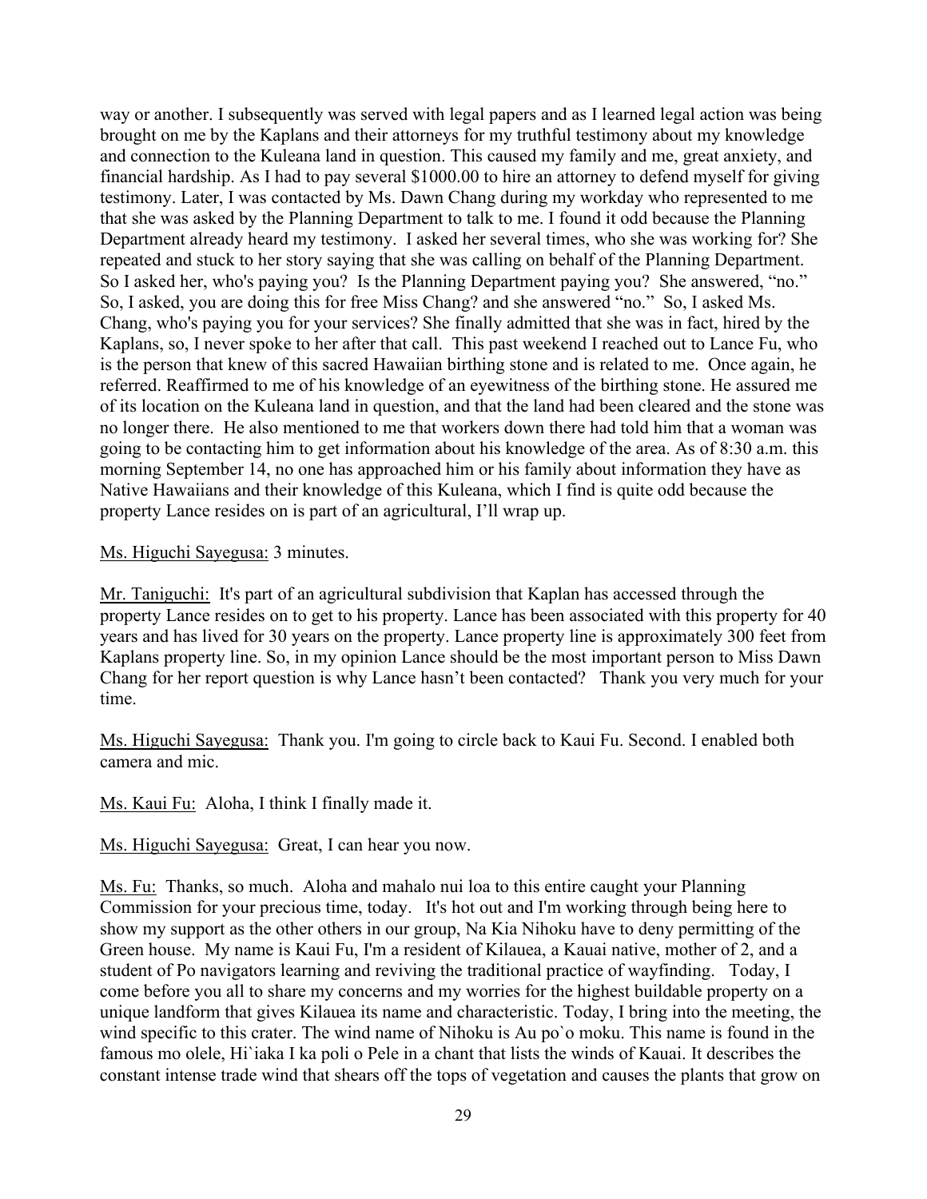way or another. I subsequently was served with legal papers and as I learned legal action was being brought on me by the Kaplans and their attorneys for my truthful testimony about my knowledge and connection to the Kuleana land in question. This caused my family and me, great anxiety, and financial hardship. As I had to pay several $1000.00 to hire an attorney to defend myself for giving testimony. Later, I was contacted by Ms. Dawn Chang during my workday who represented to me that she was asked by the Planning Department to talk to me. I found it odd because the Planning Department already heard my testimony. I asked her several times, who she was working for? She repeated and stuck to her story saying that she was calling on behalf of the Planning Department. So I asked her, who's paying you? Is the Planning Department paying you? She answered, "no." So, I asked, you are doing this for free Miss Chang? and she answered "no." So, I asked Ms. Chang, who's paying you for your services? She finally admitted that she was in fact, hired by the Kaplans, so, I never spoke to her after that call. This past weekend I reached out to Lance Fu, who is the person that knew of this sacred Hawaiian birthing stone and is related to me. Once again, he referred. Reaffirmed to me of his knowledge of an eyewitness of the birthing stone. He assured me of its location on the Kuleana land in question, and that the land had been cleared and the stone was no longer there. He also mentioned to me that workers down there had told him that a woman was going to be contacting him to get information about his knowledge of the area. As of 8:30 a.m. this morning September 14, no one has approached him or his family about information they have as Native Hawaiians and their knowledge of this Kuleana, which I find is quite odd because the property Lance resides on is part of an agricultural, I'll wrap up.

Ms. Higuchi Sayegusa: 3 minutes.

Mr. Taniguchi: It's part of an agricultural subdivision that Kaplan has accessed through the property Lance resides on to get to his property. Lance has been associated with this property for 40 years and has lived for 30 years on the property. Lance property line is approximately 300 feet from Kaplans property line. So, in my opinion Lance should be the most important person to Miss Dawn Chang for her report question is why Lance hasn't been contacted? Thank you very much for your time.

Ms. Higuchi Sayegusa: Thank you. I'm going to circle back to Kaui Fu. Second. I enabled both camera and mic.

Ms. Kaui Fu: Aloha, I think I finally made it.

Ms. Higuchi Sayegusa: Great, I can hear you now.

Ms. Fu: Thanks, so much. Aloha and mahalo nui loa to this entire caught your Planning Commission for your precious time, today. It's hot out and I'm working through being here to show my support as the other others in our group, Na Kia Nihoku have to deny permitting of the Green house. My name is Kaui Fu, I'm a resident of Kilauea, a Kauai native, mother of 2, and a student of Po navigators learning and reviving the traditional practice of wayfinding. Today, I come before you all to share my concerns and my worries for the highest buildable property on a unique landform that gives Kilauea its name and characteristic. Today, I bring into the meeting, the wind specific to this crater. The wind name of Nihoku is Au po`o moku. This name is found in the famous mo olele, Hi`iaka I ka poli o Pele in a chant that lists the winds of Kauai. It describes the constant intense trade wind that shears off the tops of vegetation and causes the plants that grow on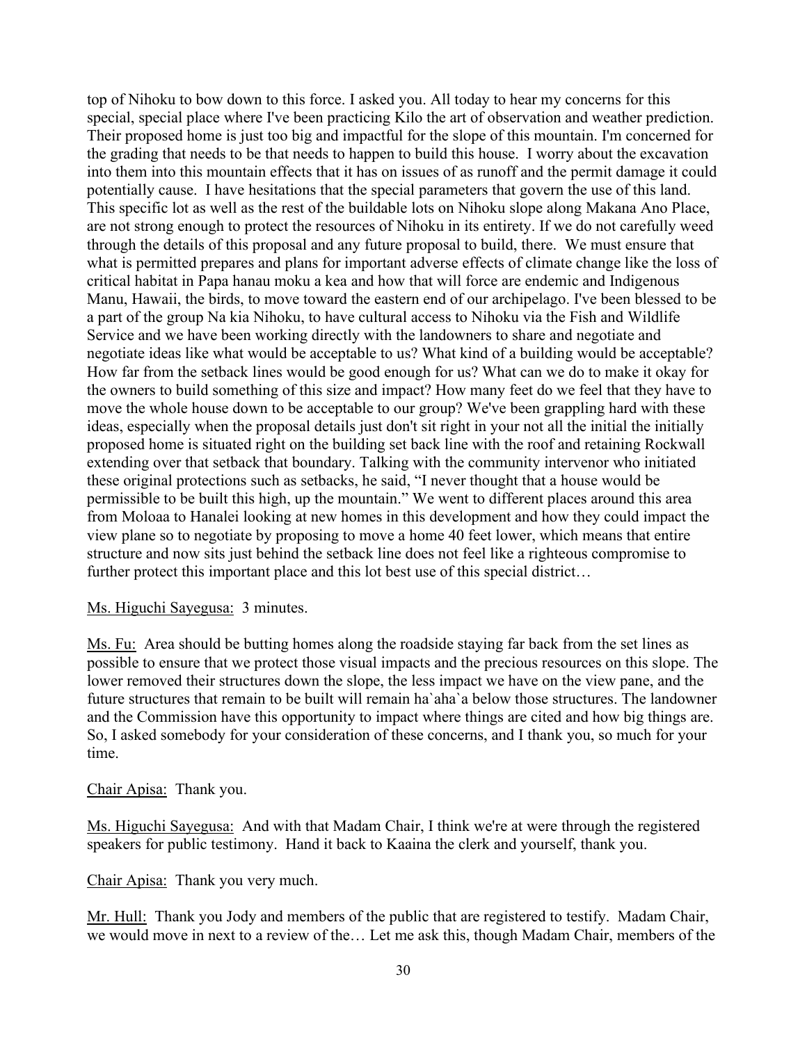top of Nihoku to bow down to this force. I asked you. All today to hear my concerns for this special, special place where I've been practicing Kilo the art of observation and weather prediction. Their proposed home is just too big and impactful for the slope of this mountain. I'm concerned for the grading that needs to be that needs to happen to build this house. I worry about the excavation into them into this mountain effects that it has on issues of as runoff and the permit damage it could potentially cause. I have hesitations that the special parameters that govern the use of this land. This specific lot as well as the rest of the buildable lots on Nihoku slope along Makana Ano Place, are not strong enough to protect the resources of Nihoku in its entirety. If we do not carefully weed through the details of this proposal and any future proposal to build, there. We must ensure that what is permitted prepares and plans for important adverse effects of climate change like the loss of critical habitat in Papa hanau moku a kea and how that will force are endemic and Indigenous Manu, Hawaii, the birds, to move toward the eastern end of our archipelago. I've been blessed to be a part of the group Na kia Nihoku, to have cultural access to Nihoku via the Fish and Wildlife Service and we have been working directly with the landowners to share and negotiate and negotiate ideas like what would be acceptable to us? What kind of a building would be acceptable? How far from the setback lines would be good enough for us? What can we do to make it okay for the owners to build something of this size and impact? How many feet do we feel that they have to move the whole house down to be acceptable to our group? We've been grappling hard with these ideas, especially when the proposal details just don't sit right in your not all the initial the initially proposed home is situated right on the building set back line with the roof and retaining Rockwall extending over that setback that boundary. Talking with the community intervenor who initiated these original protections such as setbacks, he said, "I never thought that a house would be permissible to be built this high, up the mountain." We went to different places around this area from Moloaa to Hanalei looking at new homes in this development and how they could impact the view plane so to negotiate by proposing to move a home 40 feet lower, which means that entire structure and now sits just behind the setback line does not feel like a righteous compromise to further protect this important place and this lot best use of this special district…

Ms. Higuchi Sayegusa: 3 minutes.

Ms. Fu: Area should be butting homes along the roadside staying far back from the set lines as possible to ensure that we protect those visual impacts and the precious resources on this slope. The lower removed their structures down the slope, the less impact we have on the view pane, and the future structures that remain to be built will remain ha`aha`a below those structures. The landowner and the Commission have this opportunity to impact where things are cited and how big things are. So, I asked somebody for your consideration of these concerns, and I thank you, so much for your time.

Chair Apisa: Thank you.

Ms. Higuchi Sayegusa: And with that Madam Chair, I think we're at were through the registered speakers for public testimony. Hand it back to Kaaina the clerk and yourself, thank you.

Chair Apisa: Thank you very much.

Mr. Hull: Thank you Jody and members of the public that are registered to testify. Madam Chair, we would move in next to a review of the… Let me ask this, though Madam Chair, members of the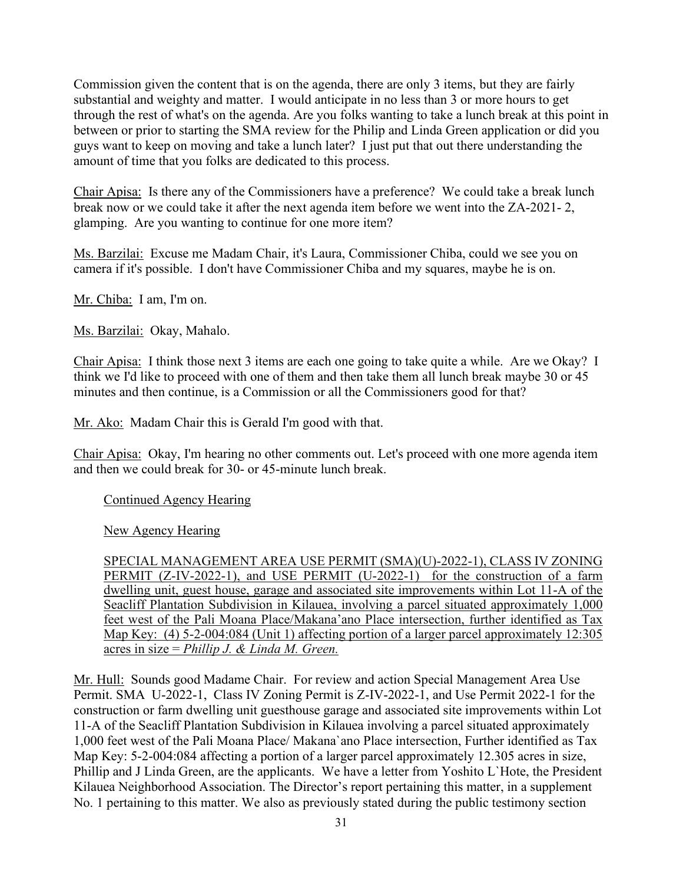Commission given the content that is on the agenda, there are only 3 items, but they are fairly substantial and weighty and matter. I would anticipate in no less than 3 or more hours to get through the rest of what's on the agenda. Are you folks wanting to take a lunch break at this point in between or prior to starting the SMA review for the Philip and Linda Green application or did you guys want to keep on moving and take a lunch later? I just put that out there understanding the amount of time that you folks are dedicated to this process.

<u>Chair Apisa:</u> Is there any of the Commissioners have a preference? We could take a break lunch break now or we could take it after the next agenda item before we went into the ZA-2021- 2, glamping. Are you wanting to continue for one more item?

<u>Ms. Barzilai:</u> Excuse me Madam Chair, it's Laura, Commissioner Chiba, could we see you on camera if it's possible. I don't have Commissioner Chiba and my squares, maybe he is on.

<u>Mr. Chiba:</u> I am, I'm on.

<u>Ms. Barzilai:</u> Okay, Mahalo.

<u>Chair Apisa:</u> I think those next 3 items are each one going to take quite a while. Are we Okay? I think we I'd like to proceed with one of them and then take them all lunch break maybe 30 or 45 minutes and then continue, is a Commission or all the Commissioners good for that?

<u>Mr. Ako:</u> Madam Chair this is Gerald I'm good with that.

<u>Chair Apisa:</u> Okay, I'm hearing no other comments out. Let's proceed with one more agenda item and then we could break for 30- or 45-minute lunch break.

<u>Continued Agency Hearing</u>

<u>New Agency Hearing</u>

<u>SPECIAL MANAGEMENT AREA USE PERMIT (SMA)(U)-2022-1), CLASS IV ZONING PERMIT (Z-IV-2022-1), and USE PERMIT (U-2022-1) for the construction of a farm dwelling unit, guest house, garage and associated site improvements within Lot 11-A of the Seacliff Plantation Subdivision in Kilauea, involving a parcel situated approximately 1,000 feet west of the Pali Moana Place/Makana'ano Place intersection, further identified as Tax Map Key: (4) 5-2-004:084 (Unit 1) affecting portion of a larger parcel approximately 12:305 acres in size = *Phillip J. & Linda M. Green.*</u>

<u>Mr. Hull:</u> Sounds good Madame Chair. For review and action Special Management Area Use Permit. SMA U-2022-1, Class IV Zoning Permit is Z-IV-2022-1, and Use Permit 2022-1 for the construction or farm dwelling unit guesthouse garage and associated site improvements within Lot 11-A of the Seacliff Plantation Subdivision in Kilauea involving a parcel situated approximately 1,000 feet west of the Pali Moana Place/ Makana`ano Place intersection, Further identified as Tax Map Key: 5-2-004:084 affecting a portion of a larger parcel approximately 12.305 acres in size, Phillip and J Linda Green, are the applicants. We have a letter from Yoshito L`Hote, the President Kilauea Neighborhood Association. The Director's report pertaining this matter, in a supplement No. 1 pertaining to this matter. We also as previously stated during the public testimony section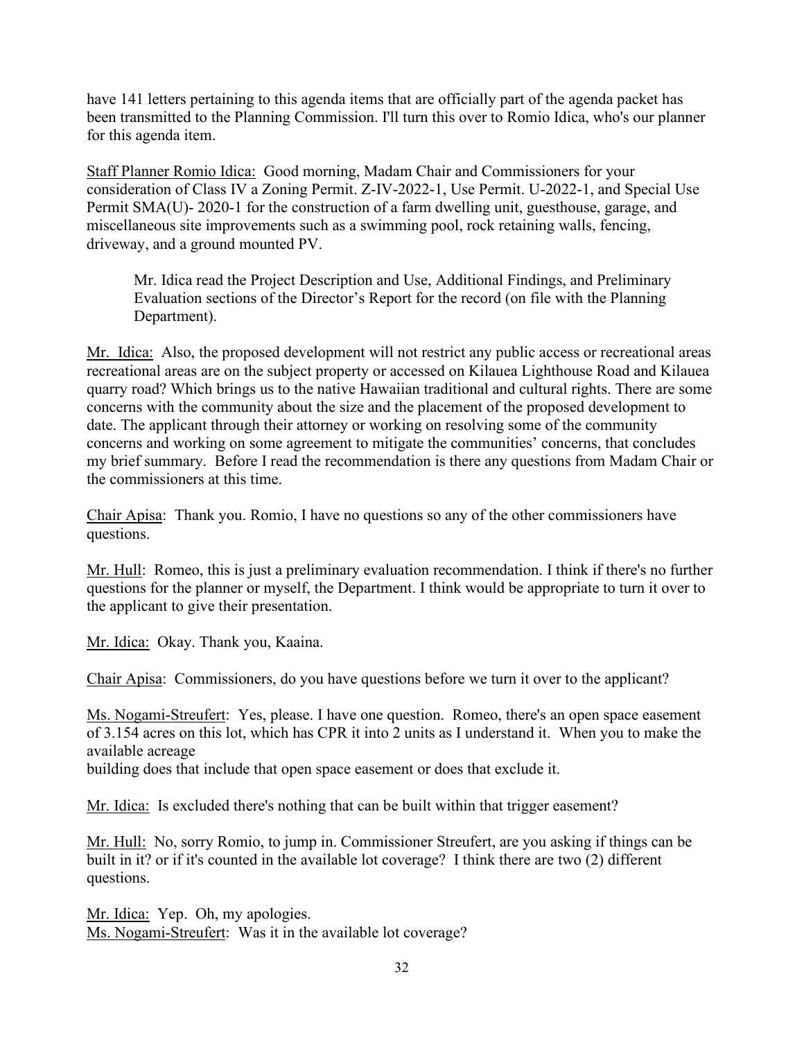have 141 letters pertaining to this agenda items that are officially part of the agenda packet has been transmitted to the Planning Commission. I'll turn this over to Romio Idica, who's our planner for this agenda item.

Staff Planner Romio Idica: Good morning, Madam Chair and Commissioners for your consideration of Class IV a Zoning Permit. Z-IV-2022-1, Use Permit. U-2022-1, and Special Use Permit SMA(U)- 2020-1 for the construction of a farm dwelling unit, guesthouse, garage, and miscellaneous site improvements such as a swimming pool, rock retaining walls, fencing, driveway, and a ground mounted PV.

> Mr. Idica read the Project Description and Use, Additional Findings, and Preliminary Evaluation sections of the Director's Report for the record (on file with the Planning Department).

Mr. Idica: Also, the proposed development will not restrict any public access or recreational areas recreational areas are on the subject property or accessed on Kilauea Lighthouse Road and Kilauea quarry road? Which brings us to the native Hawaiian traditional and cultural rights. There are some concerns with the community about the size and the placement of the proposed development to date. The applicant through their attorney or working on resolving some of the community concerns and working on some agreement to mitigate the communities' concerns, that concludes my brief summary. Before I read the recommendation is there any questions from Madam Chair or the commissioners at this time.

Chair Apisa: Thank you. Romio, I have no questions so any of the other commissioners have questions.

Mr. Hull: Romeo, this is just a preliminary evaluation recommendation. I think if there's no further questions for the planner or myself, the Department. I think would be appropriate to turn it over to the applicant to give their presentation.

Mr. Idica: Okay. Thank you, Kaaina.

Chair Apisa: Commissioners, do you have questions before we turn it over to the applicant?

Ms. Nogami-Streufert: Yes, please. I have one question. Romeo, there's an open space easement of 3.154 acres on this lot, which has CPR it into 2 units as I understand it. When you to make the available acreage
building does that include that open space easement or does that exclude it.

Mr. Idica: Is excluded there's nothing that can be built within that trigger easement?

Mr. Hull: No, sorry Romio, to jump in. Commissioner Streufert, are you asking if things can be built in it? or if it's counted in the available lot coverage? I think there are two (2) different questions.

Mr. Idica: Yep. Oh, my apologies.
Ms. Nogami-Streufert: Was it in the available lot coverage?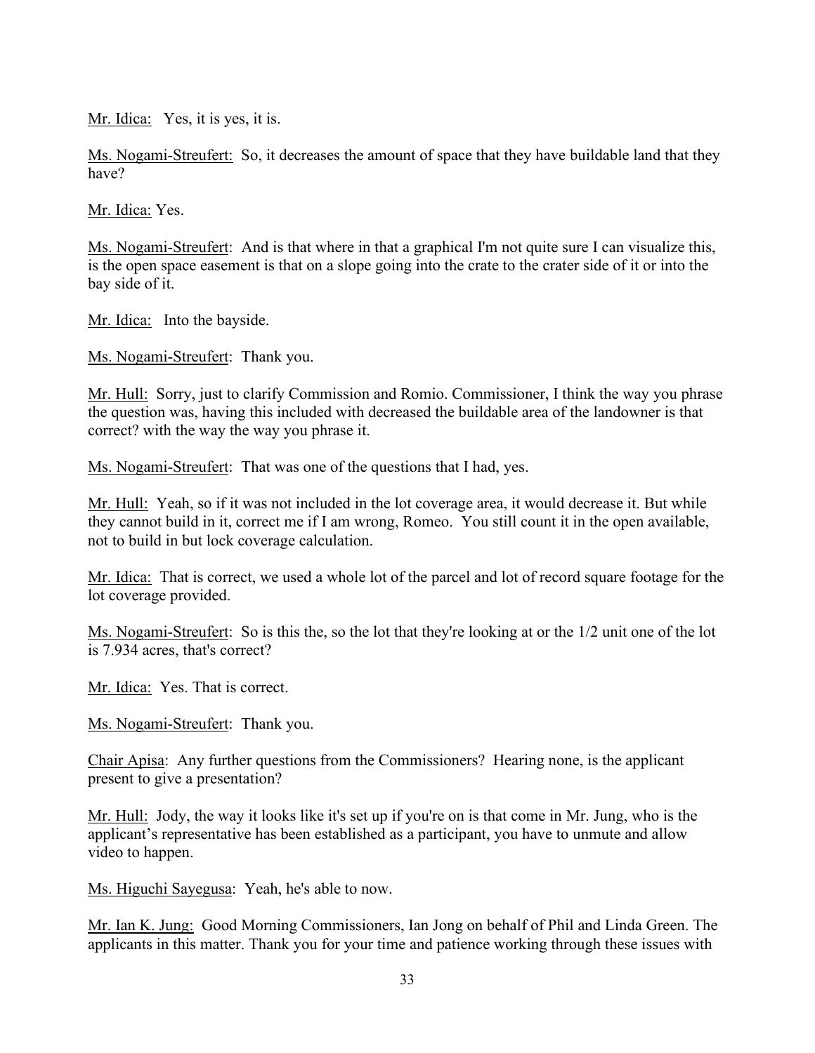Mr. Idica: Yes, it is yes, it is.

Ms. Nogami-Streufert: So, it decreases the amount of space that they have buildable land that they have?

Mr. Idica: Yes.

Ms. Nogami-Streufert: And is that where in that a graphical I'm not quite sure I can visualize this, is the open space easement is that on a slope going into the crate to the crater side of it or into the bay side of it.

Mr. Idica: Into the bayside.

Ms. Nogami-Streufert: Thank you.

Mr. Hull: Sorry, just to clarify Commission and Romio. Commissioner, I think the way you phrase the question was, having this included with decreased the buildable area of the landowner is that correct? with the way the way you phrase it.

Ms. Nogami-Streufert: That was one of the questions that I had, yes.

Mr. Hull: Yeah, so if it was not included in the lot coverage area, it would decrease it. But while they cannot build in it, correct me if I am wrong, Romeo. You still count it in the open available, not to build in but lock coverage calculation.

Mr. Idica: That is correct, we used a whole lot of the parcel and lot of record square footage for the lot coverage provided.

Ms. Nogami-Streufert: So is this the, so the lot that they're looking at or the 1/2 unit one of the lot is 7.934 acres, that's correct?

Mr. Idica: Yes. That is correct.

Ms. Nogami-Streufert: Thank you.

Chair Apisa: Any further questions from the Commissioners? Hearing none, is the applicant present to give a presentation?

Mr. Hull: Jody, the way it looks like it's set up if you're on is that come in Mr. Jung, who is the applicant's representative has been established as a participant, you have to unmute and allow video to happen.

Ms. Higuchi Sayegusa: Yeah, he's able to now.

Mr. Ian K. Jung: Good Morning Commissioners, Ian Jong on behalf of Phil and Linda Green. The applicants in this matter. Thank you for your time and patience working through these issues with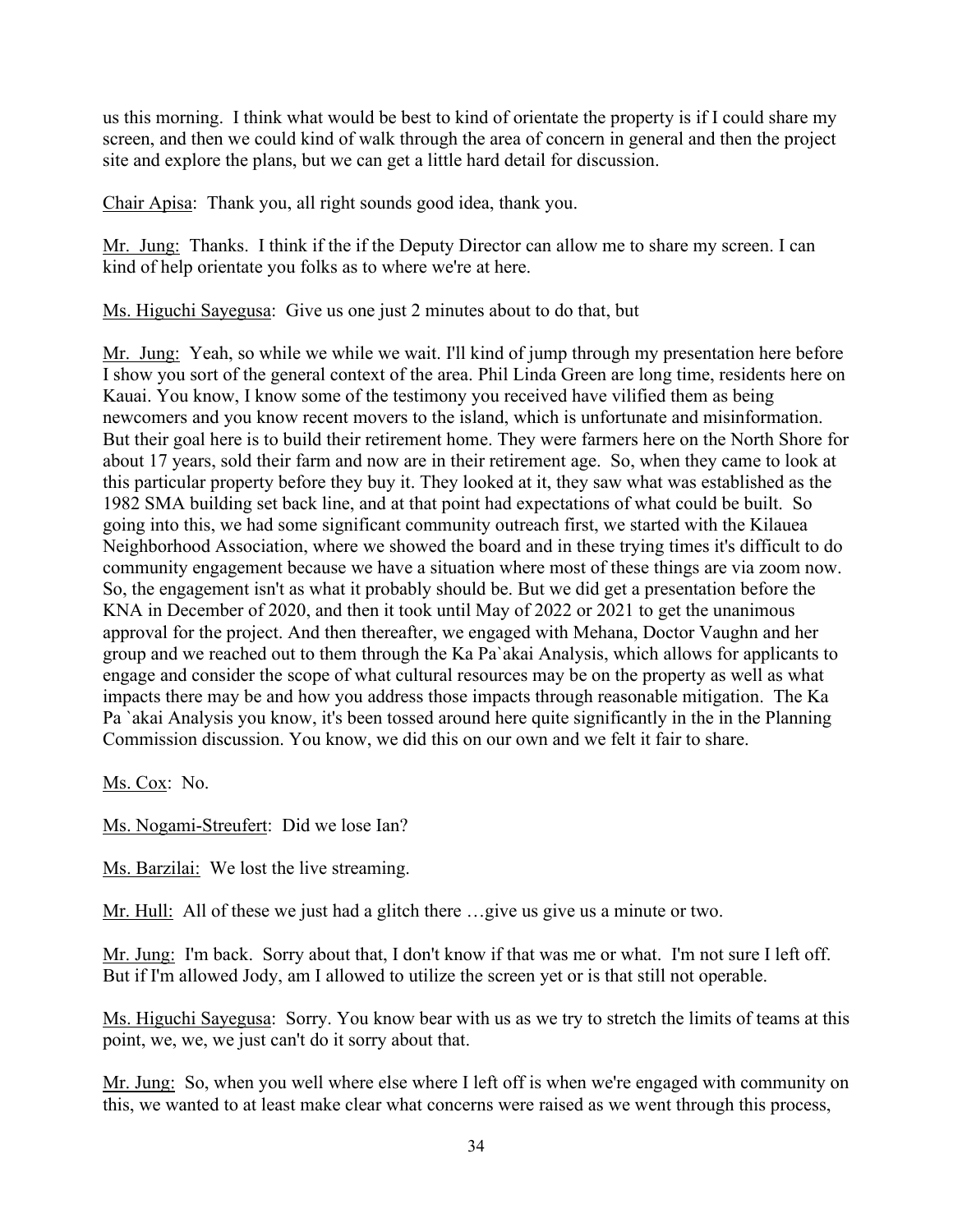us this morning. I think what would be best to kind of orientate the property is if I could share my screen, and then we could kind of walk through the area of concern in general and then the project site and explore the plans, but we can get a little hard detail for discussion.

Chair Apisa: Thank you, all right sounds good idea, thank you.

Mr. Jung: Thanks. I think if the if the Deputy Director can allow me to share my screen. I can kind of help orientate you folks as to where we're at here.

Ms. Higuchi Sayegusa: Give us one just 2 minutes about to do that, but

Mr. Jung: Yeah, so while we while we wait. I'll kind of jump through my presentation here before I show you sort of the general context of the area. Phil Linda Green are long time, residents here on Kauai. You know, I know some of the testimony you received have vilified them as being newcomers and you know recent movers to the island, which is unfortunate and misinformation. But their goal here is to build their retirement home. They were farmers here on the North Shore for about 17 years, sold their farm and now are in their retirement age. So, when they came to look at this particular property before they buy it. They looked at it, they saw what was established as the 1982 SMA building set back line, and at that point had expectations of what could be built. So going into this, we had some significant community outreach first, we started with the Kilauea Neighborhood Association, where we showed the board and in these trying times it's difficult to do community engagement because we have a situation where most of these things are via zoom now. So, the engagement isn't as what it probably should be. But we did get a presentation before the KNA in December of 2020, and then it took until May of 2022 or 2021 to get the unanimous approval for the project. And then thereafter, we engaged with Mehana, Doctor Vaughn and her group and we reached out to them through the Ka Pa`akai Analysis, which allows for applicants to engage and consider the scope of what cultural resources may be on the property as well as what impacts there may be and how you address those impacts through reasonable mitigation. The Ka Pa `akai Analysis you know, it's been tossed around here quite significantly in the in the Planning Commission discussion. You know, we did this on our own and we felt it fair to share.

Ms. Cox: No.

Ms. Nogami-Streufert: Did we lose Ian?

Ms. Barzilai: We lost the live streaming.

Mr. Hull: All of these we just had a glitch there …give us give us a minute or two.

Mr. Jung: I'm back. Sorry about that, I don't know if that was me or what. I'm not sure I left off. But if I'm allowed Jody, am I allowed to utilize the screen yet or is that still not operable.

Ms. Higuchi Sayegusa: Sorry. You know bear with us as we try to stretch the limits of teams at this point, we, we, we just can't do it sorry about that.

Mr. Jung: So, when you well where else where I left off is when we're engaged with community on this, we wanted to at least make clear what concerns were raised as we went through this process,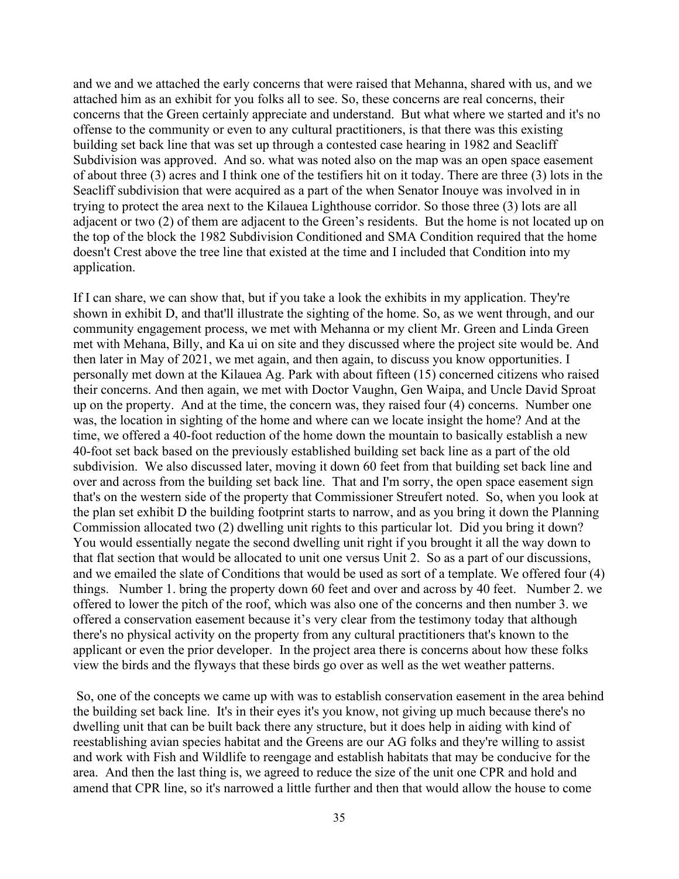and we and we attached the early concerns that were raised that Mehanna, shared with us, and we attached him as an exhibit for you folks all to see. So, these concerns are real concerns, their concerns that the Green certainly appreciate and understand. But what where we started and it's no offense to the community or even to any cultural practitioners, is that there was this existing building set back line that was set up through a contested case hearing in 1982 and Seacliff Subdivision was approved. And so. what was noted also on the map was an open space easement of about three (3) acres and I think one of the testifiers hit on it today. There are three (3) lots in the Seacliff subdivision that were acquired as a part of the when Senator Inouye was involved in in trying to protect the area next to the Kilauea Lighthouse corridor. So those three (3) lots are all adjacent or two (2) of them are adjacent to the Green's residents. But the home is not located up on the top of the block the 1982 Subdivision Conditioned and SMA Condition required that the home doesn't Crest above the tree line that existed at the time and I included that Condition into my application.

If I can share, we can show that, but if you take a look the exhibits in my application. They're shown in exhibit D, and that'll illustrate the sighting of the home. So, as we went through, and our community engagement process, we met with Mehanna or my client Mr. Green and Linda Green met with Mehana, Billy, and Ka ui on site and they discussed where the project site would be. And then later in May of 2021, we met again, and then again, to discuss you know opportunities. I personally met down at the Kilauea Ag. Park with about fifteen (15) concerned citizens who raised their concerns. And then again, we met with Doctor Vaughn, Gen Waipa, and Uncle David Sproat up on the property. And at the time, the concern was, they raised four (4) concerns. Number one was, the location in sighting of the home and where can we locate insight the home? And at the time, we offered a 40-foot reduction of the home down the mountain to basically establish a new 40-foot set back based on the previously established building set back line as a part of the old subdivision. We also discussed later, moving it down 60 feet from that building set back line and over and across from the building set back line. That and I'm sorry, the open space easement sign that's on the western side of the property that Commissioner Streufert noted. So, when you look at the plan set exhibit D the building footprint starts to narrow, and as you bring it down the Planning Commission allocated two (2) dwelling unit rights to this particular lot. Did you bring it down? You would essentially negate the second dwelling unit right if you brought it all the way down to that flat section that would be allocated to unit one versus Unit 2. So as a part of our discussions, and we emailed the slate of Conditions that would be used as sort of a template. We offered four (4) things. Number 1. bring the property down 60 feet and over and across by 40 feet. Number 2. we offered to lower the pitch of the roof, which was also one of the concerns and then number 3. we offered a conservation easement because it's very clear from the testimony today that although there's no physical activity on the property from any cultural practitioners that's known to the applicant or even the prior developer. In the project area there is concerns about how these folks view the birds and the flyways that these birds go over as well as the wet weather patterns.

So, one of the concepts we came up with was to establish conservation easement in the area behind the building set back line. It's in their eyes it's you know, not giving up much because there's no dwelling unit that can be built back there any structure, but it does help in aiding with kind of reestablishing avian species habitat and the Greens are our AG folks and they're willing to assist and work with Fish and Wildlife to reengage and establish habitats that may be conducive for the area. And then the last thing is, we agreed to reduce the size of the unit one CPR and hold and amend that CPR line, so it's narrowed a little further and then that would allow the house to come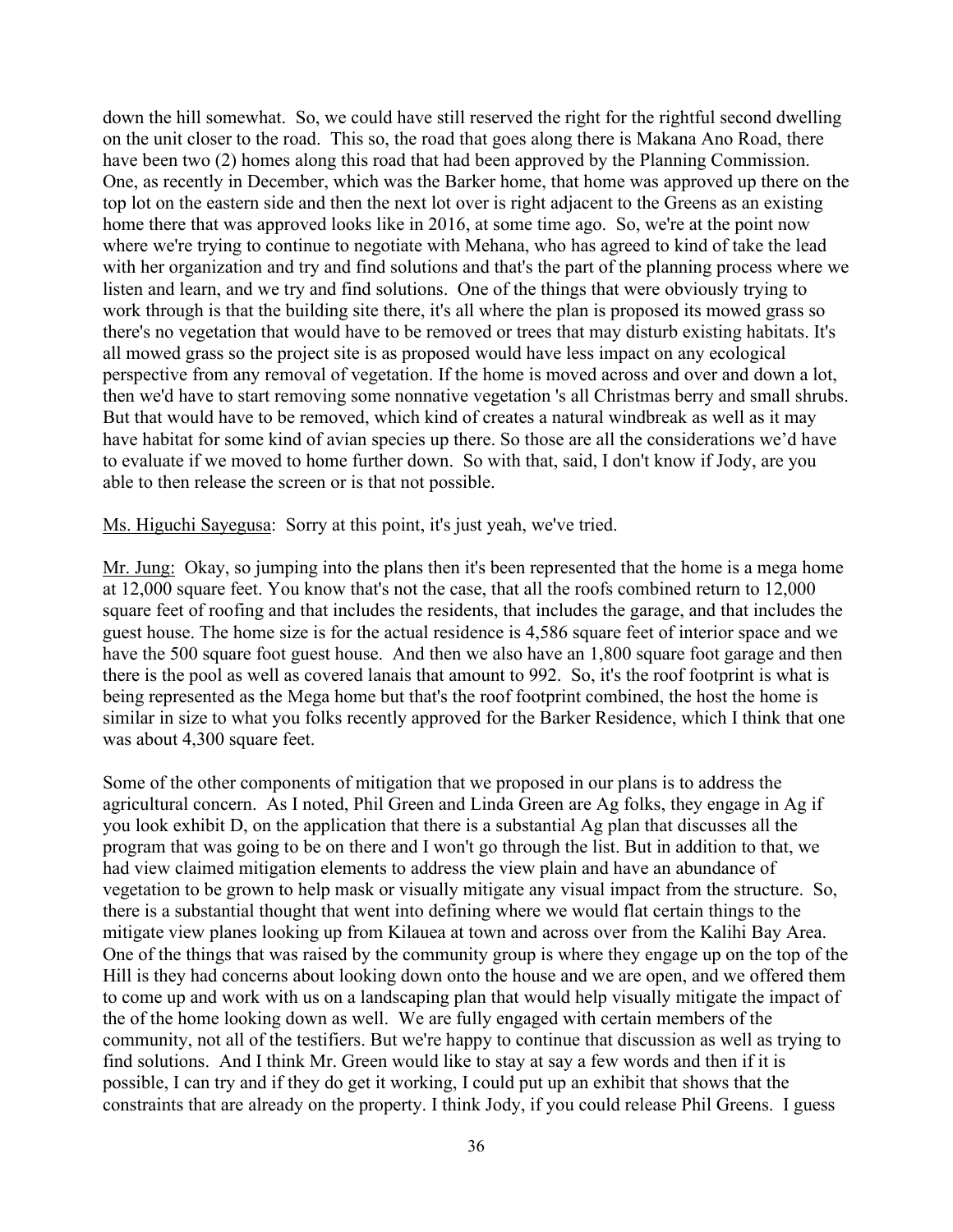down the hill somewhat. So, we could have still reserved the right for the rightful second dwelling on the unit closer to the road. This so, the road that goes along there is Makana Ano Road, there have been two (2) homes along this road that had been approved by the Planning Commission. One, as recently in December, which was the Barker home, that home was approved up there on the top lot on the eastern side and then the next lot over is right adjacent to the Greens as an existing home there that was approved looks like in 2016, at some time ago. So, we're at the point now where we're trying to continue to negotiate with Mehana, who has agreed to kind of take the lead with her organization and try and find solutions and that's the part of the planning process where we listen and learn, and we try and find solutions. One of the things that were obviously trying to work through is that the building site there, it's all where the plan is proposed its mowed grass so there's no vegetation that would have to be removed or trees that may disturb existing habitats. It's all mowed grass so the project site is as proposed would have less impact on any ecological perspective from any removal of vegetation. If the home is moved across and over and down a lot, then we'd have to start removing some nonnative vegetation 's all Christmas berry and small shrubs. But that would have to be removed, which kind of creates a natural windbreak as well as it may have habitat for some kind of avian species up there. So those are all the considerations we'd have to evaluate if we moved to home further down. So with that, said, I don't know if Jody, are you able to then release the screen or is that not possible.

<u>Ms. Higuchi Sayegusa</u>: Sorry at this point, it's just yeah, we've tried.

<u>Mr. Jung:</u> Okay, so jumping into the plans then it's been represented that the home is a mega home at 12,000 square feet. You know that's not the case, that all the roofs combined return to 12,000 square feet of roofing and that includes the residents, that includes the garage, and that includes the guest house. The home size is for the actual residence is 4,586 square feet of interior space and we have the 500 square foot guest house. And then we also have an 1,800 square foot garage and then there is the pool as well as covered lanais that amount to 992. So, it's the roof footprint is what is being represented as the Mega home but that's the roof footprint combined, the host the home is similar in size to what you folks recently approved for the Barker Residence, which I think that one was about 4,300 square feet.

Some of the other components of mitigation that we proposed in our plans is to address the agricultural concern. As I noted, Phil Green and Linda Green are Ag folks, they engage in Ag if you look exhibit D, on the application that there is a substantial Ag plan that discusses all the program that was going to be on there and I won't go through the list. But in addition to that, we had view claimed mitigation elements to address the view plain and have an abundance of vegetation to be grown to help mask or visually mitigate any visual impact from the structure. So, there is a substantial thought that went into defining where we would flat certain things to the mitigate view planes looking up from Kilauea at town and across over from the Kalihi Bay Area. One of the things that was raised by the community group is where they engage up on the top of the Hill is they had concerns about looking down onto the house and we are open, and we offered them to come up and work with us on a landscaping plan that would help visually mitigate the impact of the of the home looking down as well. We are fully engaged with certain members of the community, not all of the testifiers. But we're happy to continue that discussion as well as trying to find solutions. And I think Mr. Green would like to stay at say a few words and then if it is possible, I can try and if they do get it working, I could put up an exhibit that shows that the constraints that are already on the property. I think Jody, if you could release Phil Greens. I guess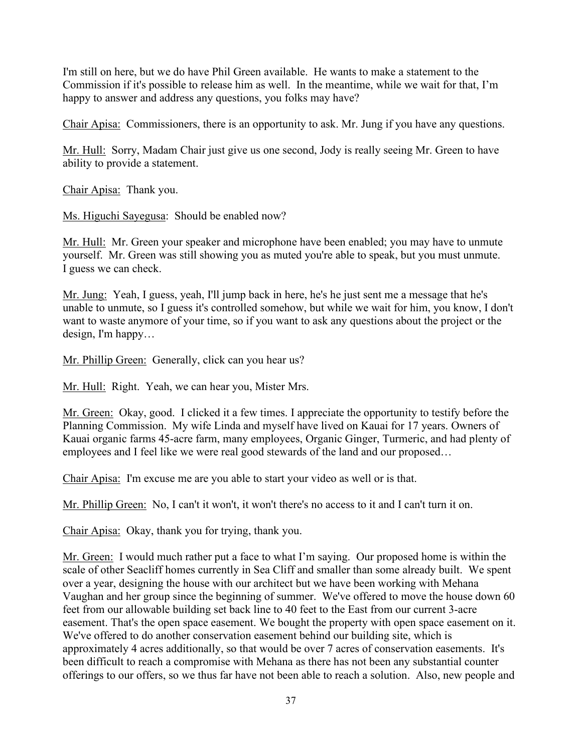I'm still on here, but we do have Phil Green available. He wants to make a statement to the Commission if it's possible to release him as well. In the meantime, while we wait for that, I'm happy to answer and address any questions, you folks may have?

Chair Apisa: Commissioners, there is an opportunity to ask. Mr. Jung if you have any questions.

Mr. Hull: Sorry, Madam Chair just give us one second, Jody is really seeing Mr. Green to have ability to provide a statement.

Chair Apisa: Thank you.

Ms. Higuchi Sayegusa: Should be enabled now?

Mr. Hull: Mr. Green your speaker and microphone have been enabled; you may have to unmute yourself. Mr. Green was still showing you as muted you're able to speak, but you must unmute. I guess we can check.

Mr. Jung: Yeah, I guess, yeah, I'll jump back in here, he's he just sent me a message that he's unable to unmute, so I guess it's controlled somehow, but while we wait for him, you know, I don't want to waste anymore of your time, so if you want to ask any questions about the project or the design, I'm happy…

Mr. Phillip Green: Generally, click can you hear us?

Mr. Hull: Right. Yeah, we can hear you, Mister Mrs.

Mr. Green: Okay, good. I clicked it a few times. I appreciate the opportunity to testify before the Planning Commission. My wife Linda and myself have lived on Kauai for 17 years. Owners of Kauai organic farms 45-acre farm, many employees, Organic Ginger, Turmeric, and had plenty of employees and I feel like we were real good stewards of the land and our proposed…

Chair Apisa: I'm excuse me are you able to start your video as well or is that.

Mr. Phillip Green: No, I can't it won't, it won't there's no access to it and I can't turn it on.

Chair Apisa: Okay, thank you for trying, thank you.

Mr. Green: I would much rather put a face to what I'm saying. Our proposed home is within the scale of other Seacliff homes currently in Sea Cliff and smaller than some already built. We spent over a year, designing the house with our architect but we have been working with Mehana Vaughan and her group since the beginning of summer. We've offered to move the house down 60 feet from our allowable building set back line to 40 feet to the East from our current 3-acre easement. That's the open space easement. We bought the property with open space easement on it. We've offered to do another conservation easement behind our building site, which is approximately 4 acres additionally, so that would be over 7 acres of conservation easements. It's been difficult to reach a compromise with Mehana as there has not been any substantial counter offerings to our offers, so we thus far have not been able to reach a solution. Also, new people and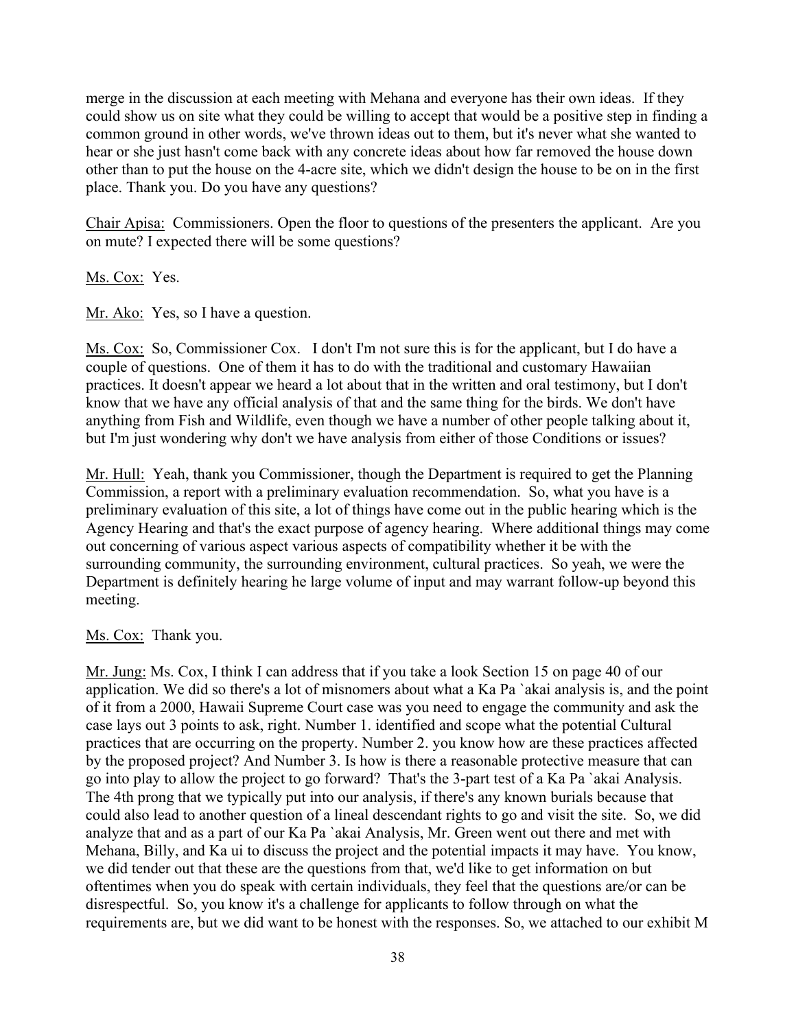merge in the discussion at each meeting with Mehana and everyone has their own ideas. If they could show us on site what they could be willing to accept that would be a positive step in finding a common ground in other words, we've thrown ideas out to them, but it's never what she wanted to hear or she just hasn't come back with any concrete ideas about how far removed the house down other than to put the house on the 4-acre site, which we didn't design the house to be on in the first place. Thank you. Do you have any questions?

Chair Apisa: Commissioners. Open the floor to questions of the presenters the applicant. Are you on mute? I expected there will be some questions?

Ms. Cox: Yes.

Mr. Ako: Yes, so I have a question.

Ms. Cox: So, Commissioner Cox. I don't I'm not sure this is for the applicant, but I do have a couple of questions. One of them it has to do with the traditional and customary Hawaiian practices. It doesn't appear we heard a lot about that in the written and oral testimony, but I don't know that we have any official analysis of that and the same thing for the birds. We don't have anything from Fish and Wildlife, even though we have a number of other people talking about it, but I'm just wondering why don't we have analysis from either of those Conditions or issues?

Mr. Hull: Yeah, thank you Commissioner, though the Department is required to get the Planning Commission, a report with a preliminary evaluation recommendation. So, what you have is a preliminary evaluation of this site, a lot of things have come out in the public hearing which is the Agency Hearing and that's the exact purpose of agency hearing. Where additional things may come out concerning of various aspect various aspects of compatibility whether it be with the surrounding community, the surrounding environment, cultural practices. So yeah, we were the Department is definitely hearing he large volume of input and may warrant follow-up beyond this meeting.

Ms. Cox: Thank you.

Mr. Jung: Ms. Cox, I think I can address that if you take a look Section 15 on page 40 of our application. We did so there's a lot of misnomers about what a Ka Pa `akai analysis is, and the point of it from a 2000, Hawaii Supreme Court case was you need to engage the community and ask the case lays out 3 points to ask, right. Number 1. identified and scope what the potential Cultural practices that are occurring on the property. Number 2. you know how are these practices affected by the proposed project? And Number 3. Is how is there a reasonable protective measure that can go into play to allow the project to go forward? That's the 3-part test of a Ka Pa `akai Analysis. The 4th prong that we typically put into our analysis, if there's any known burials because that could also lead to another question of a lineal descendant rights to go and visit the site. So, we did analyze that and as a part of our Ka Pa `akai Analysis, Mr. Green went out there and met with Mehana, Billy, and Ka ui to discuss the project and the potential impacts it may have. You know, we did tender out that these are the questions from that, we'd like to get information on but oftentimes when you do speak with certain individuals, they feel that the questions are/or can be disrespectful. So, you know it's a challenge for applicants to follow through on what the requirements are, but we did want to be honest with the responses. So, we attached to our exhibit M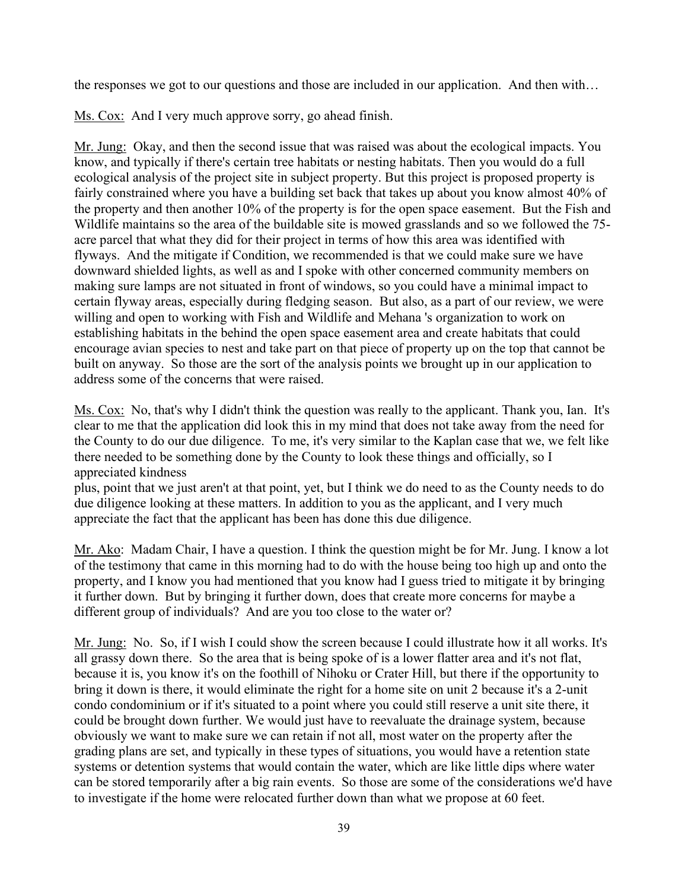the responses we got to our questions and those are included in our application. And then with…

Ms. Cox: And I very much approve sorry, go ahead finish.

Mr. Jung: Okay, and then the second issue that was raised was about the ecological impacts. You know, and typically if there's certain tree habitats or nesting habitats. Then you would do a full ecological analysis of the project site in subject property. But this project is proposed property is fairly constrained where you have a building set back that takes up about you know almost 40% of the property and then another 10% of the property is for the open space easement. But the Fish and Wildlife maintains so the area of the buildable site is mowed grasslands and so we followed the 75-acre parcel that what they did for their project in terms of how this area was identified with flyways. And the mitigate if Condition, we recommended is that we could make sure we have downward shielded lights, as well as and I spoke with other concerned community members on making sure lamps are not situated in front of windows, so you could have a minimal impact to certain flyway areas, especially during fledging season. But also, as a part of our review, we were willing and open to working with Fish and Wildlife and Mehana 's organization to work on establishing habitats in the behind the open space easement area and create habitats that could encourage avian species to nest and take part on that piece of property up on the top that cannot be built on anyway. So those are the sort of the analysis points we brought up in our application to address some of the concerns that were raised.

Ms. Cox: No, that's why I didn't think the question was really to the applicant. Thank you, Ian. It's clear to me that the application did look this in my mind that does not take away from the need for the County to do our due diligence. To me, it's very similar to the Kaplan case that we, we felt like there needed to be something done by the County to look these things and officially, so I appreciated kindness
plus, point that we just aren't at that point, yet, but I think we do need to as the County needs to do due diligence looking at these matters. In addition to you as the applicant, and I very much appreciate the fact that the applicant has been has done this due diligence.

Mr. Ako: Madam Chair, I have a question. I think the question might be for Mr. Jung. I know a lot of the testimony that came in this morning had to do with the house being too high up and onto the property, and I know you had mentioned that you know had I guess tried to mitigate it by bringing it further down. But by bringing it further down, does that create more concerns for maybe a different group of individuals? And are you too close to the water or?

Mr. Jung: No. So, if I wish I could show the screen because I could illustrate how it all works. It's all grassy down there. So the area that is being spoke of is a lower flatter area and it's not flat, because it is, you know it's on the foothill of Nihoku or Crater Hill, but there if the opportunity to bring it down is there, it would eliminate the right for a home site on unit 2 because it's a 2-unit condo condominium or if it's situated to a point where you could still reserve a unit site there, it could be brought down further. We would just have to reevaluate the drainage system, because obviously we want to make sure we can retain if not all, most water on the property after the grading plans are set, and typically in these types of situations, you would have a retention state systems or detention systems that would contain the water, which are like little dips where water can be stored temporarily after a big rain events. So those are some of the considerations we'd have to investigate if the home were relocated further down than what we propose at 60 feet.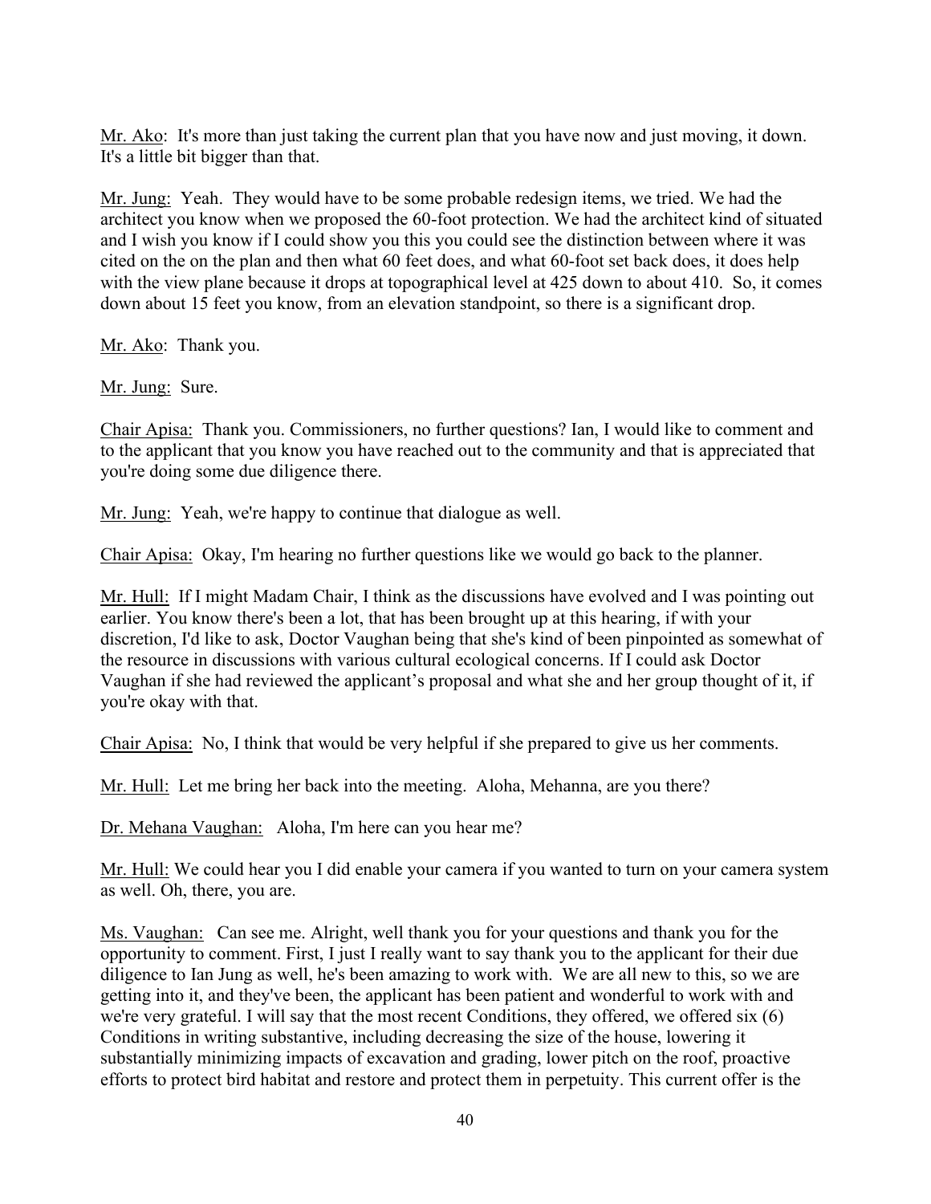Mr. Ako: It's more than just taking the current plan that you have now and just moving, it down. It's a little bit bigger than that.

Mr. Jung: Yeah. They would have to be some probable redesign items, we tried. We had the architect you know when we proposed the 60-foot protection. We had the architect kind of situated and I wish you know if I could show you this you could see the distinction between where it was cited on the on the plan and then what 60 feet does, and what 60-foot set back does, it does help with the view plane because it drops at topographical level at 425 down to about 410. So, it comes down about 15 feet you know, from an elevation standpoint, so there is a significant drop.

Mr. Ako: Thank you.

Mr. Jung: Sure.

Chair Apisa: Thank you. Commissioners, no further questions? Ian, I would like to comment and to the applicant that you know you have reached out to the community and that is appreciated that you're doing some due diligence there.

Mr. Jung: Yeah, we're happy to continue that dialogue as well.

Chair Apisa: Okay, I'm hearing no further questions like we would go back to the planner.

Mr. Hull: If I might Madam Chair, I think as the discussions have evolved and I was pointing out earlier. You know there's been a lot, that has been brought up at this hearing, if with your discretion, I'd like to ask, Doctor Vaughan being that she's kind of been pinpointed as somewhat of the resource in discussions with various cultural ecological concerns. If I could ask Doctor Vaughan if she had reviewed the applicant's proposal and what she and her group thought of it, if you're okay with that.

Chair Apisa: No, I think that would be very helpful if she prepared to give us her comments.

Mr. Hull: Let me bring her back into the meeting. Aloha, Mehanna, are you there?

Dr. Mehana Vaughan: Aloha, I'm here can you hear me?

Mr. Hull: We could hear you I did enable your camera if you wanted to turn on your camera system as well. Oh, there, you are.

Ms. Vaughan: Can see me. Alright, well thank you for your questions and thank you for the opportunity to comment. First, I just I really want to say thank you to the applicant for their due diligence to Ian Jung as well, he's been amazing to work with. We are all new to this, so we are getting into it, and they've been, the applicant has been patient and wonderful to work with and we're very grateful. I will say that the most recent Conditions, they offered, we offered six (6) Conditions in writing substantive, including decreasing the size of the house, lowering it substantially minimizing impacts of excavation and grading, lower pitch on the roof, proactive efforts to protect bird habitat and restore and protect them in perpetuity. This current offer is the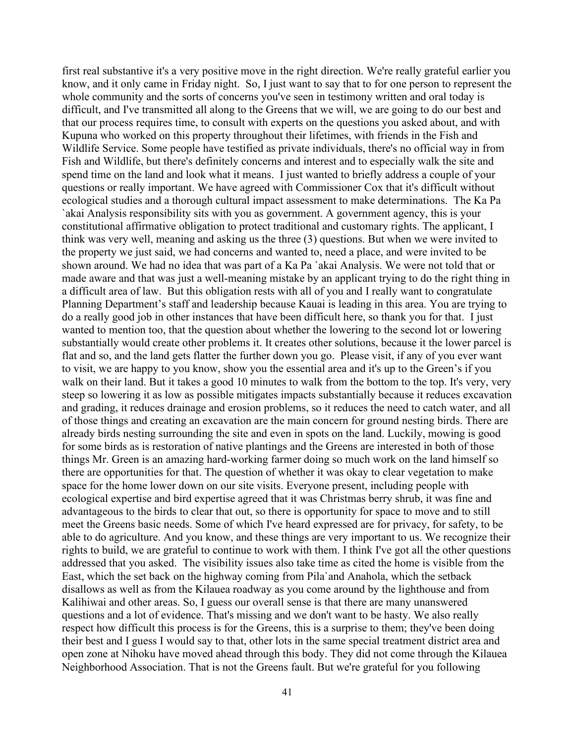first real substantive it's a very positive move in the right direction. We're really grateful earlier you know, and it only came in Friday night. So, I just want to say that to for one person to represent the whole community and the sorts of concerns you've seen in testimony written and oral today is difficult, and I've transmitted all along to the Greens that we will, we are going to do our best and that our process requires time, to consult with experts on the questions you asked about, and with Kupuna who worked on this property throughout their lifetimes, with friends in the Fish and Wildlife Service. Some people have testified as private individuals, there's no official way in from Fish and Wildlife, but there's definitely concerns and interest and to especially walk the site and spend time on the land and look what it means. I just wanted to briefly address a couple of your questions or really important. We have agreed with Commissioner Cox that it's difficult without ecological studies and a thorough cultural impact assessment to make determinations. The Ka Pa `akai Analysis responsibility sits with you as government. A government agency, this is your constitutional affirmative obligation to protect traditional and customary rights. The applicant, I think was very well, meaning and asking us the three (3) questions. But when we were invited to the property we just said, we had concerns and wanted to, need a place, and were invited to be shown around. We had no idea that was part of a Ka Pa `akai Analysis. We were not told that or made aware and that was just a well-meaning mistake by an applicant trying to do the right thing in a difficult area of law. But this obligation rests with all of you and I really want to congratulate Planning Department's staff and leadership because Kauai is leading in this area. You are trying to do a really good job in other instances that have been difficult here, so thank you for that. I just wanted to mention too, that the question about whether the lowering to the second lot or lowering substantially would create other problems it. It creates other solutions, because it the lower parcel is flat and so, and the land gets flatter the further down you go. Please visit, if any of you ever want to visit, we are happy to you know, show you the essential area and it's up to the Green's if you walk on their land. But it takes a good 10 minutes to walk from the bottom to the top. It's very, very steep so lowering it as low as possible mitigates impacts substantially because it reduces excavation and grading, it reduces drainage and erosion problems, so it reduces the need to catch water, and all of those things and creating an excavation are the main concern for ground nesting birds. There are already birds nesting surrounding the site and even in spots on the land. Luckily, mowing is good for some birds as is restoration of native plantings and the Greens are interested in both of those things Mr. Green is an amazing hard-working farmer doing so much work on the land himself so there are opportunities for that. The question of whether it was okay to clear vegetation to make space for the home lower down on our site visits. Everyone present, including people with ecological expertise and bird expertise agreed that it was Christmas berry shrub, it was fine and advantageous to the birds to clear that out, so there is opportunity for space to move and to still meet the Greens basic needs. Some of which I've heard expressed are for privacy, for safety, to be able to do agriculture. And you know, and these things are very important to us. We recognize their rights to build, we are grateful to continue to work with them. I think I've got all the other questions addressed that you asked. The visibility issues also take time as cited the home is visible from the East, which the set back on the highway coming from Pila`and Anahola, which the setback disallows as well as from the Kilauea roadway as you come around by the lighthouse and from Kalihiwai and other areas. So, I guess our overall sense is that there are many unanswered questions and a lot of evidence. That's missing and we don't want to be hasty. We also really respect how difficult this process is for the Greens, this is a surprise to them; they've been doing their best and I guess I would say to that, other lots in the same special treatment district area and open zone at Nihoku have moved ahead through this body. They did not come through the Kilauea Neighborhood Association. That is not the Greens fault. But we're grateful for you following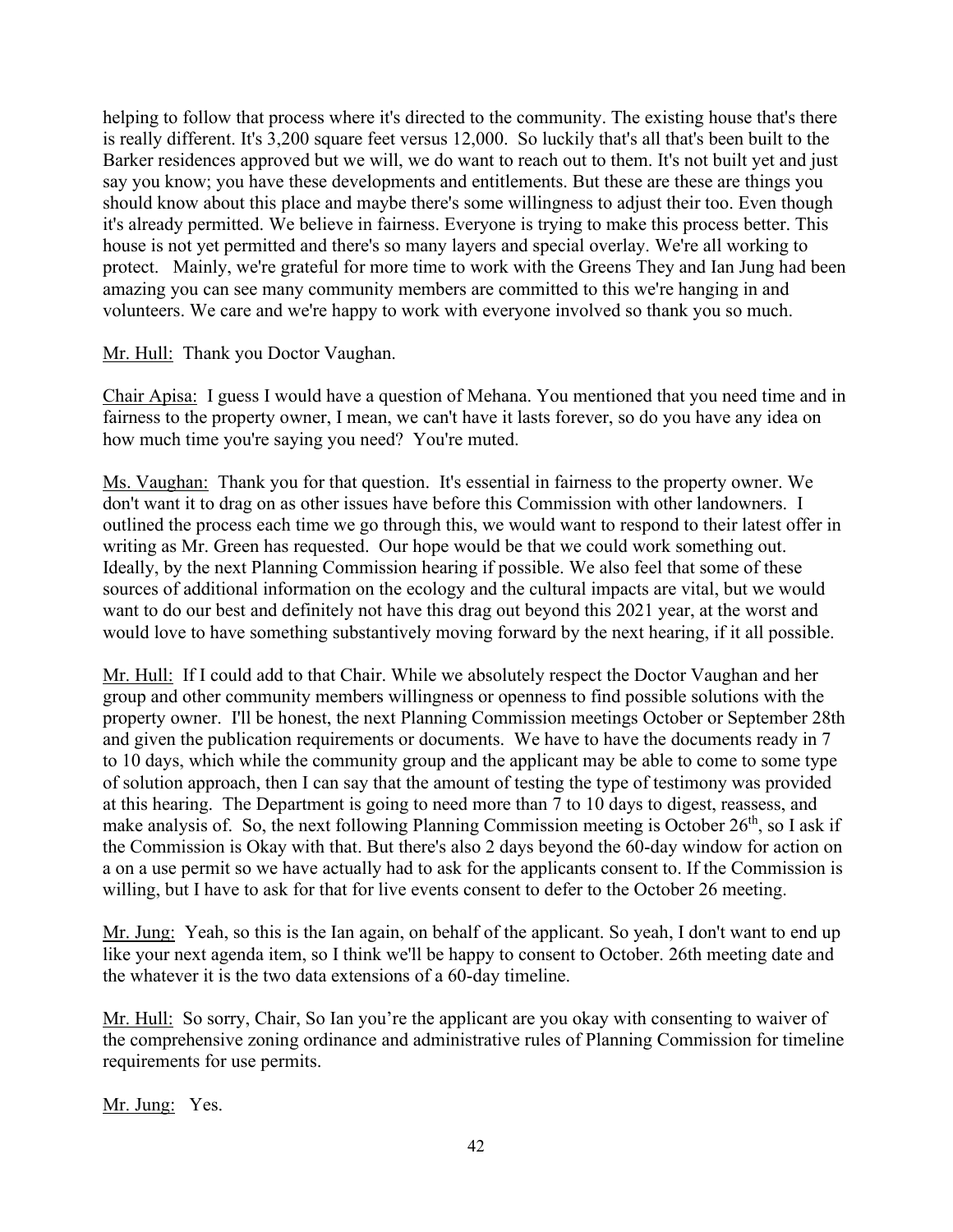helping to follow that process where it's directed to the community. The existing house that's there is really different. It's 3,200 square feet versus 12,000. So luckily that's all that's been built to the Barker residences approved but we will, we do want to reach out to them. It's not built yet and just say you know; you have these developments and entitlements. But these are these are things you should know about this place and maybe there's some willingness to adjust their too. Even though it's already permitted. We believe in fairness. Everyone is trying to make this process better. This house is not yet permitted and there's so many layers and special overlay. We're all working to protect. Mainly, we're grateful for more time to work with the Greens They and Ian Jung had been amazing you can see many community members are committed to this we're hanging in and volunteers. We care and we're happy to work with everyone involved so thank you so much.

<u>Mr. Hull:</u> Thank you Doctor Vaughan.

<u>Chair Apisa:</u> I guess I would have a question of Mehana. You mentioned that you need time and in fairness to the property owner, I mean, we can't have it lasts forever, so do you have any idea on how much time you're saying you need? You're muted.

<u>Ms. Vaughan:</u> Thank you for that question. It's essential in fairness to the property owner. We don't want it to drag on as other issues have before this Commission with other landowners. I outlined the process each time we go through this, we would want to respond to their latest offer in writing as Mr. Green has requested. Our hope would be that we could work something out. Ideally, by the next Planning Commission hearing if possible. We also feel that some of these sources of additional information on the ecology and the cultural impacts are vital, but we would want to do our best and definitely not have this drag out beyond this 2021 year, at the worst and would love to have something substantively moving forward by the next hearing, if it all possible.

<u>Mr. Hull:</u> If I could add to that Chair. While we absolutely respect the Doctor Vaughan and her group and other community members willingness or openness to find possible solutions with the property owner. I'll be honest, the next Planning Commission meetings October or September 28th and given the publication requirements or documents. We have to have the documents ready in 7 to 10 days, which while the community group and the applicant may be able to come to some type of solution approach, then I can say that the amount of testing the type of testimony was provided at this hearing. The Department is going to need more than 7 to 10 days to digest, reassess, and make analysis of. So, the next following Planning Commission meeting is October 26th, so I ask if the Commission is Okay with that. But there's also 2 days beyond the 60-day window for action on a on a use permit so we have actually had to ask for the applicants consent to. If the Commission is willing, but I have to ask for that for live events consent to defer to the October 26 meeting.

<u>Mr. Jung:</u> Yeah, so this is the Ian again, on behalf of the applicant. So yeah, I don't want to end up like your next agenda item, so I think we'll be happy to consent to October. 26th meeting date and the whatever it is the two data extensions of a 60-day timeline.

<u>Mr. Hull:</u> So sorry, Chair, So Ian you're the applicant are you okay with consenting to waiver of the comprehensive zoning ordinance and administrative rules of Planning Commission for timeline requirements for use permits.

<u>Mr. Jung:</u> Yes.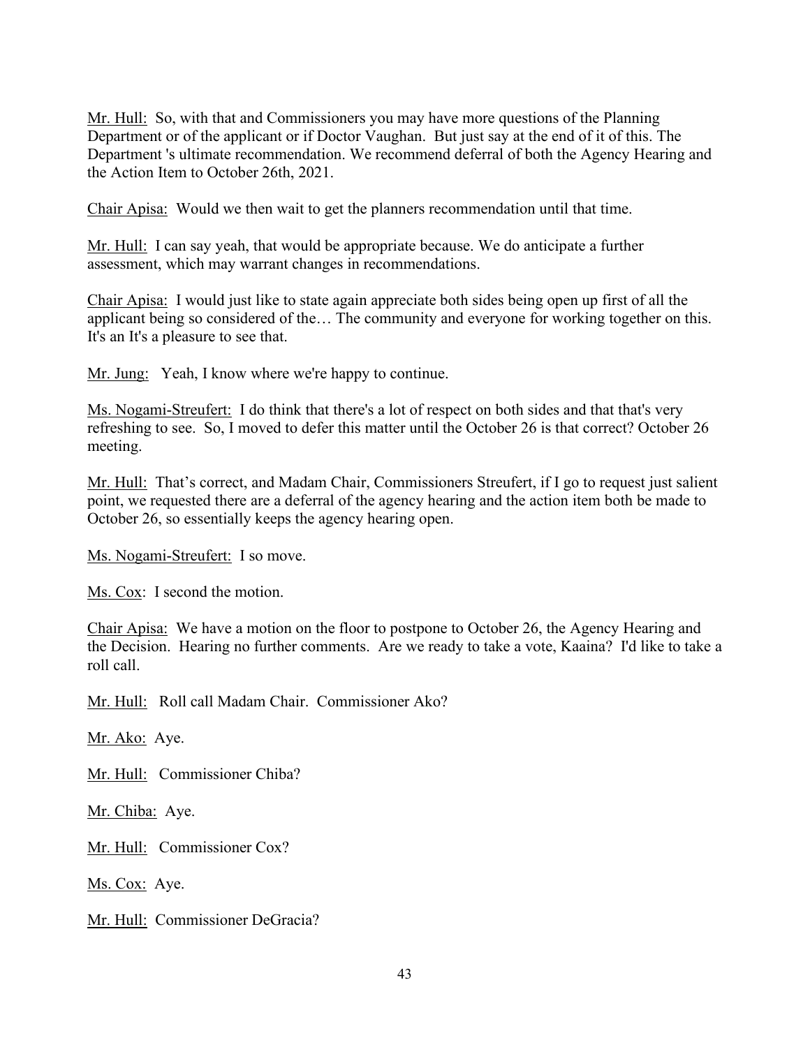Mr. Hull: So, with that and Commissioners you may have more questions of the Planning Department or of the applicant or if Doctor Vaughan. But just say at the end of it of this. The Department 's ultimate recommendation. We recommend deferral of both the Agency Hearing and the Action Item to October 26th, 2021.

Chair Apisa: Would we then wait to get the planners recommendation until that time.

Mr. Hull: I can say yeah, that would be appropriate because. We do anticipate a further assessment, which may warrant changes in recommendations.

Chair Apisa: I would just like to state again appreciate both sides being open up first of all the applicant being so considered of the… The community and everyone for working together on this. It's an It's a pleasure to see that.

Mr. Jung: Yeah, I know where we're happy to continue.

Ms. Nogami-Streufert: I do think that there's a lot of respect on both sides and that that's very refreshing to see. So, I moved to defer this matter until the October 26 is that correct? October 26 meeting.

Mr. Hull: That's correct, and Madam Chair, Commissioners Streufert, if I go to request just salient point, we requested there are a deferral of the agency hearing and the action item both be made to October 26, so essentially keeps the agency hearing open.

Ms. Nogami-Streufert: I so move.

Ms. Cox: I second the motion.

Chair Apisa: We have a motion on the floor to postpone to October 26, the Agency Hearing and the Decision. Hearing no further comments. Are we ready to take a vote, Kaaina? I'd like to take a roll call.

Mr. Hull: Roll call Madam Chair. Commissioner Ako?

Mr. Ako: Aye.

Mr. Hull: Commissioner Chiba?

Mr. Chiba: Aye.

Mr. Hull: Commissioner Cox?

Ms. Cox: Aye.

Mr. Hull: Commissioner DeGracia?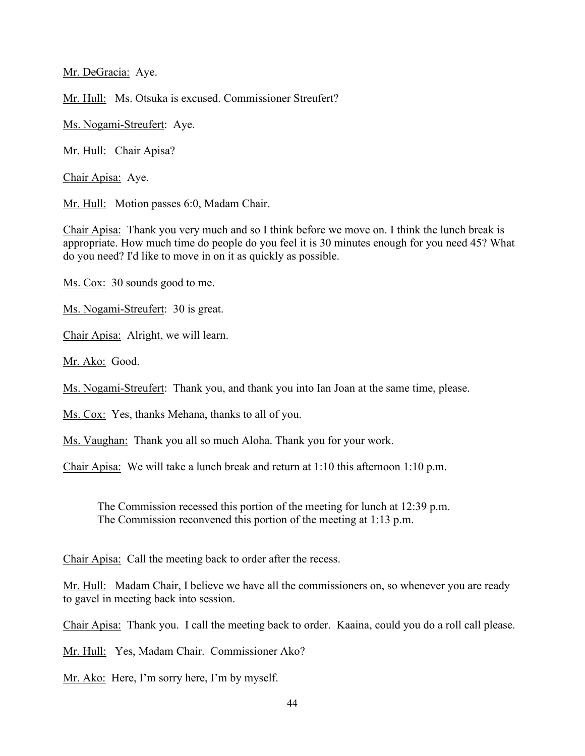Mr. DeGracia: Aye.

Mr. Hull: Ms. Otsuka is excused. Commissioner Streufert?

Ms. Nogami-Streufert: Aye.

Mr. Hull: Chair Apisa?

Chair Apisa: Aye.

Mr. Hull: Motion passes 6:0, Madam Chair.

Chair Apisa: Thank you very much and so I think before we move on. I think the lunch break is appropriate. How much time do people do you feel it is 30 minutes enough for you need 45? What do you need? I'd like to move in on it as quickly as possible.

Ms. Cox: 30 sounds good to me.

Ms. Nogami-Streufert: 30 is great.

Chair Apisa: Alright, we will learn.

Mr. Ako: Good.

Ms. Nogami-Streufert: Thank you, and thank you into Ian Joan at the same time, please.

Ms. Cox: Yes, thanks Mehana, thanks to all of you.

Ms. Vaughan: Thank you all so much Aloha. Thank you for your work.

Chair Apisa: We will take a lunch break and return at 1:10 this afternoon 1:10 p.m.

The Commission recessed this portion of the meeting for lunch at 12:39 p.m.
The Commission reconvened this portion of the meeting at 1:13 p.m.

Chair Apisa: Call the meeting back to order after the recess.

Mr. Hull: Madam Chair, I believe we have all the commissioners on, so whenever you are ready to gavel in meeting back into session.

Chair Apisa: Thank you. I call the meeting back to order. Kaaina, could you do a roll call please.

Mr. Hull: Yes, Madam Chair. Commissioner Ako?

Mr. Ako: Here, I'm sorry here, I'm by myself.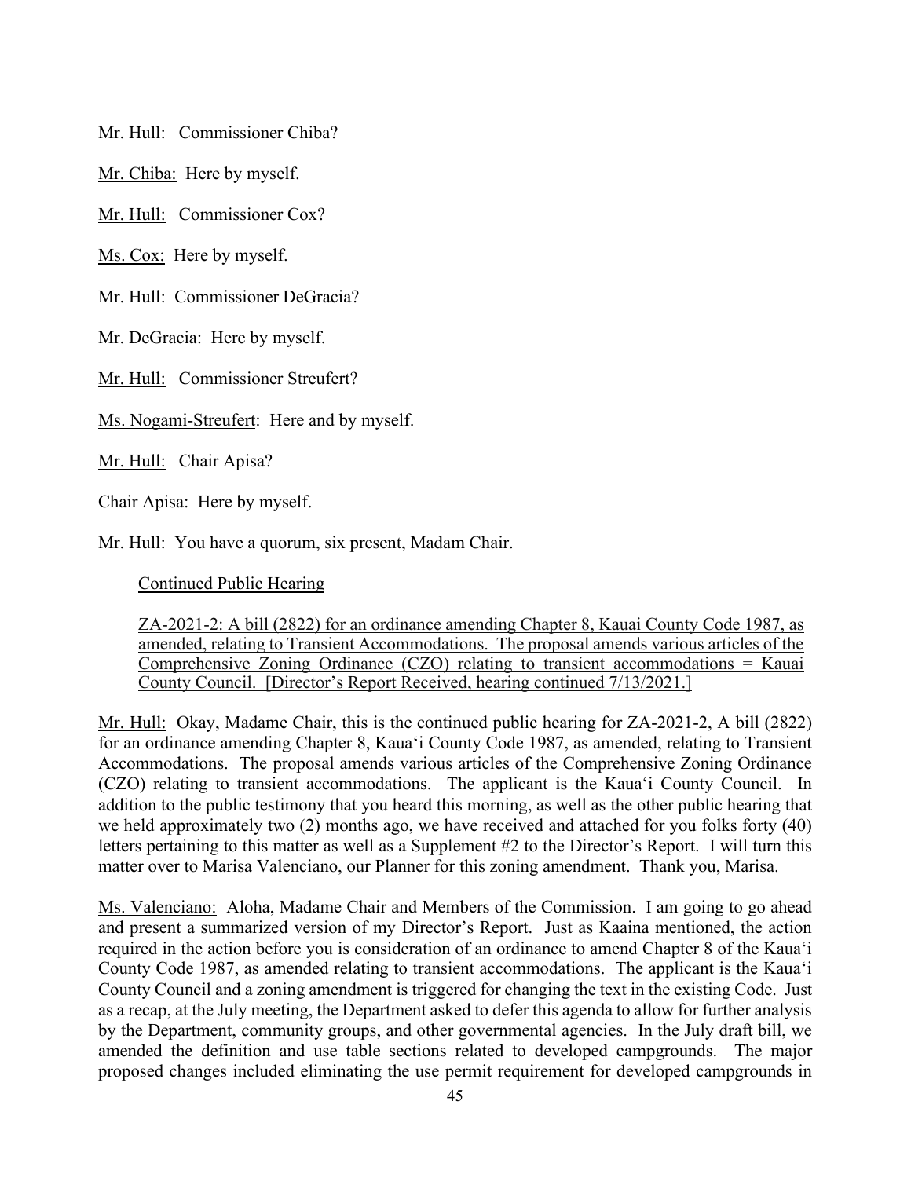Mr. Hull: Commissioner Chiba?

Mr. Chiba: Here by myself.

Mr. Hull: Commissioner Cox?

Ms. Cox: Here by myself.

Mr. Hull: Commissioner DeGracia?

Mr. DeGracia: Here by myself.

Mr. Hull: Commissioner Streufert?

Ms. Nogami-Streufert: Here and by myself.

Mr. Hull: Chair Apisa?

Chair Apisa: Here by myself.

Mr. Hull: You have a quorum, six present, Madam Chair.

Continued Public Hearing

ZA-2021-2: A bill (2822) for an ordinance amending Chapter 8, Kauai County Code 1987, as amended, relating to Transient Accommodations. The proposal amends various articles of the Comprehensive Zoning Ordinance (CZO) relating to transient accommodations = Kauai County Council. [Director's Report Received, hearing continued 7/13/2021.]

Mr. Hull: Okay, Madame Chair, this is the continued public hearing for ZA-2021-2, A bill (2822) for an ordinance amending Chapter 8, Kaua'i County Code 1987, as amended, relating to Transient Accommodations. The proposal amends various articles of the Comprehensive Zoning Ordinance (CZO) relating to transient accommodations. The applicant is the Kaua'i County Council. In addition to the public testimony that you heard this morning, as well as the other public hearing that we held approximately two (2) months ago, we have received and attached for you folks forty (40) letters pertaining to this matter as well as a Supplement #2 to the Director's Report. I will turn this matter over to Marisa Valenciano, our Planner for this zoning amendment. Thank you, Marisa.

Ms. Valenciano: Aloha, Madame Chair and Members of the Commission. I am going to go ahead and present a summarized version of my Director's Report. Just as Kaaina mentioned, the action required in the action before you is consideration of an ordinance to amend Chapter 8 of the Kaua'i County Code 1987, as amended relating to transient accommodations. The applicant is the Kaua'i County Council and a zoning amendment is triggered for changing the text in the existing Code. Just as a recap, at the July meeting, the Department asked to defer this agenda to allow for further analysis by the Department, community groups, and other governmental agencies. In the July draft bill, we amended the definition and use table sections related to developed campgrounds. The major proposed changes included eliminating the use permit requirement for developed campgrounds in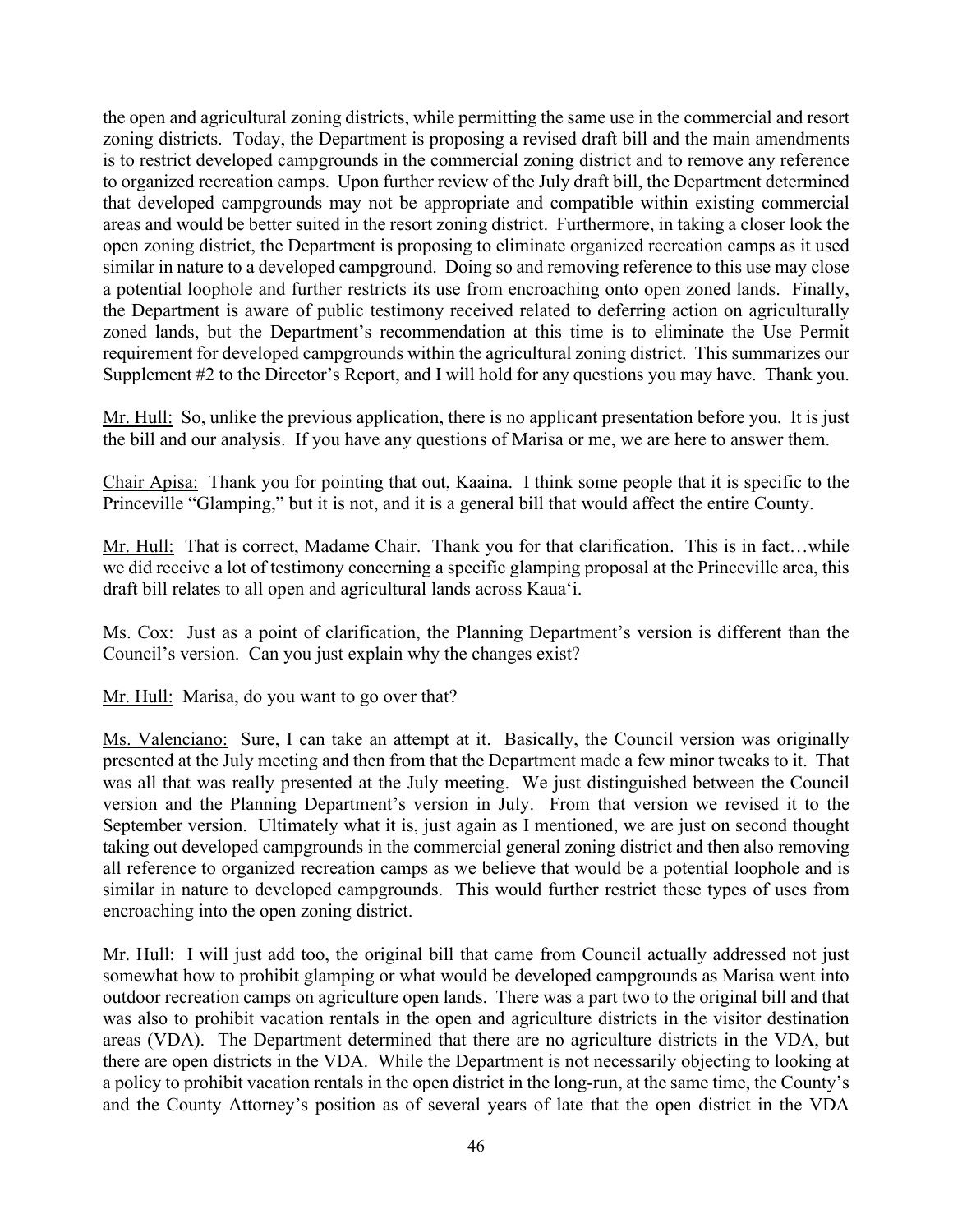the open and agricultural zoning districts, while permitting the same use in the commercial and resort zoning districts. Today, the Department is proposing a revised draft bill and the main amendments is to restrict developed campgrounds in the commercial zoning district and to remove any reference to organized recreation camps. Upon further review of the July draft bill, the Department determined that developed campgrounds may not be appropriate and compatible within existing commercial areas and would be better suited in the resort zoning district. Furthermore, in taking a closer look the open zoning district, the Department is proposing to eliminate organized recreation camps as it used similar in nature to a developed campground. Doing so and removing reference to this use may close a potential loophole and further restricts its use from encroaching onto open zoned lands. Finally, the Department is aware of public testimony received related to deferring action on agriculturally zoned lands, but the Department's recommendation at this time is to eliminate the Use Permit requirement for developed campgrounds within the agricultural zoning district. This summarizes our Supplement #2 to the Director's Report, and I will hold for any questions you may have. Thank you.

Mr. Hull: So, unlike the previous application, there is no applicant presentation before you. It is just the bill and our analysis. If you have any questions of Marisa or me, we are here to answer them.

Chair Apisa: Thank you for pointing that out, Kaaina. I think some people that it is specific to the Princeville "Glamping," but it is not, and it is a general bill that would affect the entire County.

Mr. Hull: That is correct, Madame Chair. Thank you for that clarification. This is in fact…while we did receive a lot of testimony concerning a specific glamping proposal at the Princeville area, this draft bill relates to all open and agricultural lands across Kaua'i.

Ms. Cox: Just as a point of clarification, the Planning Department's version is different than the Council's version. Can you just explain why the changes exist?

Mr. Hull: Marisa, do you want to go over that?

Ms. Valenciano: Sure, I can take an attempt at it. Basically, the Council version was originally presented at the July meeting and then from that the Department made a few minor tweaks to it. That was all that was really presented at the July meeting. We just distinguished between the Council version and the Planning Department's version in July. From that version we revised it to the September version. Ultimately what it is, just again as I mentioned, we are just on second thought taking out developed campgrounds in the commercial general zoning district and then also removing all reference to organized recreation camps as we believe that would be a potential loophole and is similar in nature to developed campgrounds. This would further restrict these types of uses from encroaching into the open zoning district.

Mr. Hull: I will just add too, the original bill that came from Council actually addressed not just somewhat how to prohibit glamping or what would be developed campgrounds as Marisa went into outdoor recreation camps on agriculture open lands. There was a part two to the original bill and that was also to prohibit vacation rentals in the open and agriculture districts in the visitor destination areas (VDA). The Department determined that there are no agriculture districts in the VDA, but there are open districts in the VDA. While the Department is not necessarily objecting to looking at a policy to prohibit vacation rentals in the open district in the long-run, at the same time, the County's and the County Attorney's position as of several years of late that the open district in the VDA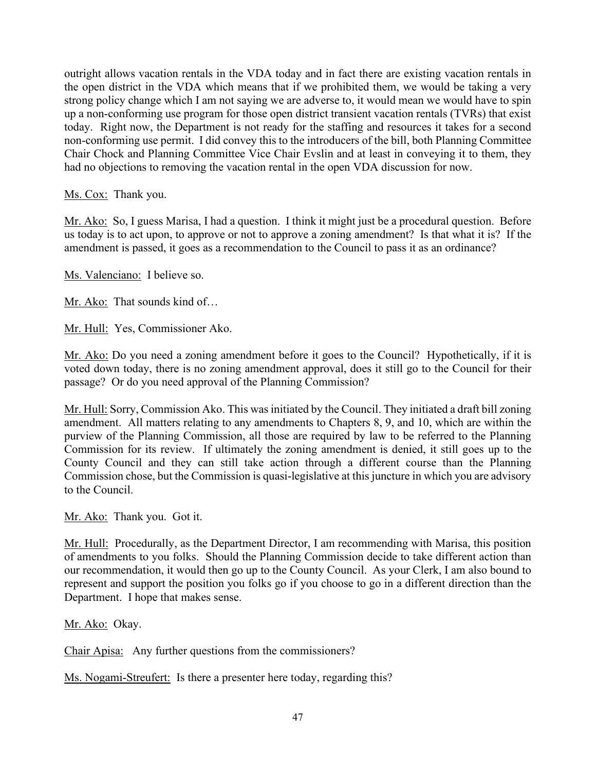outright allows vacation rentals in the VDA today and in fact there are existing vacation rentals in the open district in the VDA which means that if we prohibited them, we would be taking a very strong policy change which I am not saying we are adverse to, it would mean we would have to spin up a non-conforming use program for those open district transient vacation rentals (TVRs) that exist today. Right now, the Department is not ready for the staffing and resources it takes for a second non-conforming use permit. I did convey this to the introducers of the bill, both Planning Committee Chair Chock and Planning Committee Vice Chair Evslin and at least in conveying it to them, they had no objections to removing the vacation rental in the open VDA discussion for now.

Ms. Cox: Thank you.

Mr. Ako: So, I guess Marisa, I had a question. I think it might just be a procedural question. Before us today is to act upon, to approve or not to approve a zoning amendment? Is that what it is? If the amendment is passed, it goes as a recommendation to the Council to pass it as an ordinance?

Ms. Valenciano: I believe so.

Mr. Ako: That sounds kind of…

Mr. Hull: Yes, Commissioner Ako.

Mr. Ako: Do you need a zoning amendment before it goes to the Council? Hypothetically, if it is voted down today, there is no zoning amendment approval, does it still go to the Council for their passage? Or do you need approval of the Planning Commission?

Mr. Hull: Sorry, Commission Ako. This was initiated by the Council. They initiated a draft bill zoning amendment. All matters relating to any amendments to Chapters 8, 9, and 10, which are within the purview of the Planning Commission, all those are required by law to be referred to the Planning Commission for its review. If ultimately the zoning amendment is denied, it still goes up to the County Council and they can still take action through a different course than the Planning Commission chose, but the Commission is quasi-legislative at this juncture in which you are advisory to the Council.

Mr. Ako: Thank you. Got it.

Mr. Hull: Procedurally, as the Department Director, I am recommending with Marisa, this position of amendments to you folks. Should the Planning Commission decide to take different action than our recommendation, it would then go up to the County Council. As your Clerk, I am also bound to represent and support the position you folks go if you choose to go in a different direction than the Department. I hope that makes sense.

Mr. Ako: Okay.

Chair Apisa: Any further questions from the commissioners?

Ms. Nogami-Streufert: Is there a presenter here today, regarding this?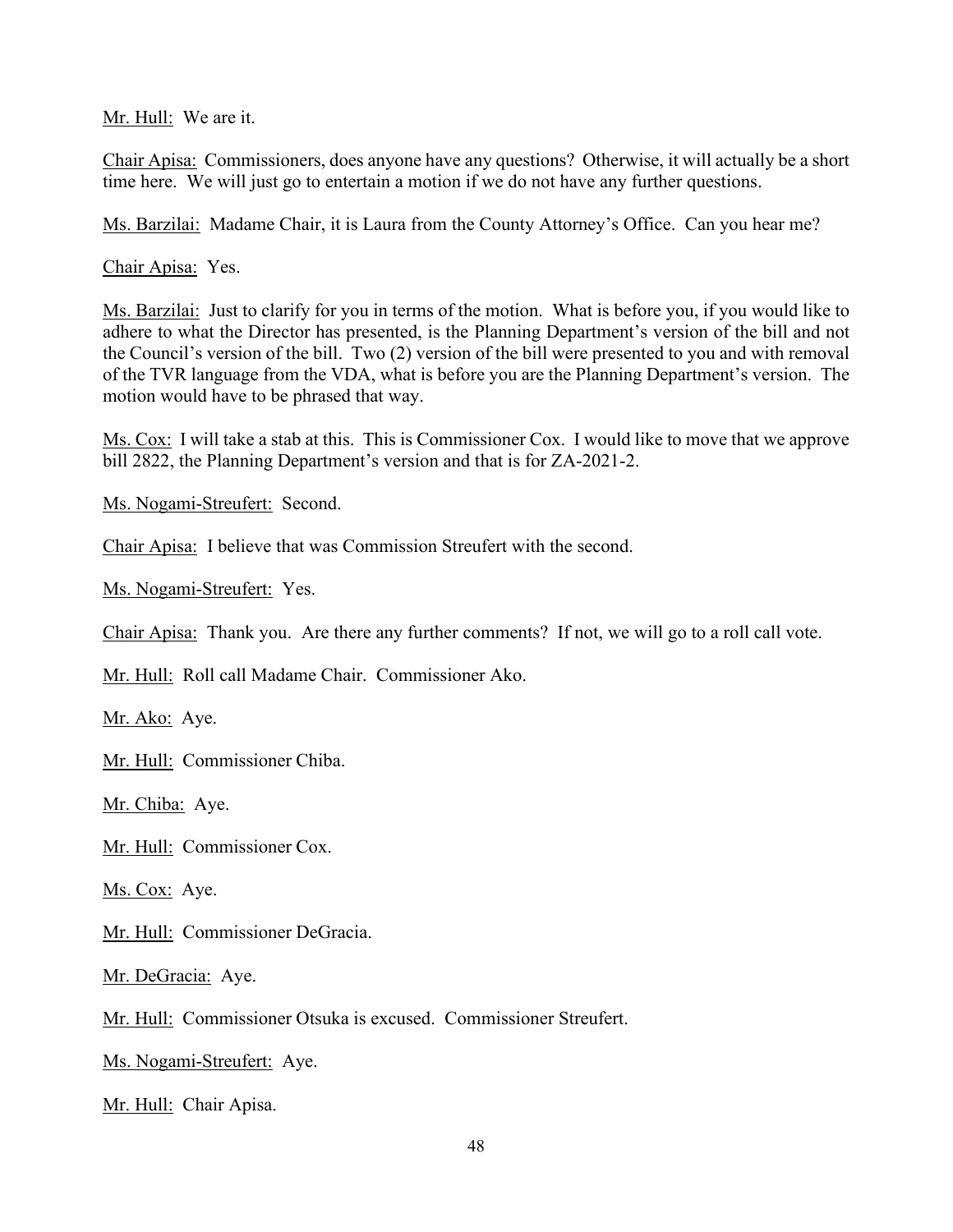Mr. Hull: We are it.

Chair Apisa: Commissioners, does anyone have any questions? Otherwise, it will actually be a short time here. We will just go to entertain a motion if we do not have any further questions.

Ms. Barzilai: Madame Chair, it is Laura from the County Attorney's Office. Can you hear me?

Chair Apisa: Yes.

Ms. Barzilai: Just to clarify for you in terms of the motion. What is before you, if you would like to adhere to what the Director has presented, is the Planning Department's version of the bill and not the Council's version of the bill. Two (2) version of the bill were presented to you and with removal of the TVR language from the VDA, what is before you are the Planning Department's version. The motion would have to be phrased that way.

Ms. Cox: I will take a stab at this. This is Commissioner Cox. I would like to move that we approve bill 2822, the Planning Department's version and that is for ZA-2021-2.

Ms. Nogami-Streufert: Second.

Chair Apisa: I believe that was Commission Streufert with the second.

Ms. Nogami-Streufert: Yes.

Chair Apisa: Thank you. Are there any further comments? If not, we will go to a roll call vote.

Mr. Hull: Roll call Madame Chair. Commissioner Ako.

Mr. Ako: Aye.

Mr. Hull: Commissioner Chiba.

Mr. Chiba: Aye.

Mr. Hull: Commissioner Cox.

Ms. Cox: Aye.

Mr. Hull: Commissioner DeGracia.

Mr. DeGracia: Aye.

Mr. Hull: Commissioner Otsuka is excused. Commissioner Streufert.

Ms. Nogami-Streufert: Aye.

Mr. Hull: Chair Apisa.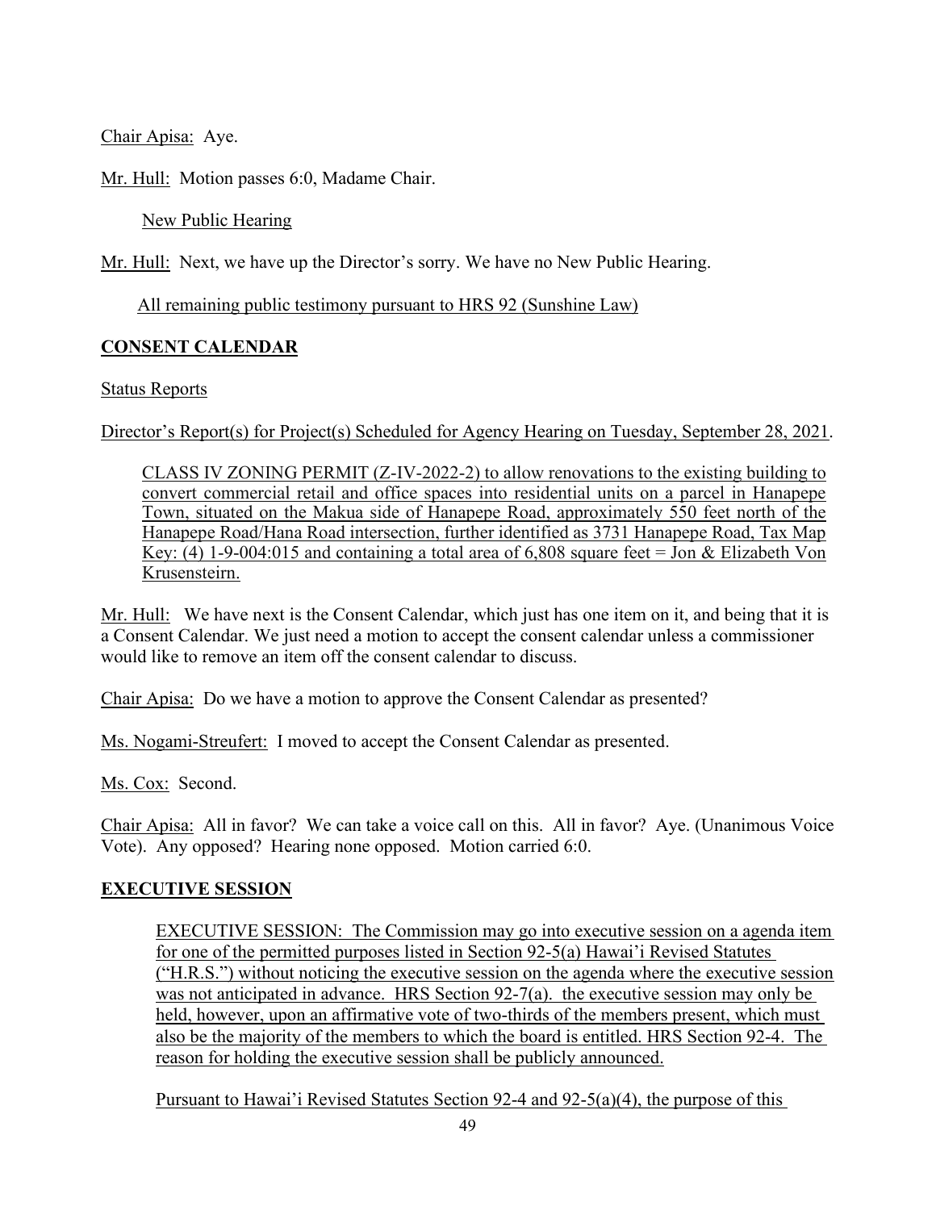Chair Apisa: Aye.

Mr. Hull: Motion passes 6:0, Madame Chair.

New Public Hearing

Mr. Hull: Next, we have up the Director's sorry. We have no New Public Hearing.

All remaining public testimony pursuant to HRS 92 (Sunshine Law)

**CONSENT CALENDAR**

Status Reports

Director's Report(s) for Project(s) Scheduled for Agency Hearing on Tuesday, September 28, 2021.

CLASS IV ZONING PERMIT (Z-IV-2022-2) to allow renovations to the existing building to convert commercial retail and office spaces into residential units on a parcel in Hanapepe Town, situated on the Makua side of Hanapepe Road, approximately 550 feet north of the Hanapepe Road/Hana Road intersection, further identified as 3731 Hanapepe Road, Tax Map Key: (4) 1-9-004:015 and containing a total area of 6,808 square feet = Jon & Elizabeth Von Krusensteirn.

Mr. Hull: We have next is the Consent Calendar, which just has one item on it, and being that it is a Consent Calendar. We just need a motion to accept the consent calendar unless a commissioner would like to remove an item off the consent calendar to discuss.

Chair Apisa: Do we have a motion to approve the Consent Calendar as presented?

Ms. Nogami-Streufert: I moved to accept the Consent Calendar as presented.

Ms. Cox: Second.

Chair Apisa: All in favor? We can take a voice call on this. All in favor? Aye. (Unanimous Voice Vote). Any opposed? Hearing none opposed. Motion carried 6:0.

**EXECUTIVE SESSION**

EXECUTIVE SESSION: The Commission may go into executive session on a agenda item for one of the permitted purposes listed in Section 92-5(a) Hawai'i Revised Statutes ("H.R.S.") without noticing the executive session on the agenda where the executive session was not anticipated in advance. HRS Section 92-7(a). the executive session may only be held, however, upon an affirmative vote of two-thirds of the members present, which must also be the majority of the members to which the board is entitled. HRS Section 92-4. The reason for holding the executive session shall be publicly announced.

Pursuant to Hawai'i Revised Statutes Section 92-4 and 92-5(a)(4), the purpose of this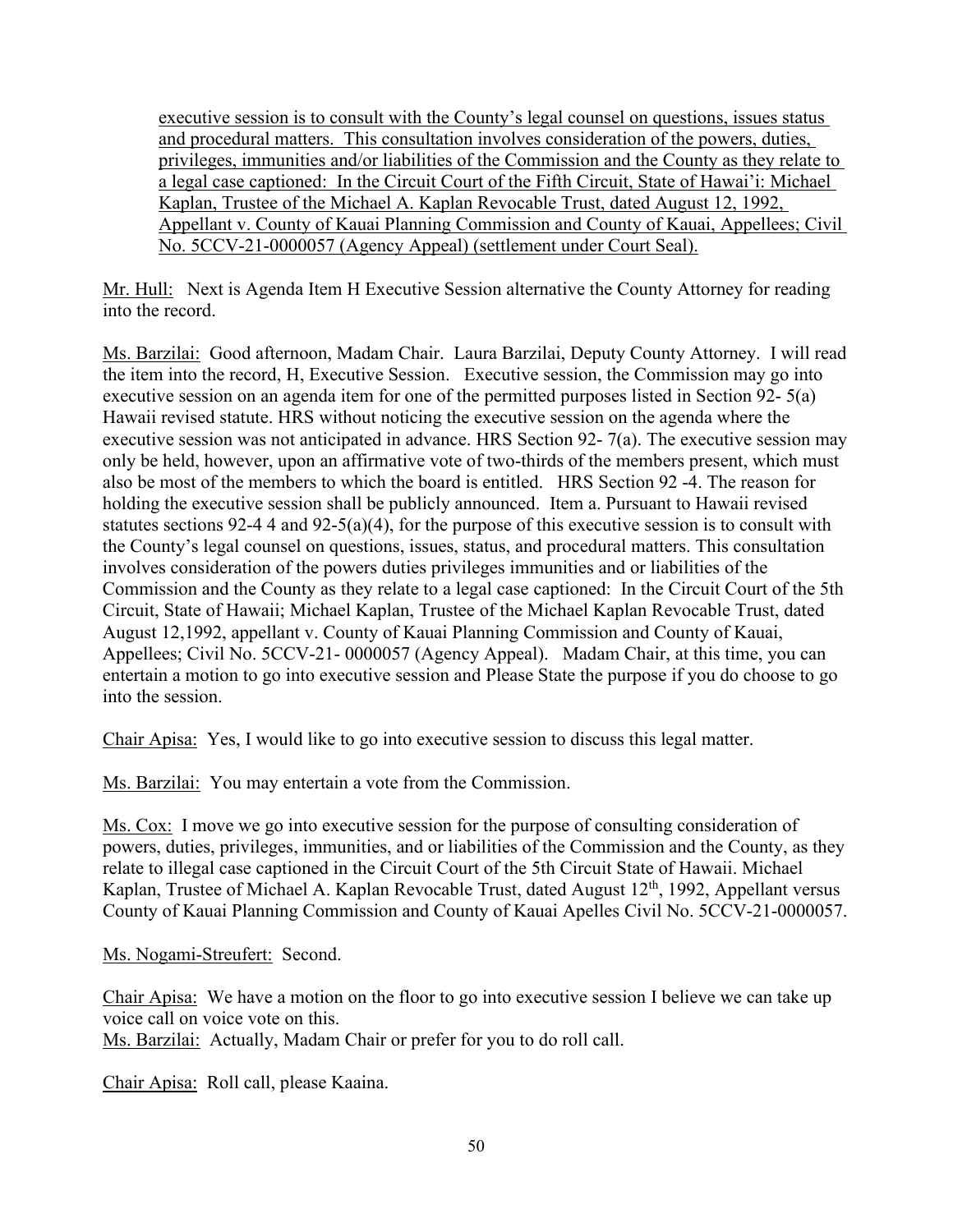executive session is to consult with the County's legal counsel on questions, issues status and procedural matters. This consultation involves consideration of the powers, duties, privileges, immunities and/or liabilities of the Commission and the County as they relate to a legal case captioned: In the Circuit Court of the Fifth Circuit, State of Hawai'i: Michael Kaplan, Trustee of the Michael A. Kaplan Revocable Trust, dated August 12, 1992, Appellant v. County of Kauai Planning Commission and County of Kauai, Appellees; Civil No. 5CCV-21-0000057 (Agency Appeal) (settlement under Court Seal).

Mr. Hull: Next is Agenda Item H Executive Session alternative the County Attorney for reading into the record.

Ms. Barzilai: Good afternoon, Madam Chair. Laura Barzilai, Deputy County Attorney. I will read the item into the record, H, Executive Session. Executive session, the Commission may go into executive session on an agenda item for one of the permitted purposes listed in Section 92- 5(a) Hawaii revised statute. HRS without noticing the executive session on the agenda where the executive session was not anticipated in advance. HRS Section 92- 7(a). The executive session may only be held, however, upon an affirmative vote of two-thirds of the members present, which must also be most of the members to which the board is entitled. HRS Section 92 -4. The reason for holding the executive session shall be publicly announced. Item a. Pursuant to Hawaii revised statutes sections 92-4 4 and 92-5(a)(4), for the purpose of this executive session is to consult with the County's legal counsel on questions, issues, status, and procedural matters. This consultation involves consideration of the powers duties privileges immunities and or liabilities of the Commission and the County as they relate to a legal case captioned: In the Circuit Court of the 5th Circuit, State of Hawaii; Michael Kaplan, Trustee of the Michael Kaplan Revocable Trust, dated August 12,1992, appellant v. County of Kauai Planning Commission and County of Kauai, Appellees; Civil No. 5CCV-21- 0000057 (Agency Appeal). Madam Chair, at this time, you can entertain a motion to go into executive session and Please State the purpose if you do choose to go into the session.

Chair Apisa: Yes, I would like to go into executive session to discuss this legal matter.

Ms. Barzilai: You may entertain a vote from the Commission.

Ms. Cox: I move we go into executive session for the purpose of consulting consideration of powers, duties, privileges, immunities, and or liabilities of the Commission and the County, as they relate to illegal case captioned in the Circuit Court of the 5th Circuit State of Hawaii. Michael Kaplan, Trustee of Michael A. Kaplan Revocable Trust, dated August 12th, 1992, Appellant versus County of Kauai Planning Commission and County of Kauai Apelles Civil No. 5CCV-21-0000057.

Ms. Nogami-Streufert: Second.

Chair Apisa: We have a motion on the floor to go into executive session I believe we can take up voice call on voice vote on this.
Ms. Barzilai: Actually, Madam Chair or prefer for you to do roll call.

Chair Apisa: Roll call, please Kaaina.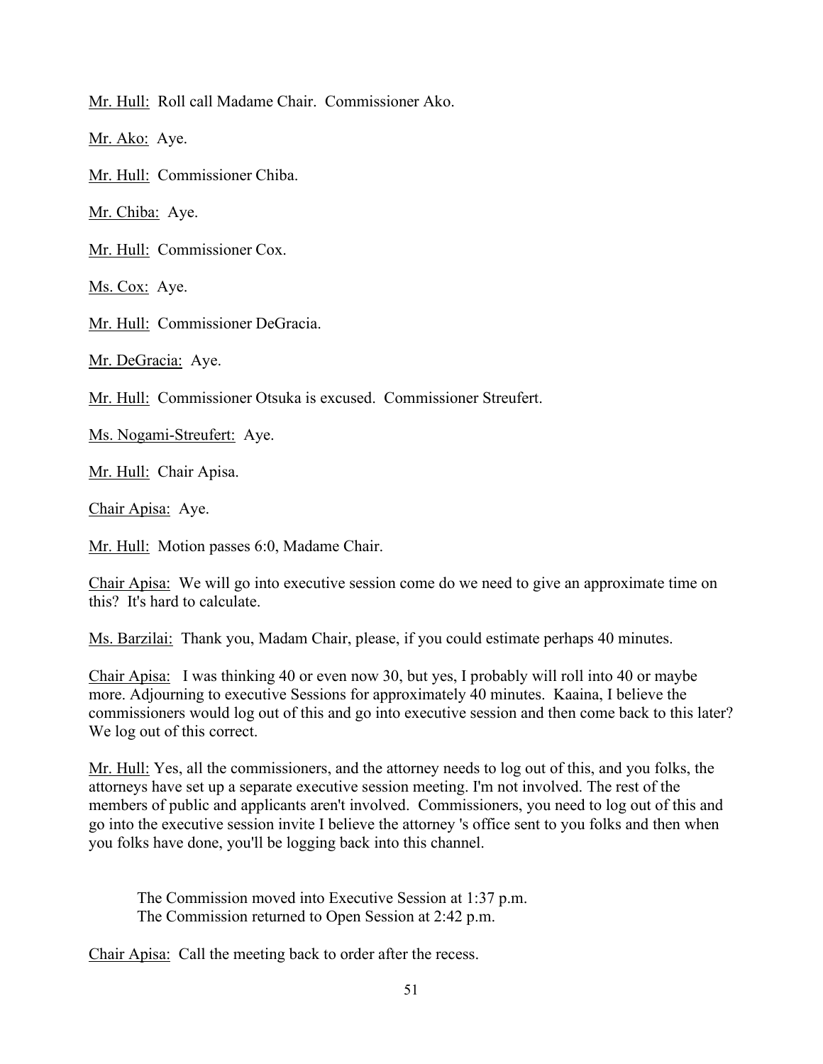Mr. Hull: Roll call Madame Chair. Commissioner Ako.

Mr. Ako: Aye.

Mr. Hull: Commissioner Chiba.

Mr. Chiba: Aye.

Mr. Hull: Commissioner Cox.

Ms. Cox: Aye.

Mr. Hull: Commissioner DeGracia.

Mr. DeGracia: Aye.

Mr. Hull: Commissioner Otsuka is excused. Commissioner Streufert.

Ms. Nogami-Streufert: Aye.

Mr. Hull: Chair Apisa.

Chair Apisa: Aye.

Mr. Hull: Motion passes 6:0, Madame Chair.

Chair Apisa: We will go into executive session come do we need to give an approximate time on this? It's hard to calculate.

Ms. Barzilai: Thank you, Madam Chair, please, if you could estimate perhaps 40 minutes.

Chair Apisa: I was thinking 40 or even now 30, but yes, I probably will roll into 40 or maybe more. Adjourning to executive Sessions for approximately 40 minutes. Kaaina, I believe the commissioners would log out of this and go into executive session and then come back to this later? We log out of this correct.

Mr. Hull: Yes, all the commissioners, and the attorney needs to log out of this, and you folks, the attorneys have set up a separate executive session meeting. I'm not involved. The rest of the members of public and applicants aren't involved. Commissioners, you need to log out of this and go into the executive session invite I believe the attorney 's office sent to you folks and then when you folks have done, you'll be logging back into this channel.

The Commission moved into Executive Session at 1:37 p.m.
The Commission returned to Open Session at 2:42 p.m.

Chair Apisa: Call the meeting back to order after the recess.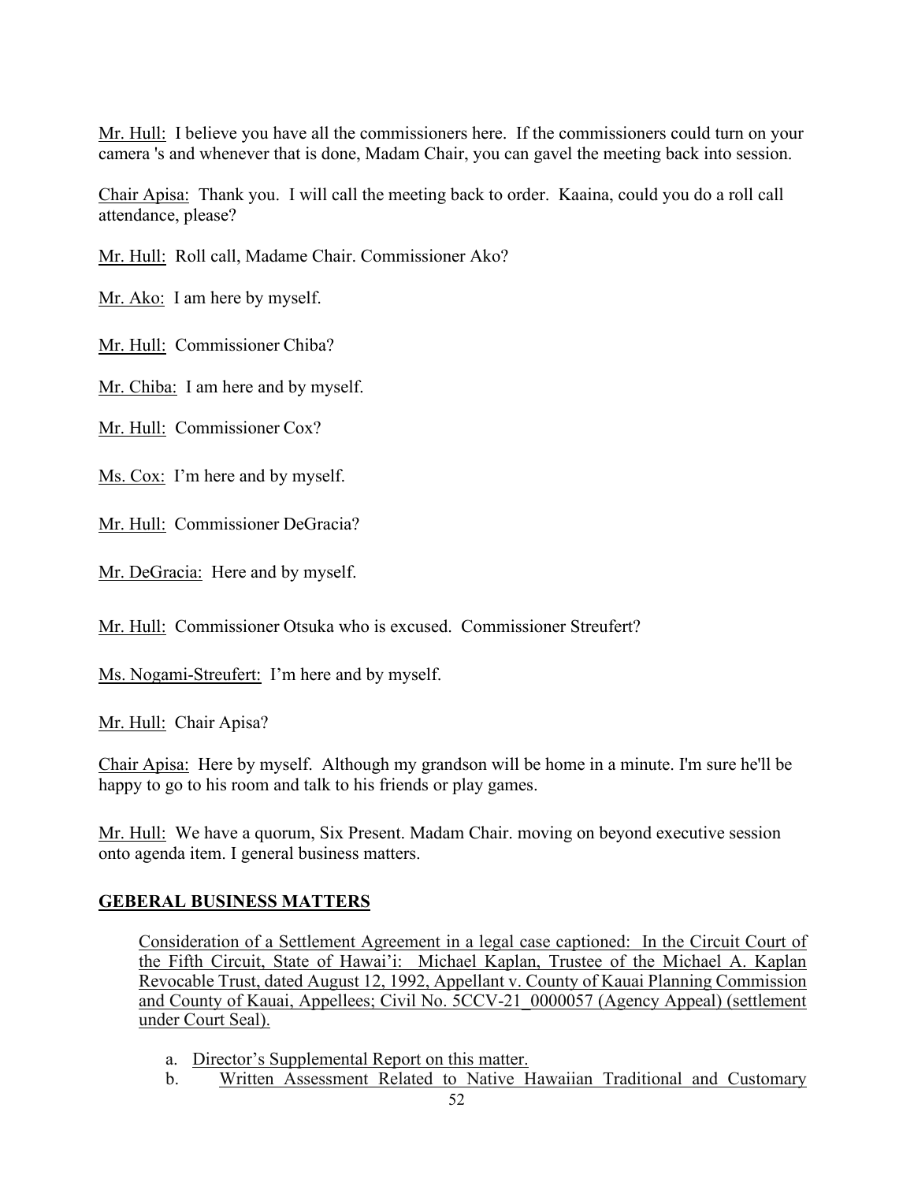Mr. Hull: I believe you have all the commissioners here. If the commissioners could turn on your camera 's and whenever that is done, Madam Chair, you can gavel the meeting back into session.

Chair Apisa: Thank you. I will call the meeting back to order. Kaaina, could you do a roll call attendance, please?

Mr. Hull: Roll call, Madame Chair. Commissioner Ako?

Mr. Ako: I am here by myself.

Mr. Hull: Commissioner Chiba?

Mr. Chiba: I am here and by myself.

Mr. Hull: Commissioner Cox?

Ms. Cox: I'm here and by myself.

Mr. Hull: Commissioner DeGracia?

Mr. DeGracia: Here and by myself.

Mr. Hull: Commissioner Otsuka who is excused. Commissioner Streufert?

Ms. Nogami-Streufert: I'm here and by myself.

Mr. Hull: Chair Apisa?

Chair Apisa: Here by myself. Although my grandson will be home in a minute. I'm sure he'll be happy to go to his room and talk to his friends or play games.

Mr. Hull: We have a quorum, Six Present. Madam Chair. moving on beyond executive session onto agenda item. I general business matters.

## GEBERAL BUSINESS MATTERS

Consideration of a Settlement Agreement in a legal case captioned: In the Circuit Court of the Fifth Circuit, State of Hawai'i: Michael Kaplan, Trustee of the Michael A. Kaplan Revocable Trust, dated August 12, 1992, Appellant v. County of Kauai Planning Commission and County of Kauai, Appellees; Civil No. 5CCV-21_0000057 (Agency Appeal) (settlement under Court Seal).

a. Director's Supplemental Report on this matter.
b. Written Assessment Related to Native Hawaiian Traditional and Customary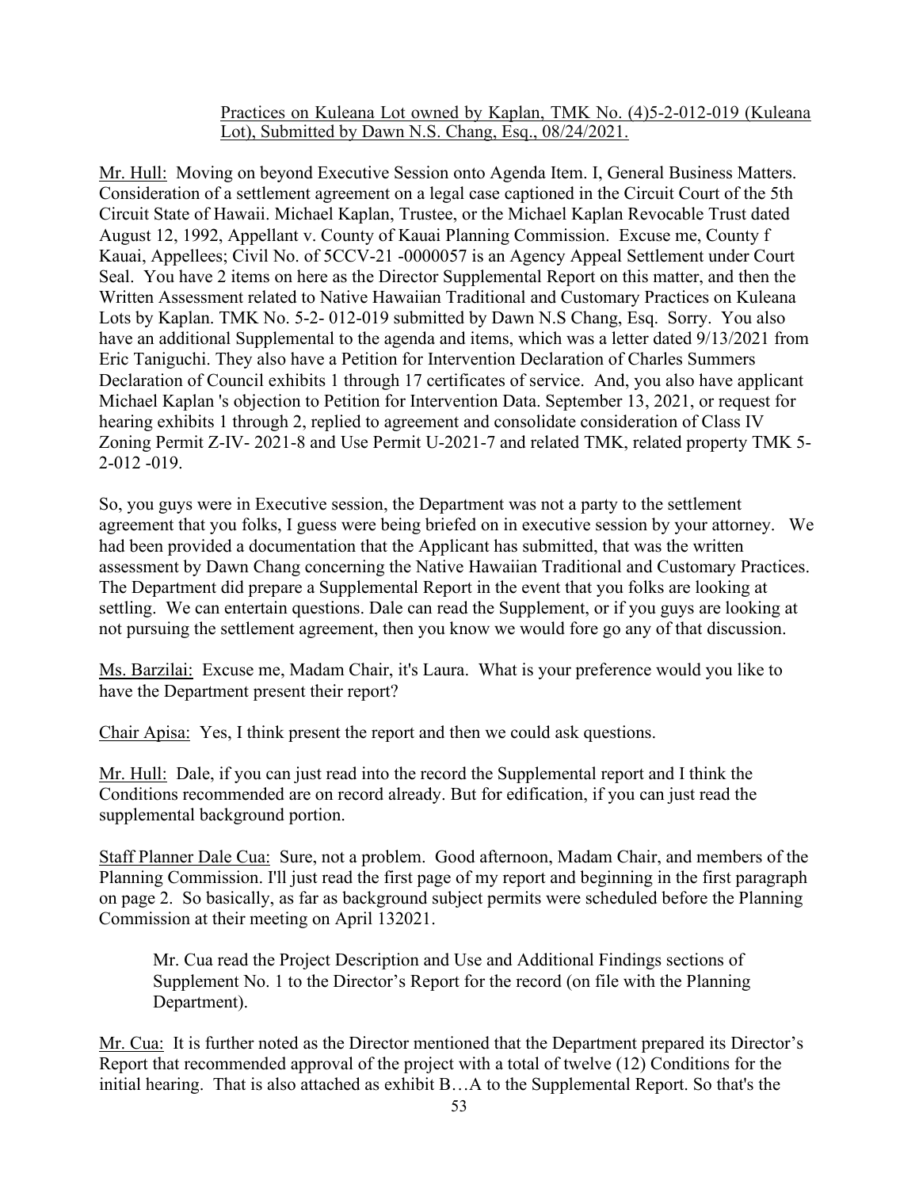Practices on Kuleana Lot owned by Kaplan, TMK No. (4)5-2-012-019 (Kuleana Lot), Submitted by Dawn N.S. Chang, Esq., 08/24/2021.

Mr. Hull: Moving on beyond Executive Session onto Agenda Item. I, General Business Matters. Consideration of a settlement agreement on a legal case captioned in the Circuit Court of the 5th Circuit State of Hawaii. Michael Kaplan, Trustee, or the Michael Kaplan Revocable Trust dated August 12, 1992, Appellant v. County of Kauai Planning Commission. Excuse me, County f Kauai, Appellees; Civil No. of 5CCV-21 -0000057 is an Agency Appeal Settlement under Court Seal. You have 2 items on here as the Director Supplemental Report on this matter, and then the Written Assessment related to Native Hawaiian Traditional and Customary Practices on Kuleana Lots by Kaplan. TMK No. 5-2- 012-019 submitted by Dawn N.S Chang, Esq. Sorry. You also have an additional Supplemental to the agenda and items, which was a letter dated 9/13/2021 from Eric Taniguchi. They also have a Petition for Intervention Declaration of Charles Summers Declaration of Council exhibits 1 through 17 certificates of service. And, you also have applicant Michael Kaplan 's objection to Petition for Intervention Data. September 13, 2021, or request for hearing exhibits 1 through 2, replied to agreement and consolidate consideration of Class IV Zoning Permit Z-IV- 2021-8 and Use Permit U-2021-7 and related TMK, related property TMK 5-2-012 -019.

So, you guys were in Executive session, the Department was not a party to the settlement agreement that you folks, I guess were being briefed on in executive session by your attorney. We had been provided a documentation that the Applicant has submitted, that was the written assessment by Dawn Chang concerning the Native Hawaiian Traditional and Customary Practices. The Department did prepare a Supplemental Report in the event that you folks are looking at settling. We can entertain questions. Dale can read the Supplement, or if you guys are looking at not pursuing the settlement agreement, then you know we would fore go any of that discussion.

Ms. Barzilai: Excuse me, Madam Chair, it's Laura. What is your preference would you like to have the Department present their report?

Chair Apisa: Yes, I think present the report and then we could ask questions.

Mr. Hull: Dale, if you can just read into the record the Supplemental report and I think the Conditions recommended are on record already. But for edification, if you can just read the supplemental background portion.

Staff Planner Dale Cua: Sure, not a problem. Good afternoon, Madam Chair, and members of the Planning Commission. I'll just read the first page of my report and beginning in the first paragraph on page 2. So basically, as far as background subject permits were scheduled before the Planning Commission at their meeting on April 132021.

> Mr. Cua read the Project Description and Use and Additional Findings sections of Supplement No. 1 to the Director's Report for the record (on file with the Planning Department).

Mr. Cua: It is further noted as the Director mentioned that the Department prepared its Director's Report that recommended approval of the project with a total of twelve (12) Conditions for the initial hearing. That is also attached as exhibit B…A to the Supplemental Report. So that's the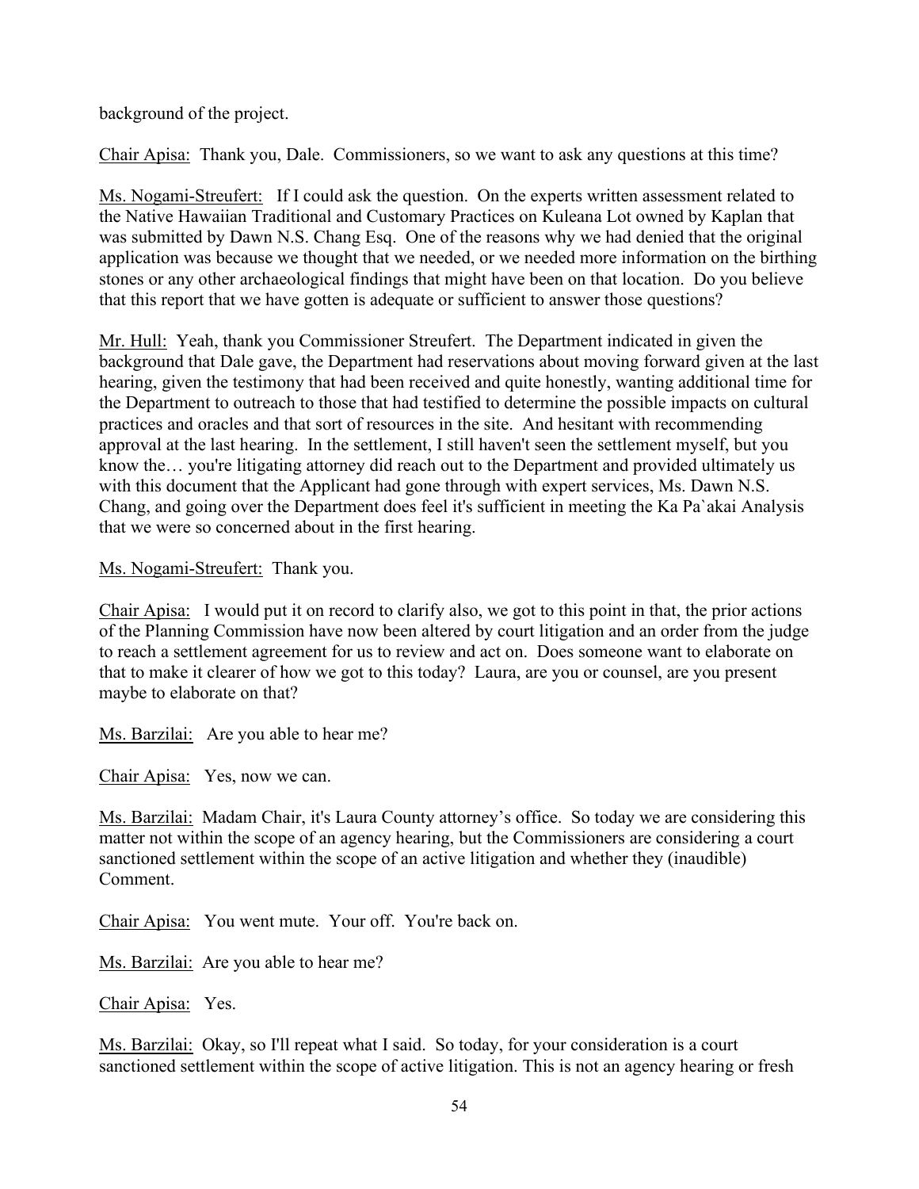background of the project.

<u>Chair Apisa:</u> Thank you, Dale. Commissioners, so we want to ask any questions at this time?

<u>Ms. Nogami-Streufert:</u> If I could ask the question. On the experts written assessment related to the Native Hawaiian Traditional and Customary Practices on Kuleana Lot owned by Kaplan that was submitted by Dawn N.S. Chang Esq. One of the reasons why we had denied that the original application was because we thought that we needed, or we needed more information on the birthing stones or any other archaeological findings that might have been on that location. Do you believe that this report that we have gotten is adequate or sufficient to answer those questions?

<u>Mr. Hull:</u> Yeah, thank you Commissioner Streufert. The Department indicated in given the background that Dale gave, the Department had reservations about moving forward given at the last hearing, given the testimony that had been received and quite honestly, wanting additional time for the Department to outreach to those that had testified to determine the possible impacts on cultural practices and oracles and that sort of resources in the site. And hesitant with recommending approval at the last hearing. In the settlement, I still haven't seen the settlement myself, but you know the… you're litigating attorney did reach out to the Department and provided ultimately us with this document that the Applicant had gone through with expert services, Ms. Dawn N.S. Chang, and going over the Department does feel it's sufficient in meeting the Ka Pa`akai Analysis that we were so concerned about in the first hearing.

<u>Ms. Nogami-Streufert:</u> Thank you.

<u>Chair Apisa:</u> I would put it on record to clarify also, we got to this point in that, the prior actions of the Planning Commission have now been altered by court litigation and an order from the judge to reach a settlement agreement for us to review and act on. Does someone want to elaborate on that to make it clearer of how we got to this today? Laura, are you or counsel, are you present maybe to elaborate on that?

<u>Ms. Barzilai:</u> Are you able to hear me?

<u>Chair Apisa:</u> Yes, now we can.

<u>Ms. Barzilai:</u> Madam Chair, it's Laura County attorney's office. So today we are considering this matter not within the scope of an agency hearing, but the Commissioners are considering a court sanctioned settlement within the scope of an active litigation and whether they (inaudible) Comment.

<u>Chair Apisa:</u> You went mute. Your off. You're back on.

<u>Ms. Barzilai:</u> Are you able to hear me?

<u>Chair Apisa:</u> Yes.

<u>Ms. Barzilai:</u> Okay, so I'll repeat what I said. So today, for your consideration is a court sanctioned settlement within the scope of active litigation. This is not an agency hearing or fresh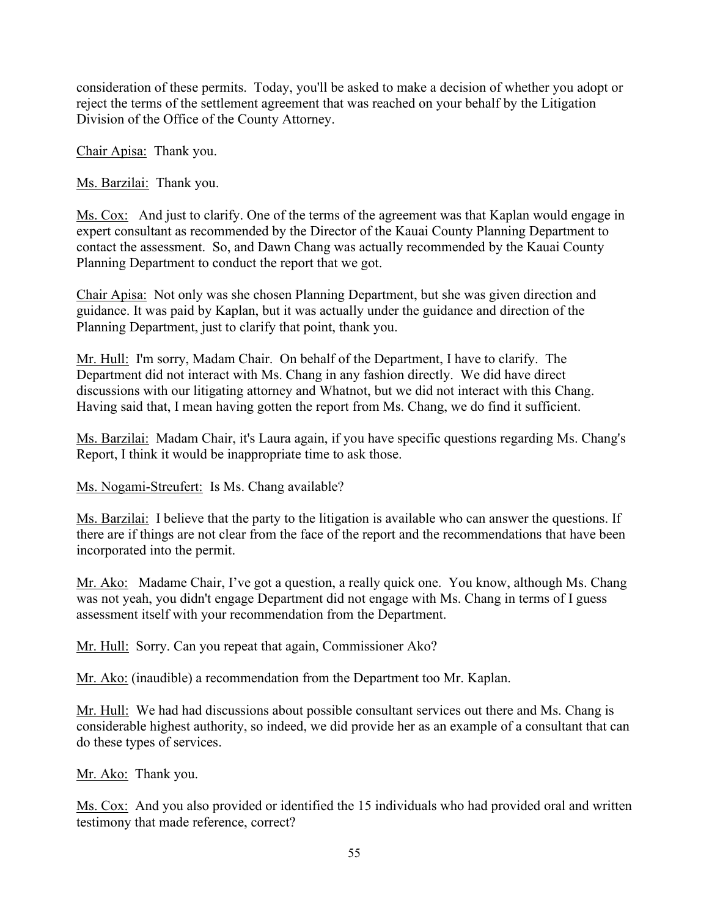consideration of these permits. Today, you'll be asked to make a decision of whether you adopt or reject the terms of the settlement agreement that was reached on your behalf by the Litigation Division of the Office of the County Attorney.

Chair Apisa: Thank you.

Ms. Barzilai: Thank you.

Ms. Cox: And just to clarify. One of the terms of the agreement was that Kaplan would engage in expert consultant as recommended by the Director of the Kauai County Planning Department to contact the assessment. So, and Dawn Chang was actually recommended by the Kauai County Planning Department to conduct the report that we got.

Chair Apisa: Not only was she chosen Planning Department, but she was given direction and guidance. It was paid by Kaplan, but it was actually under the guidance and direction of the Planning Department, just to clarify that point, thank you.

Mr. Hull: I'm sorry, Madam Chair. On behalf of the Department, I have to clarify. The Department did not interact with Ms. Chang in any fashion directly. We did have direct discussions with our litigating attorney and Whatnot, but we did not interact with this Chang. Having said that, I mean having gotten the report from Ms. Chang, we do find it sufficient.

Ms. Barzilai: Madam Chair, it's Laura again, if you have specific questions regarding Ms. Chang's Report, I think it would be inappropriate time to ask those.

Ms. Nogami-Streufert: Is Ms. Chang available?

Ms. Barzilai: I believe that the party to the litigation is available who can answer the questions. If there are if things are not clear from the face of the report and the recommendations that have been incorporated into the permit.

Mr. Ako: Madame Chair, I've got a question, a really quick one. You know, although Ms. Chang was not yeah, you didn't engage Department did not engage with Ms. Chang in terms of I guess assessment itself with your recommendation from the Department.

Mr. Hull: Sorry. Can you repeat that again, Commissioner Ako?

Mr. Ako: (inaudible) a recommendation from the Department too Mr. Kaplan.

Mr. Hull: We had had discussions about possible consultant services out there and Ms. Chang is considerable highest authority, so indeed, we did provide her as an example of a consultant that can do these types of services.

Mr. Ako: Thank you.

Ms. Cox: And you also provided or identified the 15 individuals who had provided oral and written testimony that made reference, correct?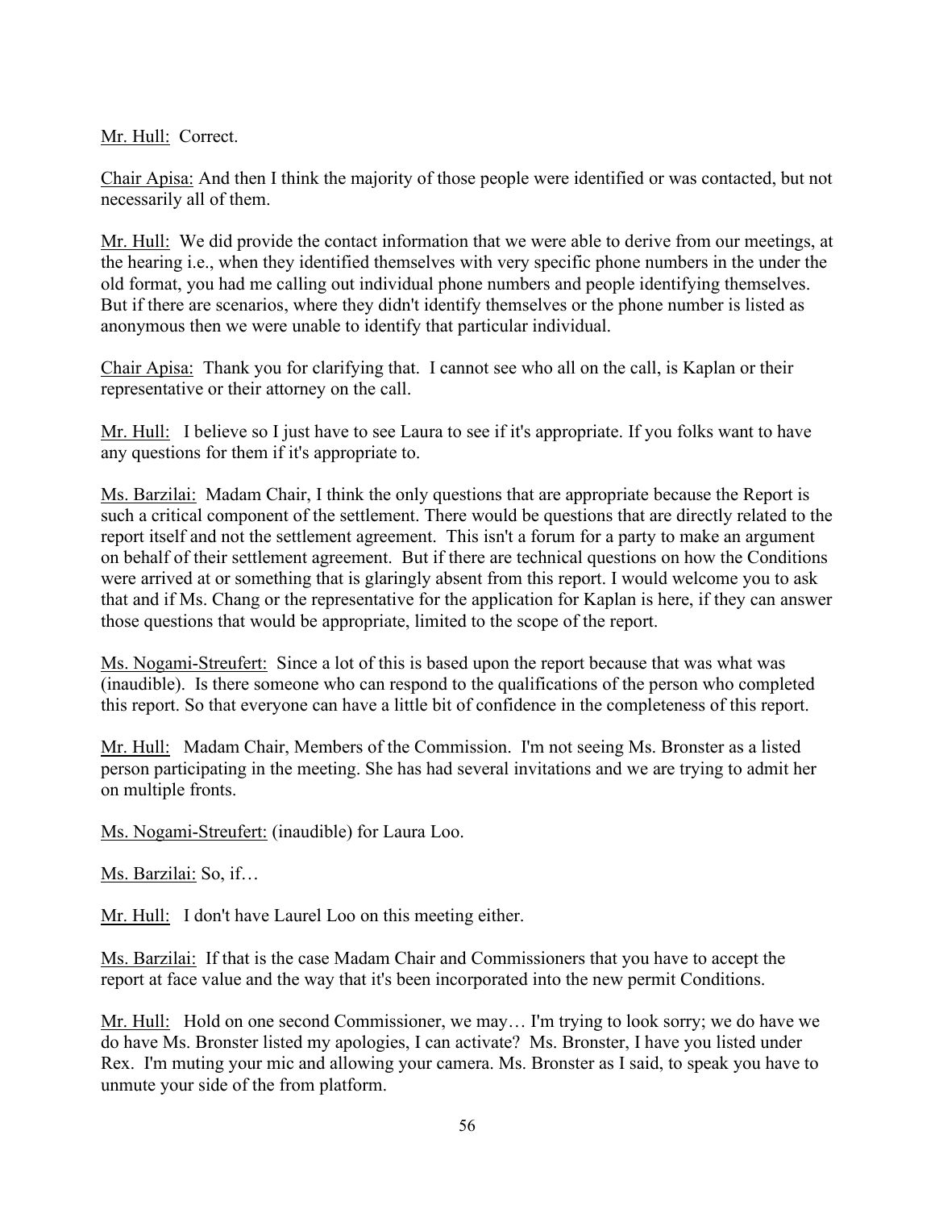Mr. Hull: Correct.

Chair Apisa: And then I think the majority of those people were identified or was contacted, but not necessarily all of them.

Mr. Hull: We did provide the contact information that we were able to derive from our meetings, at the hearing i.e., when they identified themselves with very specific phone numbers in the under the old format, you had me calling out individual phone numbers and people identifying themselves. But if there are scenarios, where they didn't identify themselves or the phone number is listed as anonymous then we were unable to identify that particular individual.

Chair Apisa: Thank you for clarifying that. I cannot see who all on the call, is Kaplan or their representative or their attorney on the call.

Mr. Hull: I believe so I just have to see Laura to see if it's appropriate. If you folks want to have any questions for them if it's appropriate to.

Ms. Barzilai: Madam Chair, I think the only questions that are appropriate because the Report is such a critical component of the settlement. There would be questions that are directly related to the report itself and not the settlement agreement. This isn't a forum for a party to make an argument on behalf of their settlement agreement. But if there are technical questions on how the Conditions were arrived at or something that is glaringly absent from this report. I would welcome you to ask that and if Ms. Chang or the representative for the application for Kaplan is here, if they can answer those questions that would be appropriate, limited to the scope of the report.

Ms. Nogami-Streufert: Since a lot of this is based upon the report because that was what was (inaudible). Is there someone who can respond to the qualifications of the person who completed this report. So that everyone can have a little bit of confidence in the completeness of this report.

Mr. Hull: Madam Chair, Members of the Commission. I'm not seeing Ms. Bronster as a listed person participating in the meeting. She has had several invitations and we are trying to admit her on multiple fronts.

Ms. Nogami-Streufert: (inaudible) for Laura Loo.

Ms. Barzilai: So, if…

Mr. Hull: I don't have Laurel Loo on this meeting either.

Ms. Barzilai: If that is the case Madam Chair and Commissioners that you have to accept the report at face value and the way that it's been incorporated into the new permit Conditions.

Mr. Hull: Hold on one second Commissioner, we may… I'm trying to look sorry; we do have we do have Ms. Bronster listed my apologies, I can activate? Ms. Bronster, I have you listed under Rex. I'm muting your mic and allowing your camera. Ms. Bronster as I said, to speak you have to unmute your side of the from platform.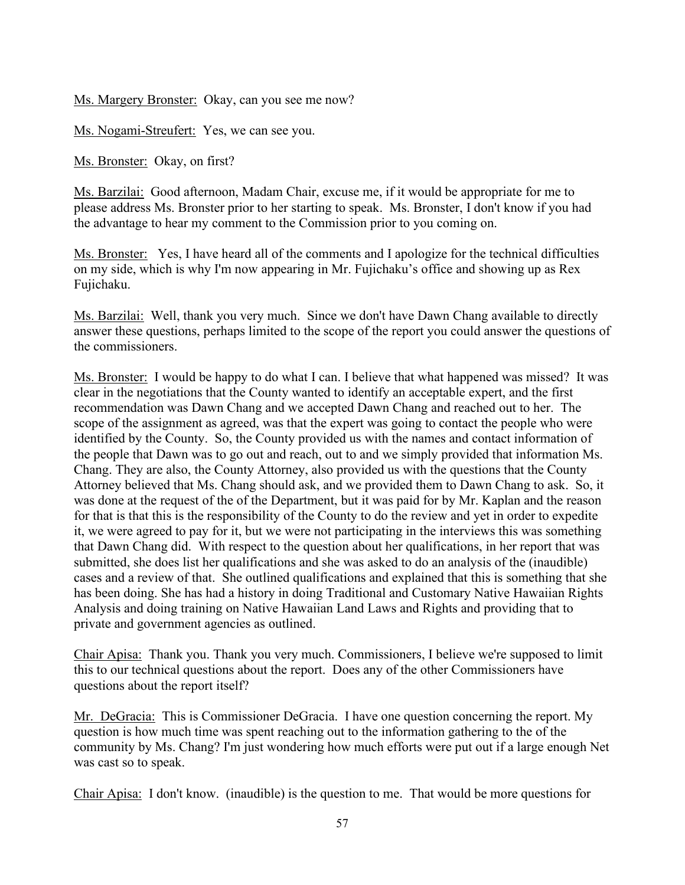Ms. Margery Bronster: Okay, can you see me now?

Ms. Nogami-Streufert: Yes, we can see you.

Ms. Bronster: Okay, on first?

Ms. Barzilai: Good afternoon, Madam Chair, excuse me, if it would be appropriate for me to please address Ms. Bronster prior to her starting to speak. Ms. Bronster, I don't know if you had the advantage to hear my comment to the Commission prior to you coming on.

Ms. Bronster: Yes, I have heard all of the comments and I apologize for the technical difficulties on my side, which is why I'm now appearing in Mr. Fujichaku's office and showing up as Rex Fujichaku.

Ms. Barzilai: Well, thank you very much. Since we don't have Dawn Chang available to directly answer these questions, perhaps limited to the scope of the report you could answer the questions of the commissioners.

Ms. Bronster: I would be happy to do what I can. I believe that what happened was missed? It was clear in the negotiations that the County wanted to identify an acceptable expert, and the first recommendation was Dawn Chang and we accepted Dawn Chang and reached out to her. The scope of the assignment as agreed, was that the expert was going to contact the people who were identified by the County. So, the County provided us with the names and contact information of the people that Dawn was to go out and reach, out to and we simply provided that information Ms. Chang. They are also, the County Attorney, also provided us with the questions that the County Attorney believed that Ms. Chang should ask, and we provided them to Dawn Chang to ask. So, it was done at the request of the of the Department, but it was paid for by Mr. Kaplan and the reason for that is that this is the responsibility of the County to do the review and yet in order to expedite it, we were agreed to pay for it, but we were not participating in the interviews this was something that Dawn Chang did. With respect to the question about her qualifications, in her report that was submitted, she does list her qualifications and she was asked to do an analysis of the (inaudible) cases and a review of that. She outlined qualifications and explained that this is something that she has been doing. She has had a history in doing Traditional and Customary Native Hawaiian Rights Analysis and doing training on Native Hawaiian Land Laws and Rights and providing that to private and government agencies as outlined.

Chair Apisa: Thank you. Thank you very much. Commissioners, I believe we're supposed to limit this to our technical questions about the report. Does any of the other Commissioners have questions about the report itself?

Mr. DeGracia: This is Commissioner DeGracia. I have one question concerning the report. My question is how much time was spent reaching out to the information gathering to the of the community by Ms. Chang? I'm just wondering how much efforts were put out if a large enough Net was cast so to speak.

Chair Apisa: I don't know. (inaudible) is the question to me. That would be more questions for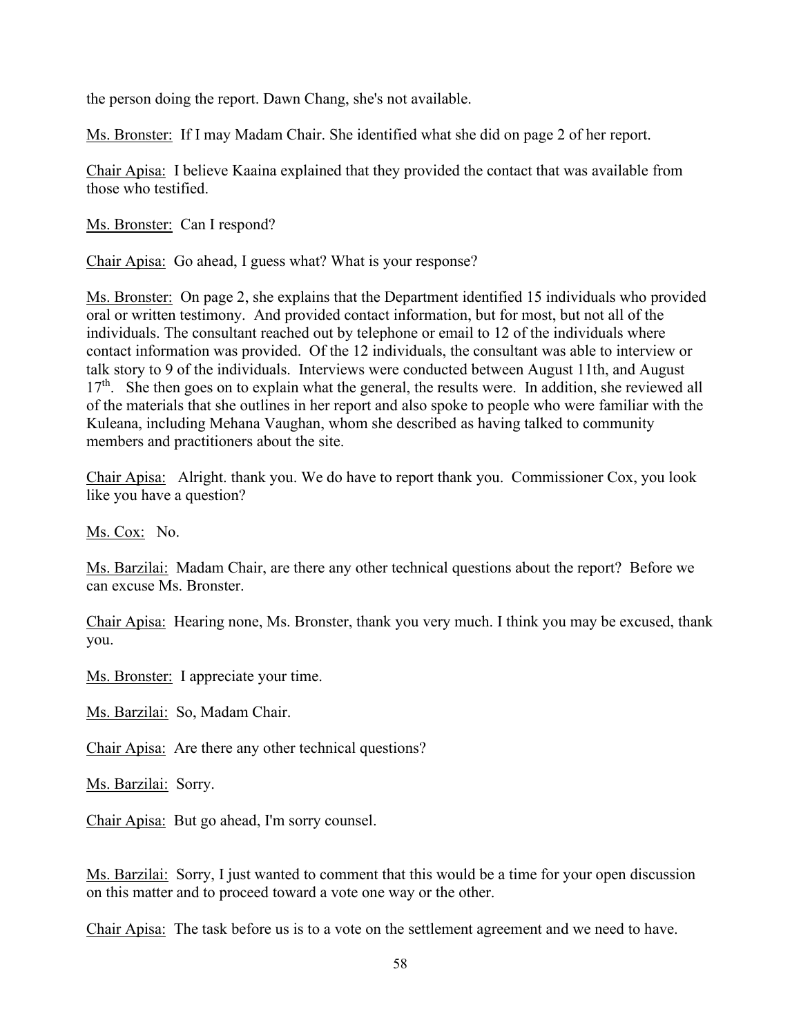the person doing the report. Dawn Chang, she's not available.

Ms. Bronster: If I may Madam Chair. She identified what she did on page 2 of her report.

Chair Apisa: I believe Kaaina explained that they provided the contact that was available from those who testified.

Ms. Bronster: Can I respond?

Chair Apisa: Go ahead, I guess what? What is your response?

Ms. Bronster: On page 2, she explains that the Department identified 15 individuals who provided oral or written testimony. And provided contact information, but for most, but not all of the individuals. The consultant reached out by telephone or email to 12 of the individuals where contact information was provided. Of the 12 individuals, the consultant was able to interview or talk story to 9 of the individuals. Interviews were conducted between August 11th, and August 17th. She then goes on to explain what the general, the results were. In addition, she reviewed all of the materials that she outlines in her report and also spoke to people who were familiar with the Kuleana, including Mehana Vaughan, whom she described as having talked to community members and practitioners about the site.

Chair Apisa: Alright. thank you. We do have to report thank you. Commissioner Cox, you look like you have a question?

Ms. Cox: No.

Ms. Barzilai: Madam Chair, are there any other technical questions about the report? Before we can excuse Ms. Bronster.

Chair Apisa: Hearing none, Ms. Bronster, thank you very much. I think you may be excused, thank you.

Ms. Bronster: I appreciate your time.

Ms. Barzilai: So, Madam Chair.

Chair Apisa: Are there any other technical questions?

Ms. Barzilai: Sorry.

Chair Apisa: But go ahead, I'm sorry counsel.

Ms. Barzilai: Sorry, I just wanted to comment that this would be a time for your open discussion on this matter and to proceed toward a vote one way or the other.

Chair Apisa: The task before us is to a vote on the settlement agreement and we need to have.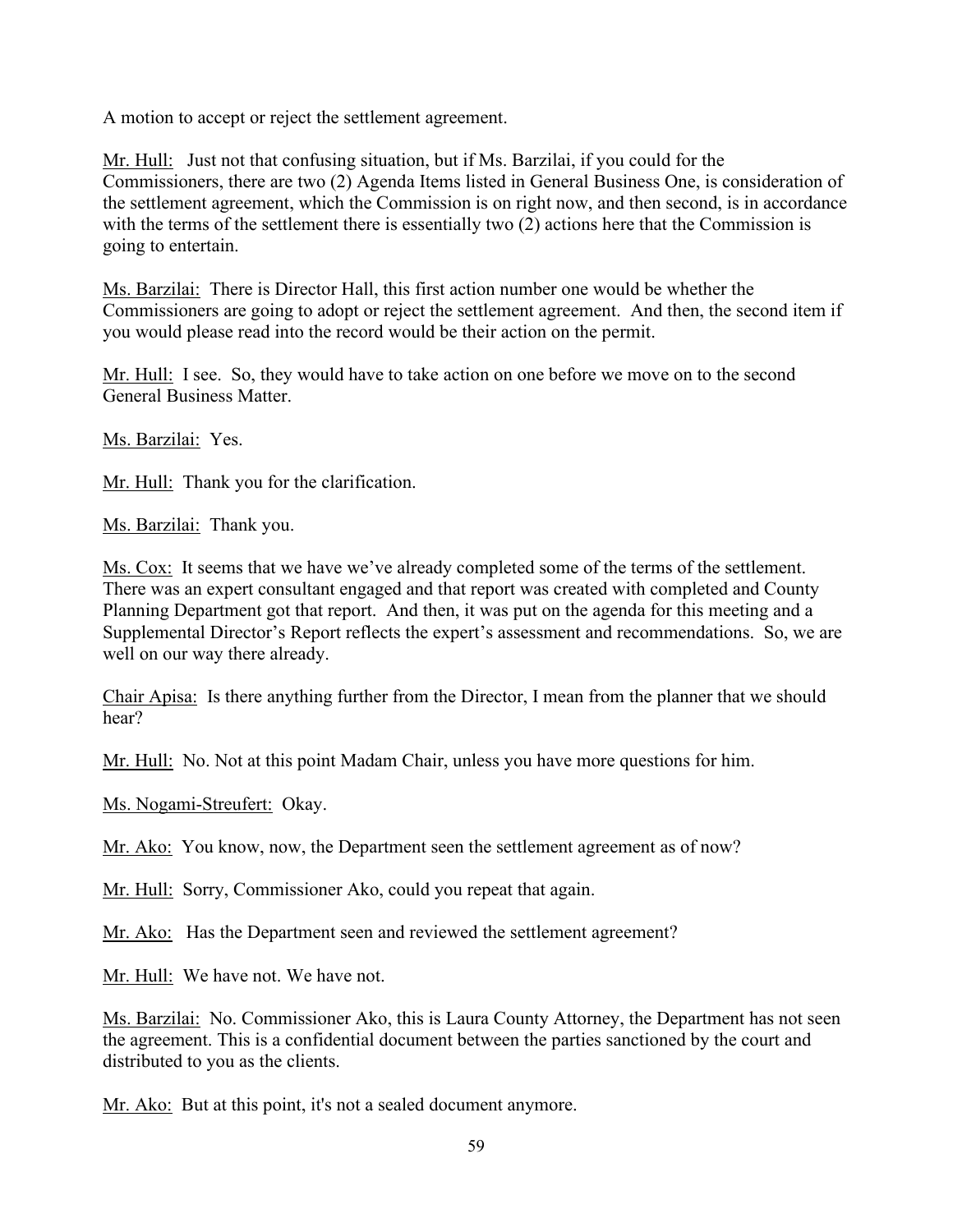A motion to accept or reject the settlement agreement.

Mr. Hull: Just not that confusing situation, but if Ms. Barzilai, if you could for the Commissioners, there are two (2) Agenda Items listed in General Business One, is consideration of the settlement agreement, which the Commission is on right now, and then second, is in accordance with the terms of the settlement there is essentially two (2) actions here that the Commission is going to entertain.

Ms. Barzilai: There is Director Hall, this first action number one would be whether the Commissioners are going to adopt or reject the settlement agreement. And then, the second item if you would please read into the record would be their action on the permit.

Mr. Hull: I see. So, they would have to take action on one before we move on to the second General Business Matter.

Ms. Barzilai: Yes.

Mr. Hull: Thank you for the clarification.

Ms. Barzilai: Thank you.

Ms. Cox: It seems that we have we've already completed some of the terms of the settlement. There was an expert consultant engaged and that report was created with completed and County Planning Department got that report. And then, it was put on the agenda for this meeting and a Supplemental Director's Report reflects the expert's assessment and recommendations. So, we are well on our way there already.

Chair Apisa: Is there anything further from the Director, I mean from the planner that we should hear?

Mr. Hull: No. Not at this point Madam Chair, unless you have more questions for him.

Ms. Nogami-Streufert: Okay.

Mr. Ako: You know, now, the Department seen the settlement agreement as of now?

Mr. Hull: Sorry, Commissioner Ako, could you repeat that again.

Mr. Ako: Has the Department seen and reviewed the settlement agreement?

Mr. Hull: We have not. We have not.

Ms. Barzilai: No. Commissioner Ako, this is Laura County Attorney, the Department has not seen the agreement. This is a confidential document between the parties sanctioned by the court and distributed to you as the clients.

Mr. Ako: But at this point, it's not a sealed document anymore.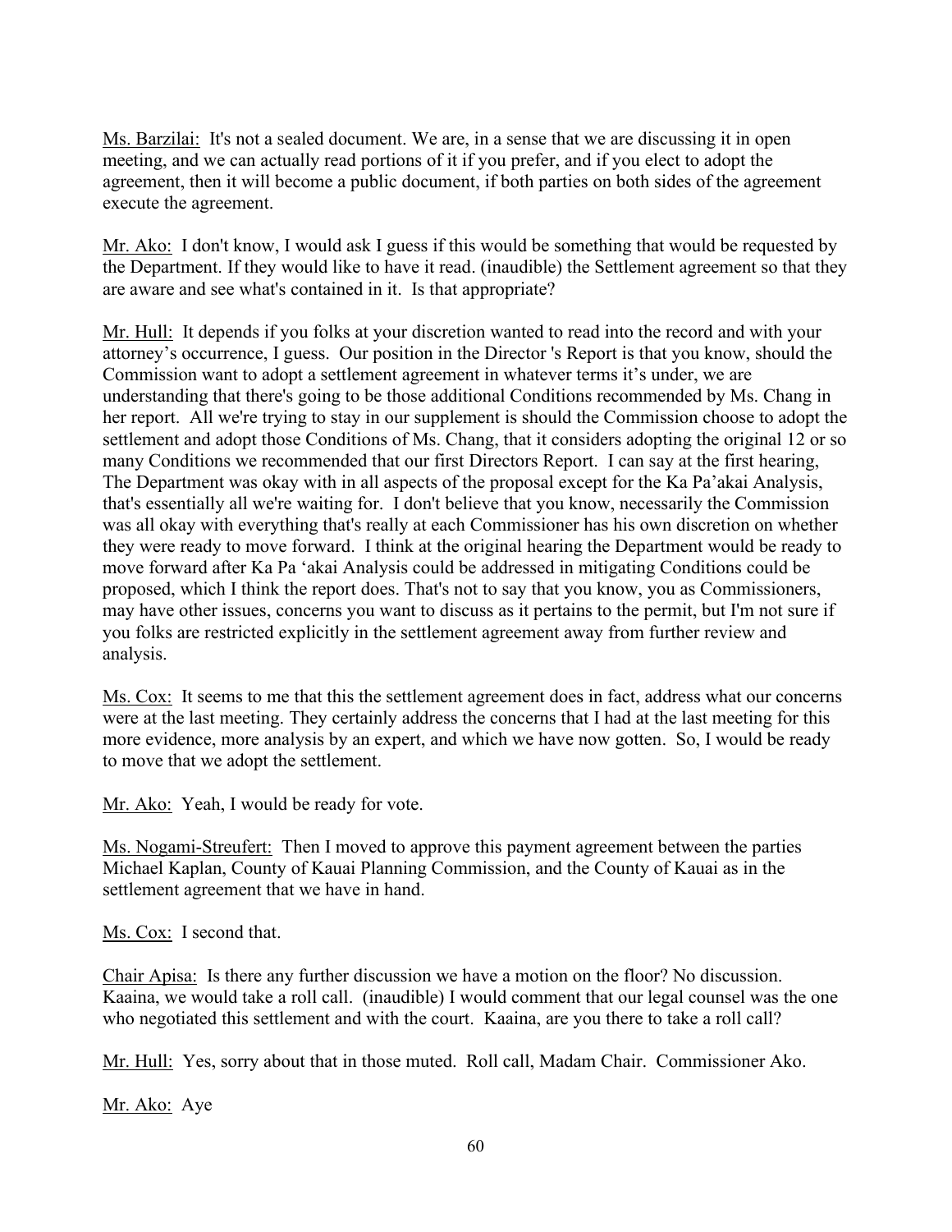Ms. Barzilai: It's not a sealed document. We are, in a sense that we are discussing it in open meeting, and we can actually read portions of it if you prefer, and if you elect to adopt the agreement, then it will become a public document, if both parties on both sides of the agreement execute the agreement.

Mr. Ako: I don't know, I would ask I guess if this would be something that would be requested by the Department. If they would like to have it read. (inaudible) the Settlement agreement so that they are aware and see what's contained in it. Is that appropriate?

Mr. Hull: It depends if you folks at your discretion wanted to read into the record and with your attorney's occurrence, I guess. Our position in the Director 's Report is that you know, should the Commission want to adopt a settlement agreement in whatever terms it's under, we are understanding that there's going to be those additional Conditions recommended by Ms. Chang in her report. All we're trying to stay in our supplement is should the Commission choose to adopt the settlement and adopt those Conditions of Ms. Chang, that it considers adopting the original 12 or so many Conditions we recommended that our first Directors Report. I can say at the first hearing, The Department was okay with in all aspects of the proposal except for the Ka Pa'akai Analysis, that's essentially all we're waiting for. I don't believe that you know, necessarily the Commission was all okay with everything that's really at each Commissioner has his own discretion on whether they were ready to move forward. I think at the original hearing the Department would be ready to move forward after Ka Pa 'akai Analysis could be addressed in mitigating Conditions could be proposed, which I think the report does. That's not to say that you know, you as Commissioners, may have other issues, concerns you want to discuss as it pertains to the permit, but I'm not sure if you folks are restricted explicitly in the settlement agreement away from further review and analysis.

Ms. Cox: It seems to me that this the settlement agreement does in fact, address what our concerns were at the last meeting. They certainly address the concerns that I had at the last meeting for this more evidence, more analysis by an expert, and which we have now gotten. So, I would be ready to move that we adopt the settlement.

Mr. Ako: Yeah, I would be ready for vote.

Ms. Nogami-Streufert: Then I moved to approve this payment agreement between the parties Michael Kaplan, County of Kauai Planning Commission, and the County of Kauai as in the settlement agreement that we have in hand.

Ms. Cox: I second that.

Chair Apisa: Is there any further discussion we have a motion on the floor? No discussion. Kaaina, we would take a roll call. (inaudible) I would comment that our legal counsel was the one who negotiated this settlement and with the court. Kaaina, are you there to take a roll call?

Mr. Hull: Yes, sorry about that in those muted. Roll call, Madam Chair. Commissioner Ako.

Mr. Ako: Aye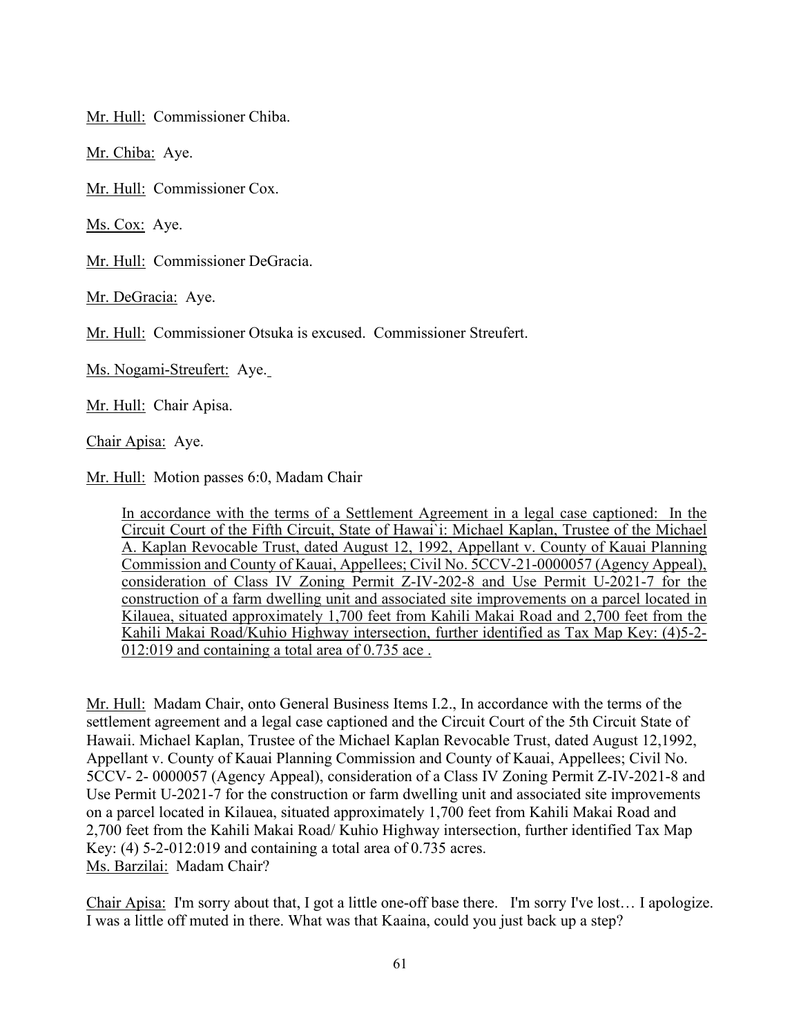Mr. Hull: Commissioner Chiba.

Mr. Chiba: Aye.

Mr. Hull: Commissioner Cox.

Ms. Cox: Aye.

Mr. Hull: Commissioner DeGracia.

Mr. DeGracia: Aye.

Mr. Hull: Commissioner Otsuka is excused. Commissioner Streufert.

Ms. Nogami-Streufert: Aye.

Mr. Hull: Chair Apisa.

Chair Apisa: Aye.

Mr. Hull: Motion passes 6:0, Madam Chair

> In accordance with the terms of a Settlement Agreement in a legal case captioned: In the Circuit Court of the Fifth Circuit, State of Hawai`i: Michael Kaplan, Trustee of the Michael A. Kaplan Revocable Trust, dated August 12, 1992, Appellant v. County of Kauai Planning Commission and County of Kauai, Appellees; Civil No. 5CCV-21-0000057 (Agency Appeal), consideration of Class IV Zoning Permit Z-IV-202-8 and Use Permit U-2021-7 for the construction of a farm dwelling unit and associated site improvements on a parcel located in Kilauea, situated approximately 1,700 feet from Kahili Makai Road and 2,700 feet from the Kahili Makai Road/Kuhio Highway intersection, further identified as Tax Map Key: (4)5-2-012:019 and containing a total area of 0.735 ace .

Mr. Hull: Madam Chair, onto General Business Items I.2., In accordance with the terms of the settlement agreement and a legal case captioned and the Circuit Court of the 5th Circuit State of Hawaii. Michael Kaplan, Trustee of the Michael Kaplan Revocable Trust, dated August 12,1992, Appellant v. County of Kauai Planning Commission and County of Kauai, Appellees; Civil No. 5CCV- 2- 0000057 (Agency Appeal), consideration of a Class IV Zoning Permit Z-IV-2021-8 and Use Permit U-2021-7 for the construction or farm dwelling unit and associated site improvements on a parcel located in Kilauea, situated approximately 1,700 feet from Kahili Makai Road and 2,700 feet from the Kahili Makai Road/ Kuhio Highway intersection, further identified Tax Map Key: (4) 5-2-012:019 and containing a total area of 0.735 acres.
Ms. Barzilai: Madam Chair?

Chair Apisa: I'm sorry about that, I got a little one-off base there. I'm sorry I've lost… I apologize. I was a little off muted in there. What was that Kaaina, could you just back up a step?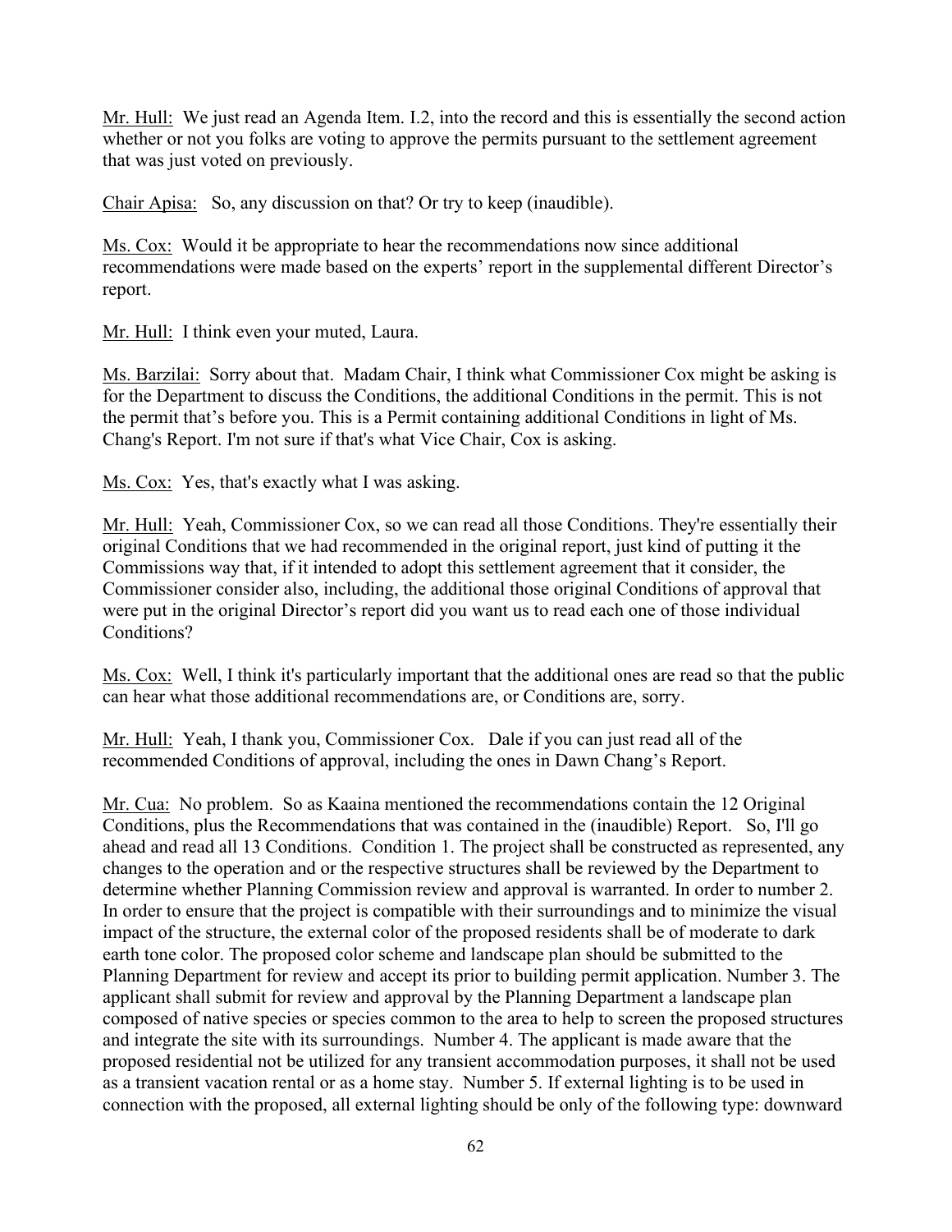Mr. Hull: We just read an Agenda Item. I.2, into the record and this is essentially the second action whether or not you folks are voting to approve the permits pursuant to the settlement agreement that was just voted on previously.

Chair Apisa: So, any discussion on that? Or try to keep (inaudible).

Ms. Cox: Would it be appropriate to hear the recommendations now since additional recommendations were made based on the experts' report in the supplemental different Director's report.

Mr. Hull: I think even your muted, Laura.

Ms. Barzilai: Sorry about that. Madam Chair, I think what Commissioner Cox might be asking is for the Department to discuss the Conditions, the additional Conditions in the permit. This is not the permit that's before you. This is a Permit containing additional Conditions in light of Ms. Chang's Report. I'm not sure if that's what Vice Chair, Cox is asking.

Ms. Cox: Yes, that's exactly what I was asking.

Mr. Hull: Yeah, Commissioner Cox, so we can read all those Conditions. They're essentially their original Conditions that we had recommended in the original report, just kind of putting it the Commissions way that, if it intended to adopt this settlement agreement that it consider, the Commissioner consider also, including, the additional those original Conditions of approval that were put in the original Director's report did you want us to read each one of those individual Conditions?

Ms. Cox: Well, I think it's particularly important that the additional ones are read so that the public can hear what those additional recommendations are, or Conditions are, sorry.

Mr. Hull: Yeah, I thank you, Commissioner Cox. Dale if you can just read all of the recommended Conditions of approval, including the ones in Dawn Chang's Report.

Mr. Cua: No problem. So as Kaaina mentioned the recommendations contain the 12 Original Conditions, plus the Recommendations that was contained in the (inaudible) Report. So, I'll go ahead and read all 13 Conditions. Condition 1. The project shall be constructed as represented, any changes to the operation and or the respective structures shall be reviewed by the Department to determine whether Planning Commission review and approval is warranted. In order to number 2. In order to ensure that the project is compatible with their surroundings and to minimize the visual impact of the structure, the external color of the proposed residents shall be of moderate to dark earth tone color. The proposed color scheme and landscape plan should be submitted to the Planning Department for review and accept its prior to building permit application. Number 3. The applicant shall submit for review and approval by the Planning Department a landscape plan composed of native species or species common to the area to help to screen the proposed structures and integrate the site with its surroundings. Number 4. The applicant is made aware that the proposed residential not be utilized for any transient accommodation purposes, it shall not be used as a transient vacation rental or as a home stay. Number 5. If external lighting is to be used in connection with the proposed, all external lighting should be only of the following type: downward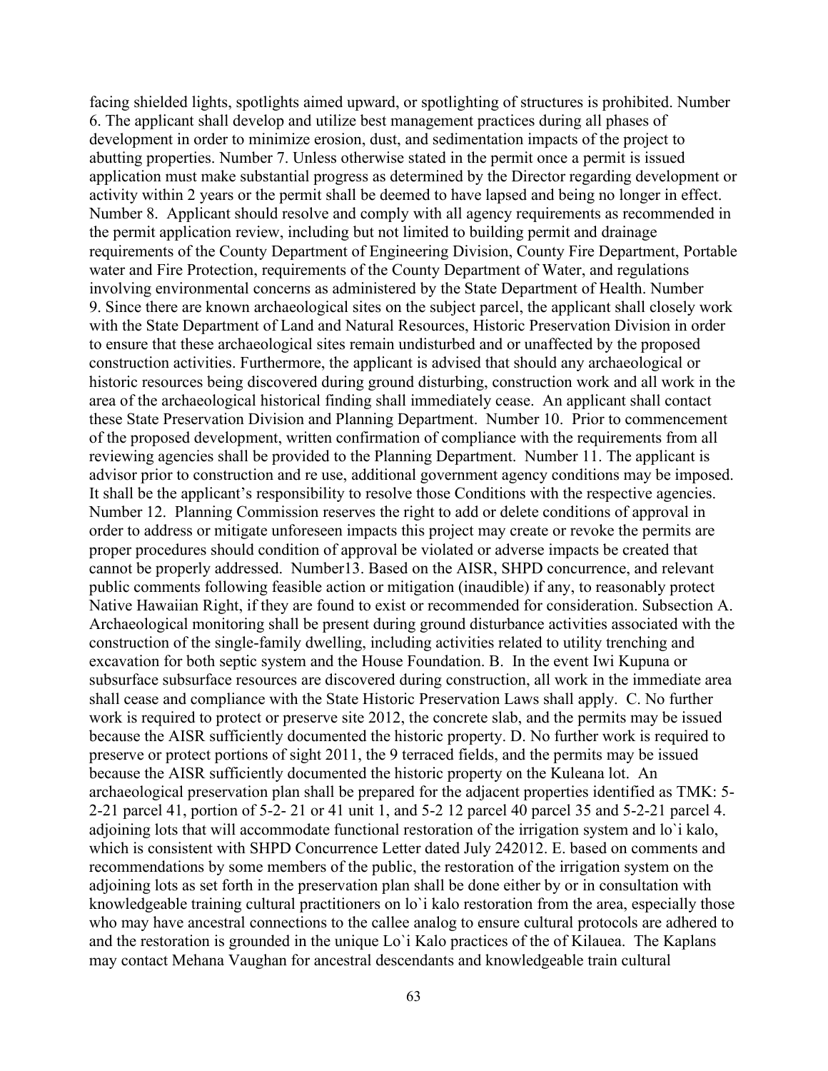facing shielded lights, spotlights aimed upward, or spotlighting of structures is prohibited. Number 6. The applicant shall develop and utilize best management practices during all phases of development in order to minimize erosion, dust, and sedimentation impacts of the project to abutting properties. Number 7. Unless otherwise stated in the permit once a permit is issued application must make substantial progress as determined by the Director regarding development or activity within 2 years or the permit shall be deemed to have lapsed and being no longer in effect. Number 8. Applicant should resolve and comply with all agency requirements as recommended in the permit application review, including but not limited to building permit and drainage requirements of the County Department of Engineering Division, County Fire Department, Portable water and Fire Protection, requirements of the County Department of Water, and regulations involving environmental concerns as administered by the State Department of Health. Number 9. Since there are known archaeological sites on the subject parcel, the applicant shall closely work with the State Department of Land and Natural Resources, Historic Preservation Division in order to ensure that these archaeological sites remain undisturbed and or unaffected by the proposed construction activities. Furthermore, the applicant is advised that should any archaeological or historic resources being discovered during ground disturbing, construction work and all work in the area of the archaeological historical finding shall immediately cease. An applicant shall contact these State Preservation Division and Planning Department. Number 10. Prior to commencement of the proposed development, written confirmation of compliance with the requirements from all reviewing agencies shall be provided to the Planning Department. Number 11. The applicant is advisor prior to construction and re use, additional government agency conditions may be imposed. It shall be the applicant's responsibility to resolve those Conditions with the respective agencies. Number 12. Planning Commission reserves the right to add or delete conditions of approval in order to address or mitigate unforeseen impacts this project may create or revoke the permits are proper procedures should condition of approval be violated or adverse impacts be created that cannot be properly addressed. Number13. Based on the AISR, SHPD concurrence, and relevant public comments following feasible action or mitigation (inaudible) if any, to reasonably protect Native Hawaiian Right, if they are found to exist or recommended for consideration. Subsection A. Archaeological monitoring shall be present during ground disturbance activities associated with the construction of the single-family dwelling, including activities related to utility trenching and excavation for both septic system and the House Foundation. B. In the event Iwi Kupuna or subsurface subsurface resources are discovered during construction, all work in the immediate area shall cease and compliance with the State Historic Preservation Laws shall apply. C. No further work is required to protect or preserve site 2012, the concrete slab, and the permits may be issued because the AISR sufficiently documented the historic property. D. No further work is required to preserve or protect portions of sight 2011, the 9 terraced fields, and the permits may be issued because the AISR sufficiently documented the historic property on the Kuleana lot. An archaeological preservation plan shall be prepared for the adjacent properties identified as TMK: 5-2-21 parcel 41, portion of 5-2- 21 or 41 unit 1, and 5-2 12 parcel 40 parcel 35 and 5-2-21 parcel 4. adjoining lots that will accommodate functional restoration of the irrigation system and lo`i kalo, which is consistent with SHPD Concurrence Letter dated July 242012. E. based on comments and recommendations by some members of the public, the restoration of the irrigation system on the adjoining lots as set forth in the preservation plan shall be done either by or in consultation with knowledgeable training cultural practitioners on lo`i kalo restoration from the area, especially those who may have ancestral connections to the callee analog to ensure cultural protocols are adhered to and the restoration is grounded in the unique Lo`i Kalo practices of the of Kilauea. The Kaplans may contact Mehana Vaughan for ancestral descendants and knowledgeable train cultural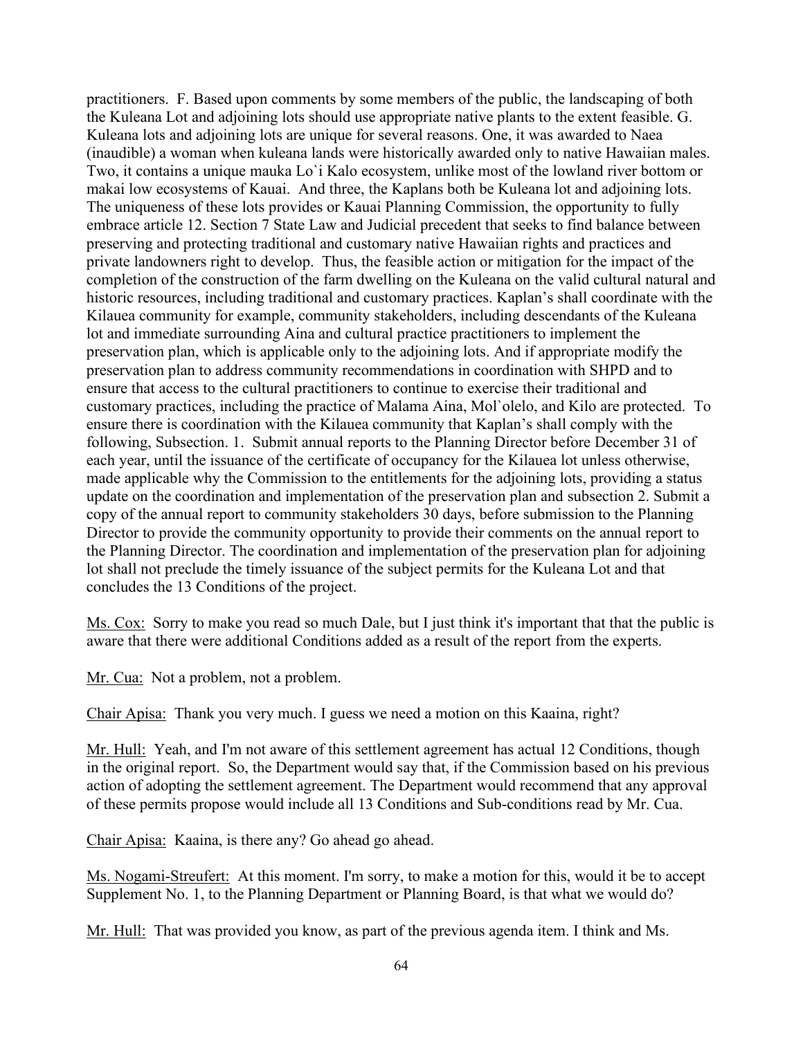practitioners. F. Based upon comments by some members of the public, the landscaping of both the Kuleana Lot and adjoining lots should use appropriate native plants to the extent feasible. G. Kuleana lots and adjoining lots are unique for several reasons. One, it was awarded to Naea (inaudible) a woman when kuleana lands were historically awarded only to native Hawaiian males. Two, it contains a unique mauka Lo`i Kalo ecosystem, unlike most of the lowland river bottom or makai low ecosystems of Kauai. And three, the Kaplans both be Kuleana lot and adjoining lots. The uniqueness of these lots provides or Kauai Planning Commission, the opportunity to fully embrace article 12. Section 7 State Law and Judicial precedent that seeks to find balance between preserving and protecting traditional and customary native Hawaiian rights and practices and private landowners right to develop. Thus, the feasible action or mitigation for the impact of the completion of the construction of the farm dwelling on the Kuleana on the valid cultural natural and historic resources, including traditional and customary practices. Kaplan's shall coordinate with the Kilauea community for example, community stakeholders, including descendants of the Kuleana lot and immediate surrounding Aina and cultural practice practitioners to implement the preservation plan, which is applicable only to the adjoining lots. And if appropriate modify the preservation plan to address community recommendations in coordination with SHPD and to ensure that access to the cultural practitioners to continue to exercise their traditional and customary practices, including the practice of Malama Aina, Mol`olelo, and Kilo are protected. To ensure there is coordination with the Kilauea community that Kaplan's shall comply with the following, Subsection. 1. Submit annual reports to the Planning Director before December 31 of each year, until the issuance of the certificate of occupancy for the Kilauea lot unless otherwise, made applicable why the Commission to the entitlements for the adjoining lots, providing a status update on the coordination and implementation of the preservation plan and subsection 2. Submit a copy of the annual report to community stakeholders 30 days, before submission to the Planning Director to provide the community opportunity to provide their comments on the annual report to the Planning Director. The coordination and implementation of the preservation plan for adjoining lot shall not preclude the timely issuance of the subject permits for the Kuleana Lot and that concludes the 13 Conditions of the project.

Ms. Cox: Sorry to make you read so much Dale, but I just think it's important that that the public is aware that there were additional Conditions added as a result of the report from the experts.

Mr. Cua: Not a problem, not a problem.

Chair Apisa: Thank you very much. I guess we need a motion on this Kaaina, right?

Mr. Hull: Yeah, and I'm not aware of this settlement agreement has actual 12 Conditions, though in the original report. So, the Department would say that, if the Commission based on his previous action of adopting the settlement agreement. The Department would recommend that any approval of these permits propose would include all 13 Conditions and Sub-conditions read by Mr. Cua.

Chair Apisa: Kaaina, is there any? Go ahead go ahead.

Ms. Nogami-Streufert: At this moment. I'm sorry, to make a motion for this, would it be to accept Supplement No. 1, to the Planning Department or Planning Board, is that what we would do?

Mr. Hull: That was provided you know, as part of the previous agenda item. I think and Ms.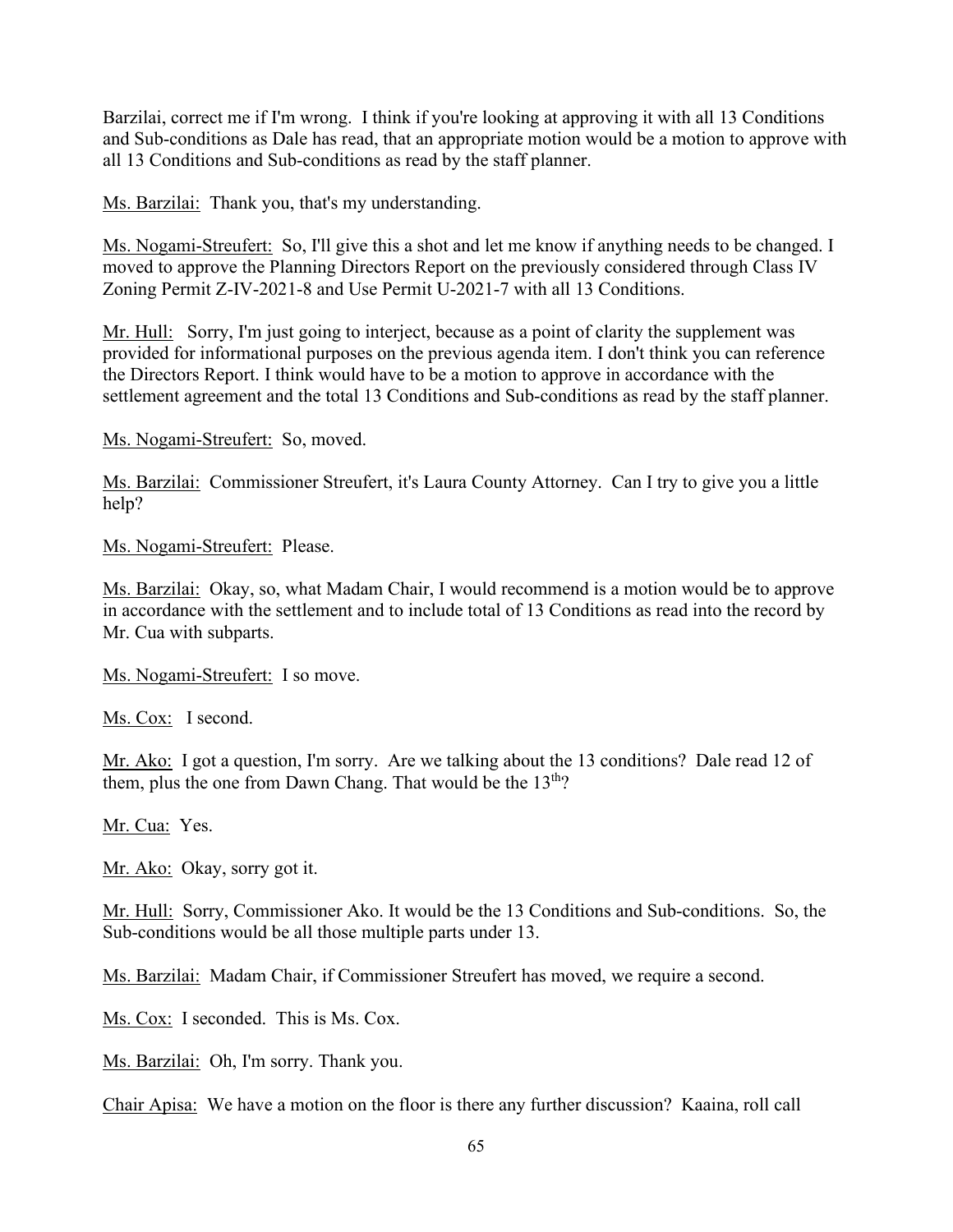Barzilai, correct me if I'm wrong. I think if you're looking at approving it with all 13 Conditions and Sub-conditions as Dale has read, that an appropriate motion would be a motion to approve with all 13 Conditions and Sub-conditions as read by the staff planner.

Ms. Barzilai: Thank you, that's my understanding.

Ms. Nogami-Streufert: So, I'll give this a shot and let me know if anything needs to be changed. I moved to approve the Planning Directors Report on the previously considered through Class IV Zoning Permit Z-IV-2021-8 and Use Permit U-2021-7 with all 13 Conditions.

Mr. Hull: Sorry, I'm just going to interject, because as a point of clarity the supplement was provided for informational purposes on the previous agenda item. I don't think you can reference the Directors Report. I think would have to be a motion to approve in accordance with the settlement agreement and the total 13 Conditions and Sub-conditions as read by the staff planner.

Ms. Nogami-Streufert: So, moved.

Ms. Barzilai: Commissioner Streufert, it's Laura County Attorney. Can I try to give you a little help?

Ms. Nogami-Streufert: Please.

Ms. Barzilai: Okay, so, what Madam Chair, I would recommend is a motion would be to approve in accordance with the settlement and to include total of 13 Conditions as read into the record by Mr. Cua with subparts.

Ms. Nogami-Streufert: I so move.

Ms. Cox: I second.

Mr. Ako: I got a question, I'm sorry. Are we talking about the 13 conditions? Dale read 12 of them, plus the one from Dawn Chang. That would be the 13th?

Mr. Cua: Yes.

Mr. Ako: Okay, sorry got it.

Mr. Hull: Sorry, Commissioner Ako. It would be the 13 Conditions and Sub-conditions. So, the Sub-conditions would be all those multiple parts under 13.

Ms. Barzilai: Madam Chair, if Commissioner Streufert has moved, we require a second.

Ms. Cox: I seconded. This is Ms. Cox.

Ms. Barzilai: Oh, I'm sorry. Thank you.

Chair Apisa: We have a motion on the floor is there any further discussion? Kaaina, roll call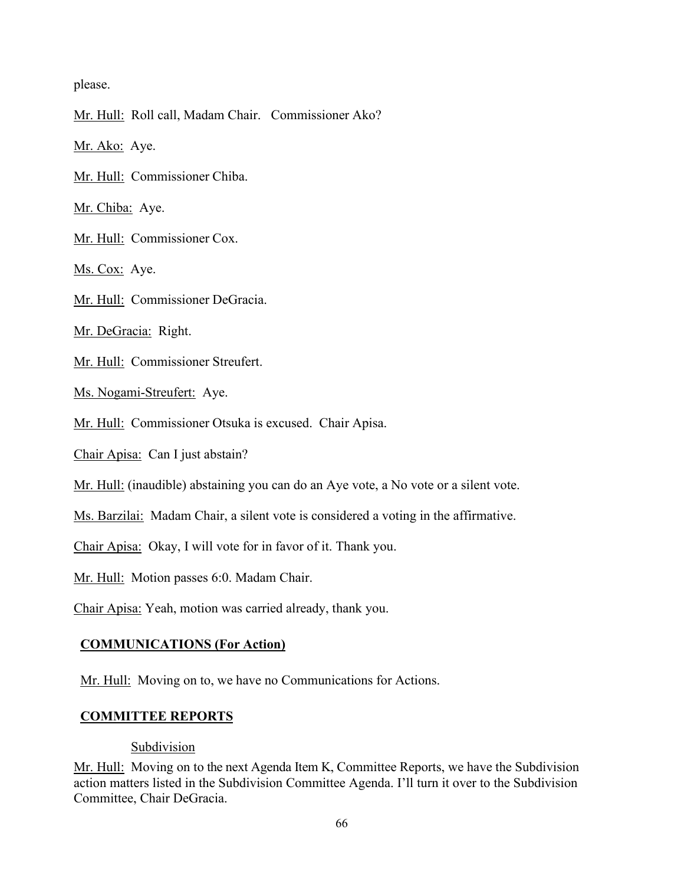please.

Mr. Hull: Roll call, Madam Chair. Commissioner Ako?

Mr. Ako: Aye.

Mr. Hull: Commissioner Chiba.

Mr. Chiba: Aye.

Mr. Hull: Commissioner Cox.

Ms. Cox: Aye.

Mr. Hull: Commissioner DeGracia.

Mr. DeGracia: Right.

Mr. Hull: Commissioner Streufert.

Ms. Nogami-Streufert: Aye.

Mr. Hull: Commissioner Otsuka is excused. Chair Apisa.

Chair Apisa: Can I just abstain?

Mr. Hull: (inaudible) abstaining you can do an Aye vote, a No vote or a silent vote.

Ms. Barzilai: Madam Chair, a silent vote is considered a voting in the affirmative.

Chair Apisa: Okay, I will vote for in favor of it. Thank you.

Mr. Hull: Motion passes 6:0. Madam Chair.

Chair Apisa: Yeah, motion was carried already, thank you.

## COMMUNICATIONS (For Action)

Mr. Hull: Moving on to, we have no Communications for Actions.

## COMMITTEE REPORTS

### Subdivision

Mr. Hull: Moving on to the next Agenda Item K, Committee Reports, we have the Subdivision action matters listed in the Subdivision Committee Agenda. I'll turn it over to the Subdivision Committee, Chair DeGracia.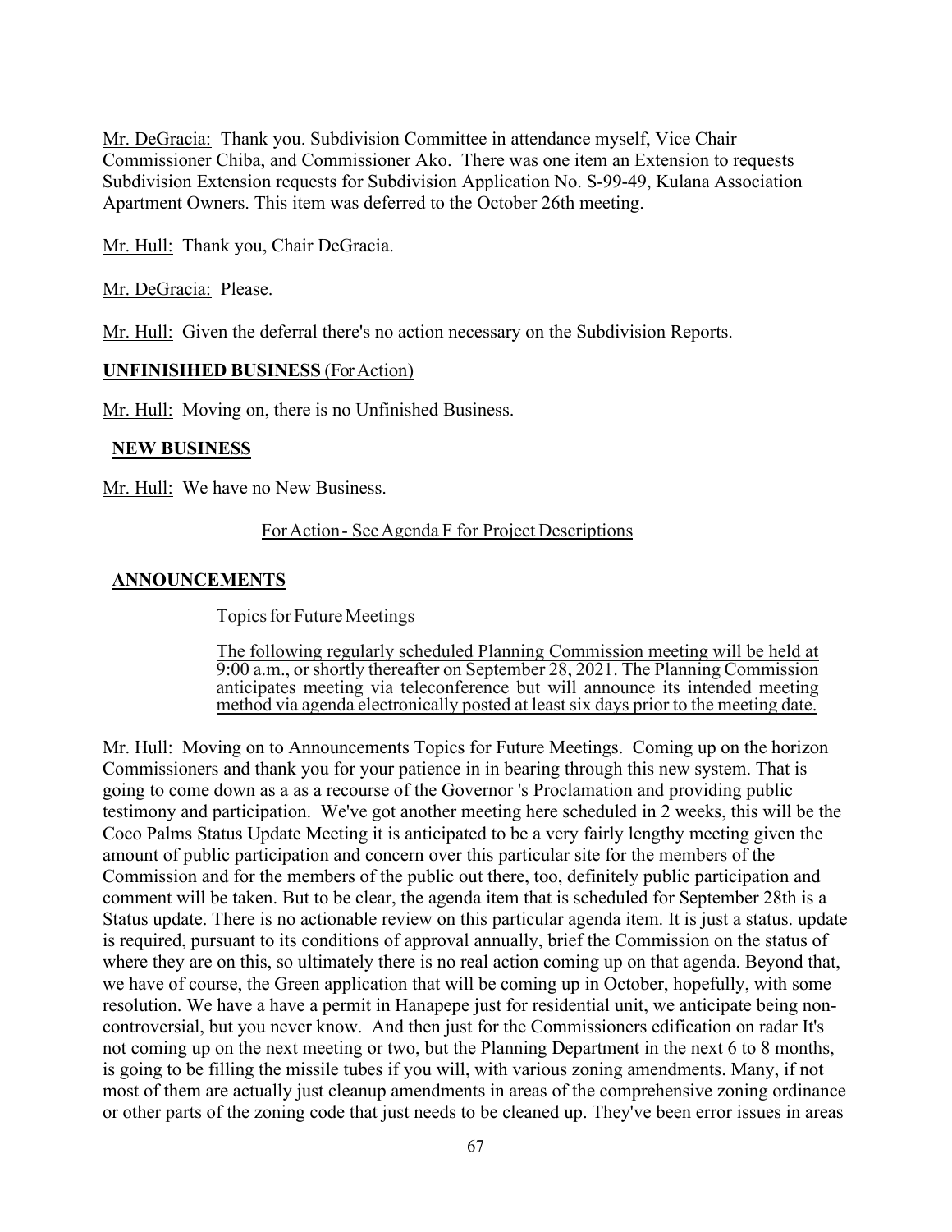Mr. DeGracia: Thank you. Subdivision Committee in attendance myself, Vice Chair Commissioner Chiba, and Commissioner Ako. There was one item an Extension to requests Subdivision Extension requests for Subdivision Application No. S-99-49, Kulana Association Apartment Owners. This item was deferred to the October 26th meeting.

Mr. Hull: Thank you, Chair DeGracia.

Mr. DeGracia: Please.

Mr. Hull: Given the deferral there's no action necessary on the Subdivision Reports.

**UNFINISIHED BUSINESS** (For Action)

Mr. Hull: Moving on, there is no Unfinished Business.

**NEW BUSINESS**

Mr. Hull: We have no New Business.

For Action - See Agenda F for Project Descriptions

**ANNOUNCEMENTS**

Topics for Future Meetings

The following regularly scheduled Planning Commission meeting will be held at 9:00 a.m., or shortly thereafter on September 28, 2021. The Planning Commission anticipates meeting via teleconference but will announce its intended meeting method via agenda electronically posted at least six days prior to the meeting date.

Mr. Hull: Moving on to Announcements Topics for Future Meetings. Coming up on the horizon Commissioners and thank you for your patience in in bearing through this new system. That is going to come down as a as a recourse of the Governor 's Proclamation and providing public testimony and participation. We've got another meeting here scheduled in 2 weeks, this will be the Coco Palms Status Update Meeting it is anticipated to be a very fairly lengthy meeting given the amount of public participation and concern over this particular site for the members of the Commission and for the members of the public out there, too, definitely public participation and comment will be taken. But to be clear, the agenda item that is scheduled for September 28th is a Status update. There is no actionable review on this particular agenda item. It is just a status. update is required, pursuant to its conditions of approval annually, brief the Commission on the status of where they are on this, so ultimately there is no real action coming up on that agenda. Beyond that, we have of course, the Green application that will be coming up in October, hopefully, with some resolution. We have a have a permit in Hanapepe just for residential unit, we anticipate being non-controversial, but you never know. And then just for the Commissioners edification on radar It's not coming up on the next meeting or two, but the Planning Department in the next 6 to 8 months, is going to be filling the missile tubes if you will, with various zoning amendments. Many, if not most of them are actually just cleanup amendments in areas of the comprehensive zoning ordinance or other parts of the zoning code that just needs to be cleaned up. They've been error issues in areas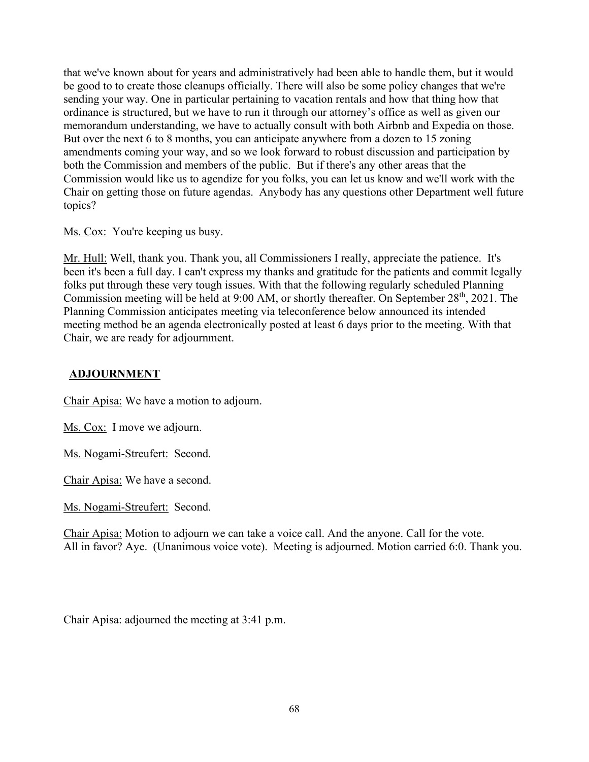that we've known about for years and administratively had been able to handle them, but it would be good to to create those cleanups officially. There will also be some policy changes that we're sending your way. One in particular pertaining to vacation rentals and how that thing how that ordinance is structured, but we have to run it through our attorney's office as well as given our memorandum understanding, we have to actually consult with both Airbnb and Expedia on those. But over the next 6 to 8 months, you can anticipate anywhere from a dozen to 15 zoning amendments coming your way, and so we look forward to robust discussion and participation by both the Commission and members of the public. But if there's any other areas that the Commission would like us to agendize for you folks, you can let us know and we'll work with the Chair on getting those on future agendas. Anybody has any questions other Department well future topics?

Ms. Cox: You're keeping us busy.

Mr. Hull: Well, thank you. Thank you, all Commissioners I really, appreciate the patience. It's been it's been a full day. I can't express my thanks and gratitude for the patients and commit legally folks put through these very tough issues. With that the following regularly scheduled Planning Commission meeting will be held at 9:00 AM, or shortly thereafter. On September 28th, 2021. The Planning Commission anticipates meeting via teleconference below announced its intended meeting method be an agenda electronically posted at least 6 days prior to the meeting. With that Chair, we are ready for adjournment.

## ADJOURNMENT

Chair Apisa: We have a motion to adjourn.

Ms. Cox: I move we adjourn.

Ms. Nogami-Streufert: Second.

Chair Apisa: We have a second.

Ms. Nogami-Streufert: Second.

Chair Apisa: Motion to adjourn we can take a voice call. And the anyone. Call for the vote. All in favor? Aye. (Unanimous voice vote). Meeting is adjourned. Motion carried 6:0. Thank you.

Chair Apisa: adjourned the meeting at 3:41 p.m.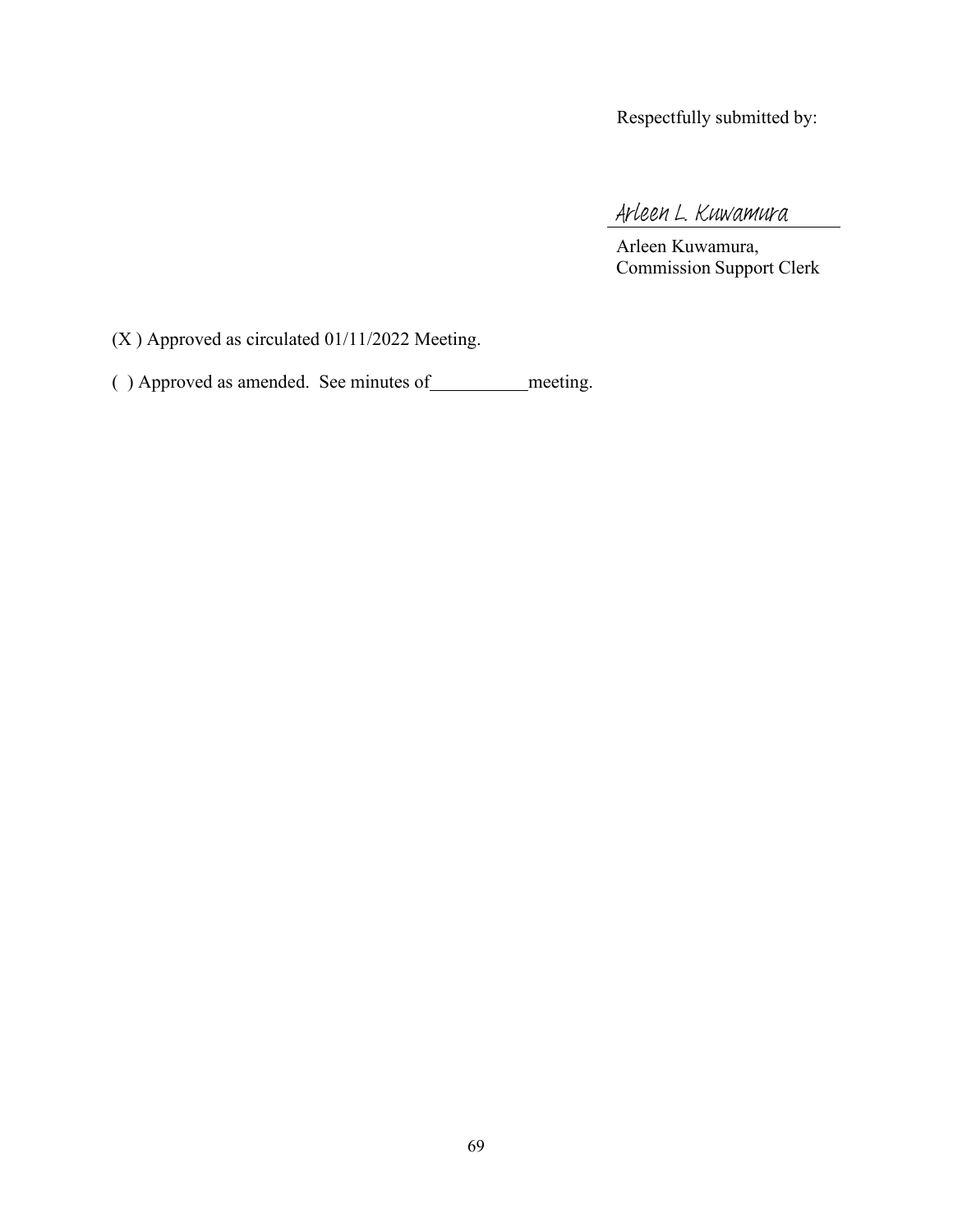Respectfully submitted by:

Arleen L. Kuwamura

Arleen Kuwamura,
Commission Support Clerk

(X ) Approved as circulated 01/11/2022 Meeting.

( ) Approved as amended. See minutes of\_\_\_\_\_\_\_\_\_\_\_meeting.